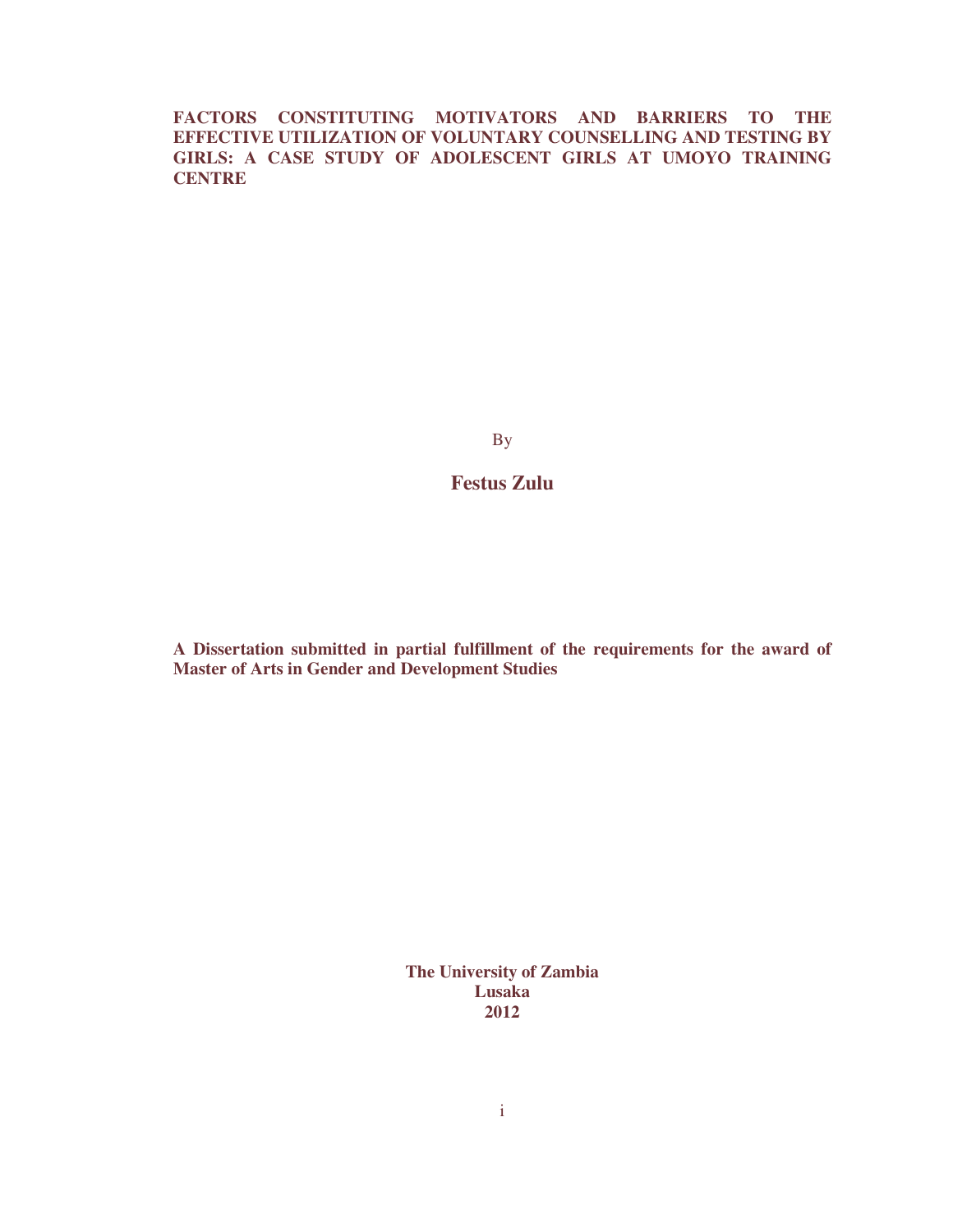# FACTORS CONSTITUTING MOTIVATORS AND BARRIERS TO THE EFFECTIVE UTILIZATION OF VOLUNTARY COUNSELLING AND TESTING BY GIRLS: A CASE STUDY OF ADOLESCENT GIRLS AT UMOYO TRAINING CENTRE

By

**Festus Zulu**

**A Dissertation submitted in partial fulfillment of the requirements for the award of Master of Arts in Gender and Development Studies**

**The University of Zambia**
**Lusaka**
**2012**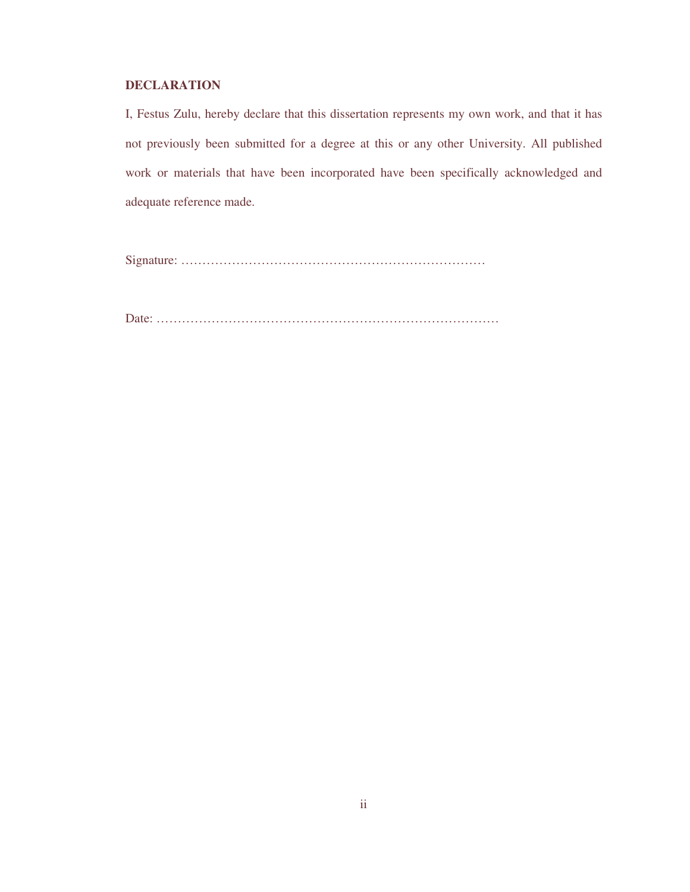**DECLARATION**

I, Festus Zulu, hereby declare that this dissertation represents my own work, and that it has not previously been submitted for a degree at this or any other University. All published work or materials that have been incorporated have been specifically acknowledged and adequate reference made.

Signature: ……………………………………………………………………

Date: ……………………………………………………………………………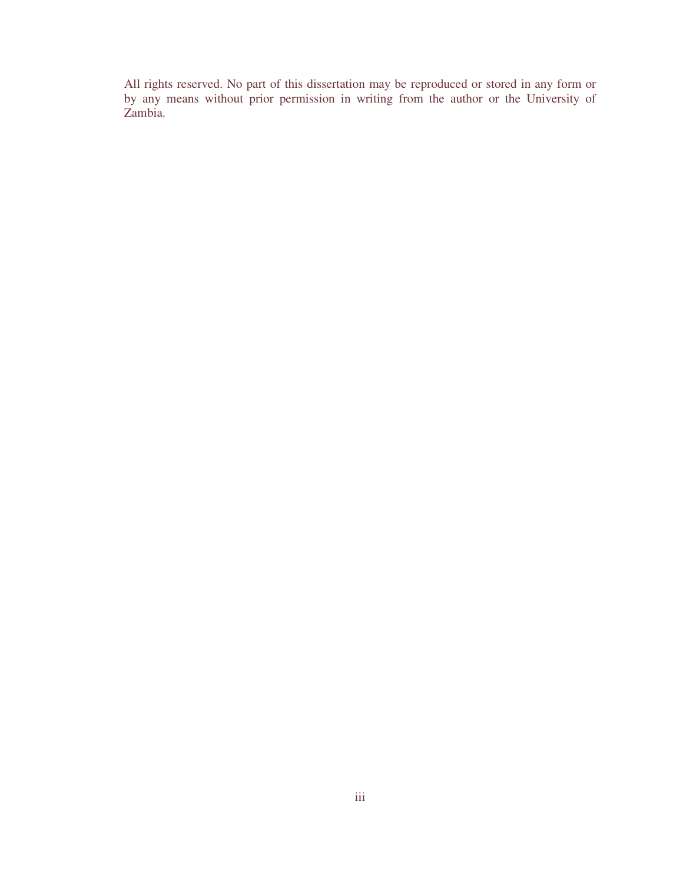All rights reserved. No part of this dissertation may be reproduced or stored in any form or by any means without prior permission in writing from the author or the University of Zambia.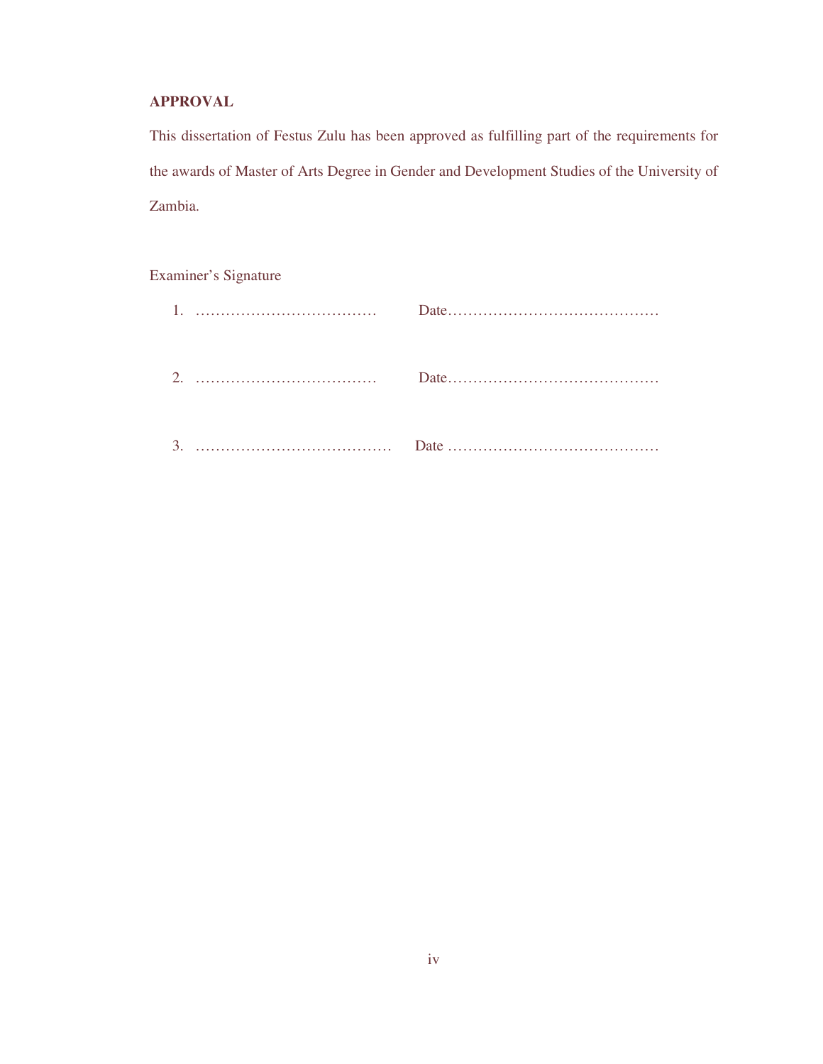**APPROVAL**

This dissertation of Festus Zulu has been approved as fulfilling part of the requirements for the awards of Master of Arts Degree in Gender and Development Studies of the University of Zambia.

Examiner's Signature

1. ……………………………… Date……………………………………

2. ……………………………… Date……………………………………

3. ………………………………… Date ……………………………………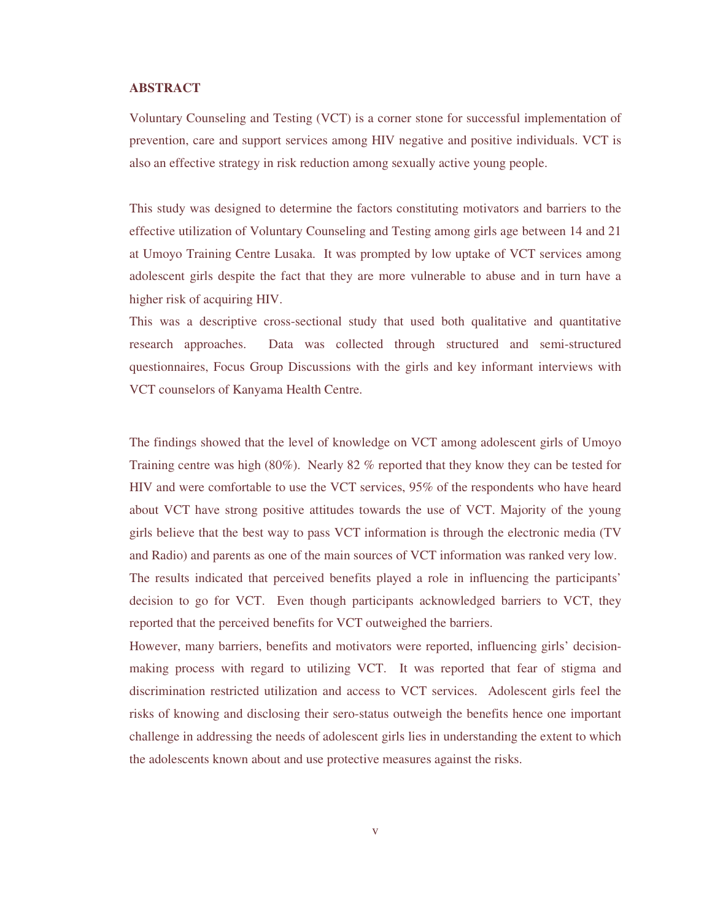**ABSTRACT**

Voluntary Counseling and Testing (VCT) is a corner stone for successful implementation of prevention, care and support services among HIV negative and positive individuals. VCT is also an effective strategy in risk reduction among sexually active young people.

This study was designed to determine the factors constituting motivators and barriers to the effective utilization of Voluntary Counseling and Testing among girls age between 14 and 21 at Umoyo Training Centre Lusaka. It was prompted by low uptake of VCT services among adolescent girls despite the fact that they are more vulnerable to abuse and in turn have a higher risk of acquiring HIV.

This was a descriptive cross-sectional study that used both qualitative and quantitative research approaches. Data was collected through structured and semi-structured questionnaires, Focus Group Discussions with the girls and key informant interviews with VCT counselors of Kanyama Health Centre.

The findings showed that the level of knowledge on VCT among adolescent girls of Umoyo Training centre was high (80%). Nearly 82 % reported that they know they can be tested for HIV and were comfortable to use the VCT services, 95% of the respondents who have heard about VCT have strong positive attitudes towards the use of VCT. Majority of the young girls believe that the best way to pass VCT information is through the electronic media (TV and Radio) and parents as one of the main sources of VCT information was ranked very low. The results indicated that perceived benefits played a role in influencing the participants' decision to go for VCT. Even though participants acknowledged barriers to VCT, they reported that the perceived benefits for VCT outweighed the barriers.

However, many barriers, benefits and motivators were reported, influencing girls' decision-making process with regard to utilizing VCT. It was reported that fear of stigma and discrimination restricted utilization and access to VCT services. Adolescent girls feel the risks of knowing and disclosing their sero-status outweigh the benefits hence one important challenge in addressing the needs of adolescent girls lies in understanding the extent to which the adolescents known about and use protective measures against the risks.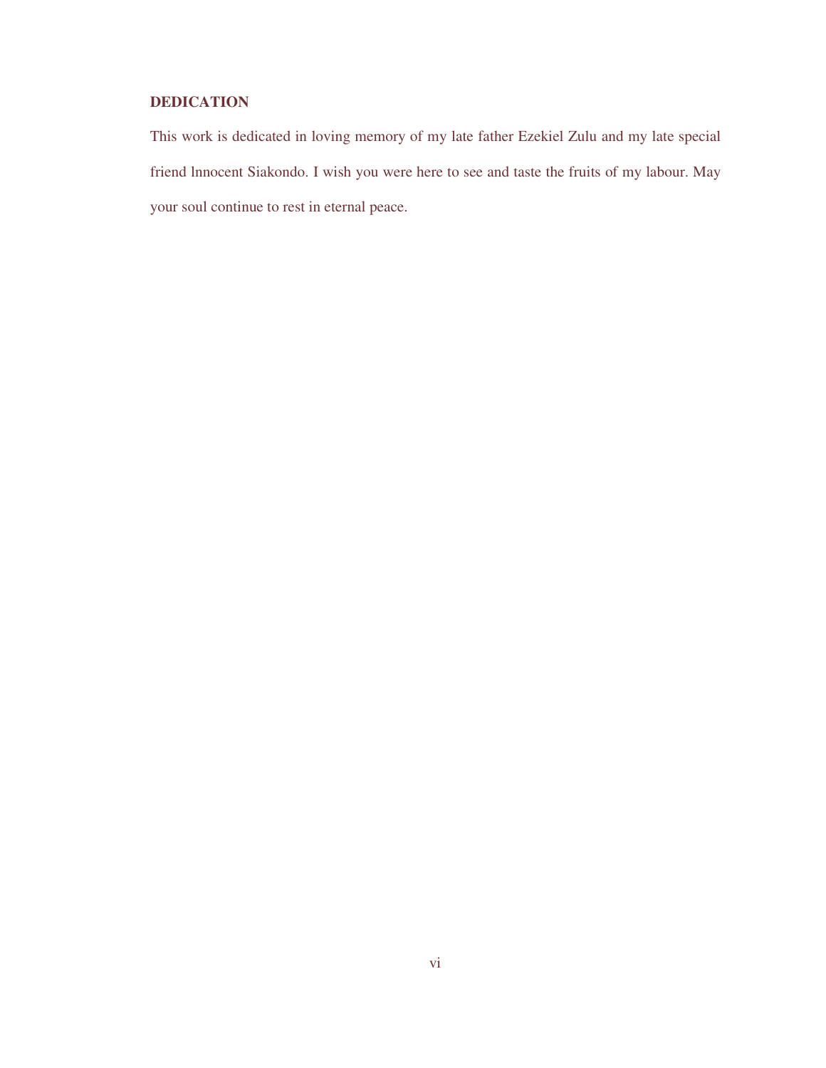## DEDICATION

This work is dedicated in loving memory of my late father Ezekiel Zulu and my late special friend lnnocent Siakondo. I wish you were here to see and taste the fruits of my labour. May your soul continue to rest in eternal peace.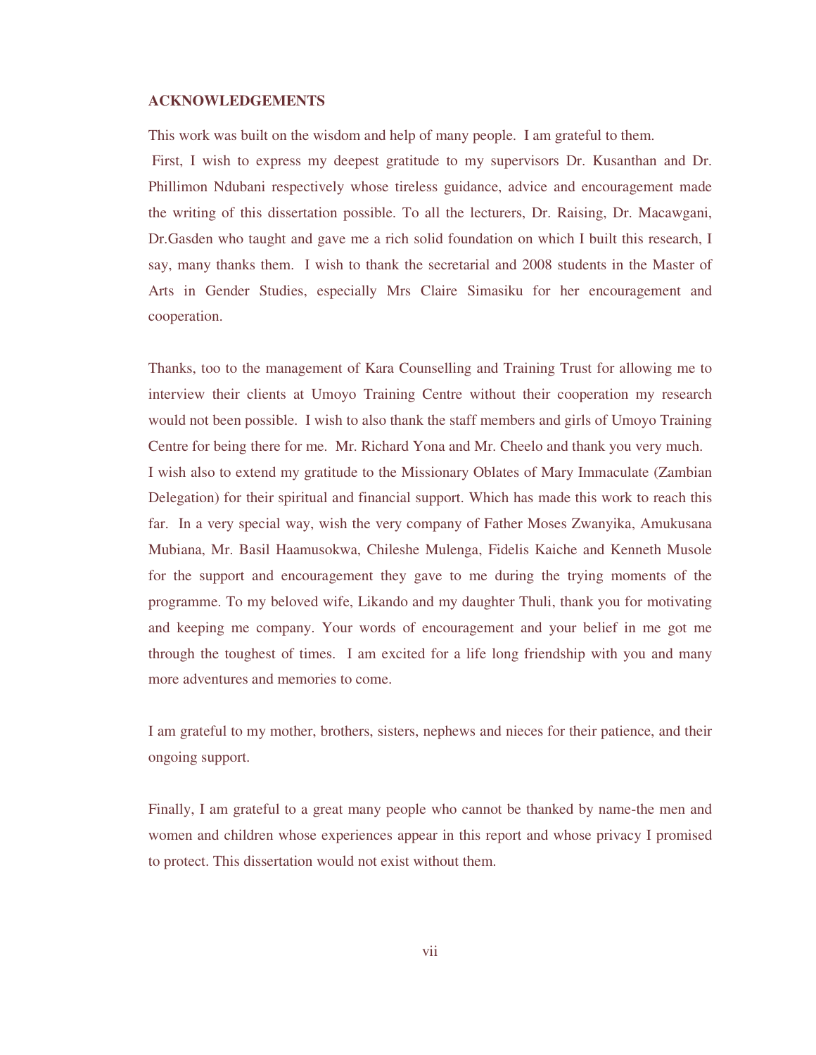**ACKNOWLEDGEMENTS**

This work was built on the wisdom and help of many people. I am grateful to them.

First, I wish to express my deepest gratitude to my supervisors Dr. Kusanthan and Dr. Phillimon Ndubani respectively whose tireless guidance, advice and encouragement made the writing of this dissertation possible. To all the lecturers, Dr. Raising, Dr. Macawgani, Dr.Gasden who taught and gave me a rich solid foundation on which I built this research, I say, many thanks them. I wish to thank the secretarial and 2008 students in the Master of Arts in Gender Studies, especially Mrs Claire Simasiku for her encouragement and cooperation.

Thanks, too to the management of Kara Counselling and Training Trust for allowing me to interview their clients at Umoyo Training Centre without their cooperation my research would not been possible. I wish to also thank the staff members and girls of Umoyo Training Centre for being there for me. Mr. Richard Yona and Mr. Cheelo and thank you very much.

I wish also to extend my gratitude to the Missionary Oblates of Mary Immaculate (Zambian Delegation) for their spiritual and financial support. Which has made this work to reach this far. In a very special way, wish the very company of Father Moses Zwanyika, Amukusana Mubiana, Mr. Basil Haamusokwa, Chileshe Mulenga, Fidelis Kaiche and Kenneth Musole for the support and encouragement they gave to me during the trying moments of the programme. To my beloved wife, Likando and my daughter Thuli, thank you for motivating and keeping me company. Your words of encouragement and your belief in me got me through the toughest of times. I am excited for a life long friendship with you and many more adventures and memories to come.

I am grateful to my mother, brothers, sisters, nephews and nieces for their patience, and their ongoing support.

Finally, I am grateful to a great many people who cannot be thanked by name-the men and women and children whose experiences appear in this report and whose privacy I promised to protect. This dissertation would not exist without them.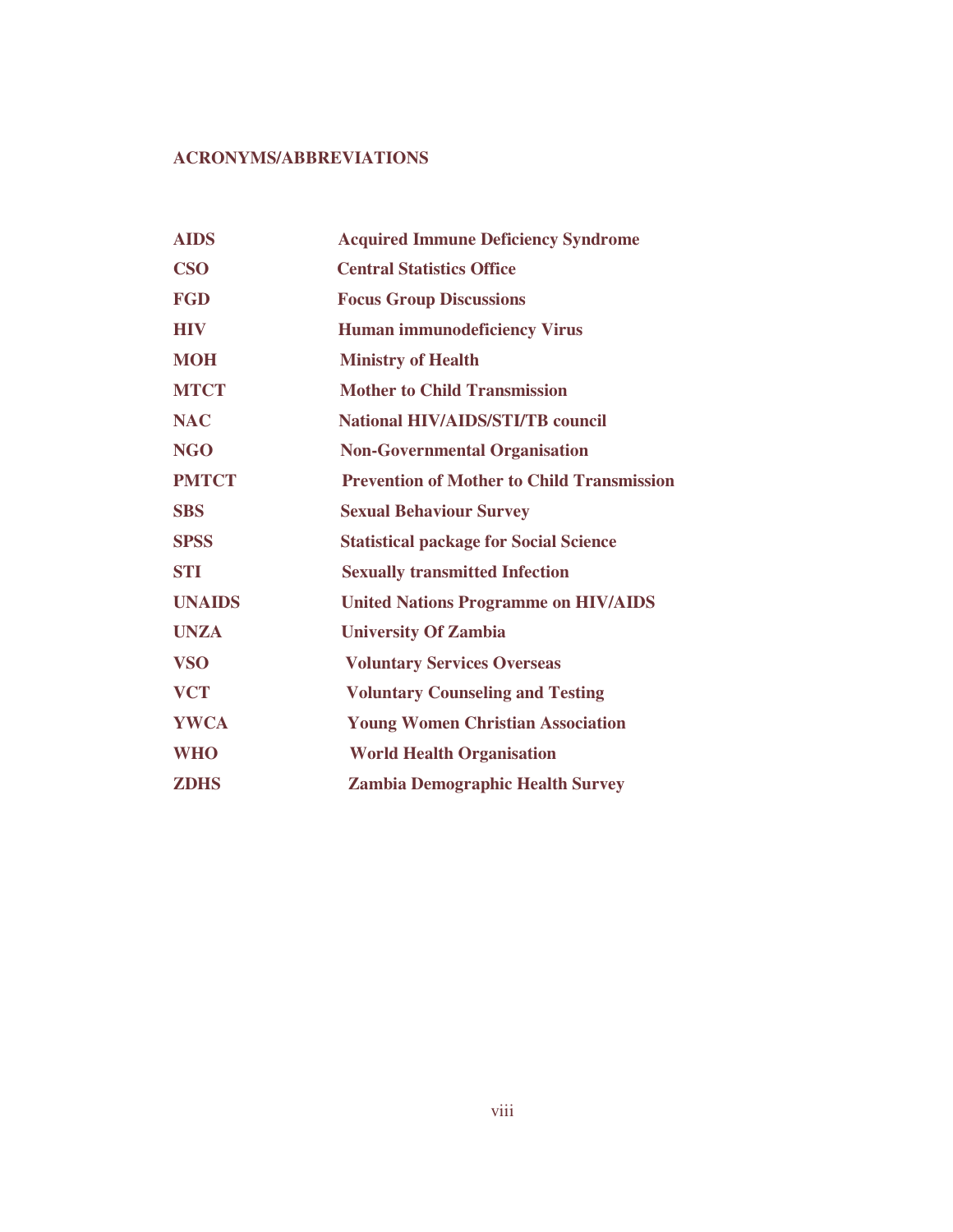## ACRONYMS/ABBREVIATIONS

| | |
|---|---|
| **AIDS** | **Acquired Immune Deficiency Syndrome** |
| **CSO** | **Central Statistics Office** |
| **FGD** | **Focus Group Discussions** |
| **HIV** | **Human immunodeficiency Virus** |
| **MOH** | **Ministry of Health** |
| **MTCT** | **Mother to Child Transmission** |
| **NAC** | **National HIV/AIDS/STI/TB council** |
| **NGO** | **Non-Governmental Organisation** |
| **PMTCT** | **Prevention of Mother to Child Transmission** |
| **SBS** | **Sexual Behaviour Survey** |
| **SPSS** | **Statistical package for Social Science** |
| **STI** | **Sexually transmitted Infection** |
| **UNAIDS** | **United Nations Programme on HIV/AIDS** |
| **UNZA** | **University Of Zambia** |
| **VSO** | **Voluntary Services Overseas** |
| **VCT** | **Voluntary Counseling and Testing** |
| **YWCA** | **Young Women Christian Association** |
| **WHO** | **World Health Organisation** |
| **ZDHS** | **Zambia Demographic Health Survey** |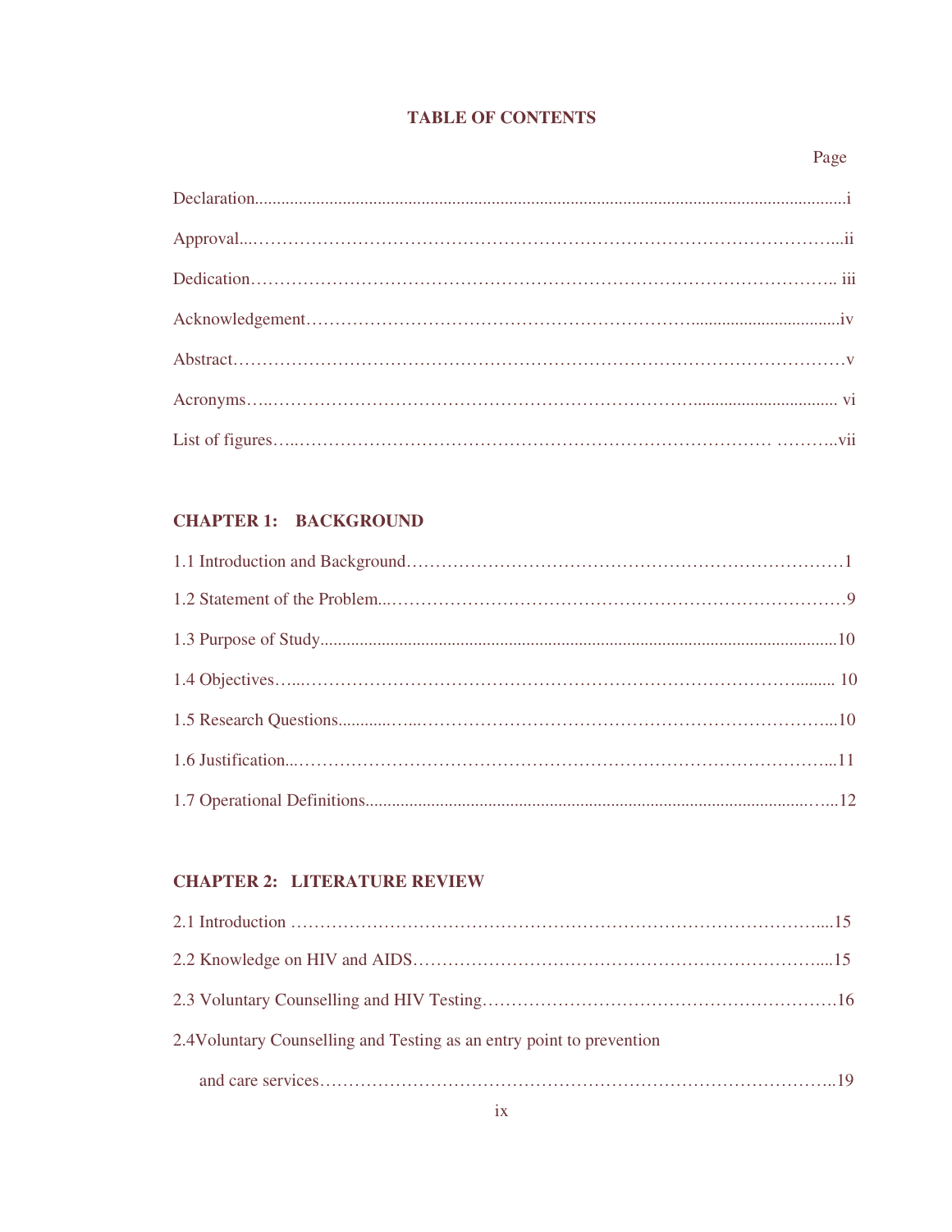# TABLE OF CONTENTS

Page

Declaration....................................................................................................................................i

Approval...………………………………………………………………………………………...ii

Dedication……………………………………………………………………………………….. iii

Acknowledgement……………………………………………………………..................................iv

Abstract…………………………………………………………………………………………v

Acronyms…..……………………………………………………………….................................. vi

List of figures…..…………………………………………………………………… ………..vii

## CHAPTER 1: BACKGROUND

1.1 Introduction and Background…………………………………………………………………1

1.2 Statement of the Problem...……………………………………………………………………9

1.3 Purpose of Study.......................................................................................................................10

1.4 Objectives…...……………………………………………………………………………......... 10

1.5 Research Questions............…...……………………………………………………………...10

1.6 Justification...………………………………………………………………………………...11

1.7 Operational Definitions......................................................................................................…...12

## CHAPTER 2: LITERATURE REVIEW

2.1 Introduction ……………………………………………………………………………....15

2.2 Knowledge on HIV and AIDS…………………………………………………………....15

2.3 Voluntary Counselling and HIV Testing……………………………………………………16

2.4Voluntary Counselling and Testing as an entry point to prevention

and care services…………………………………………………………………………..19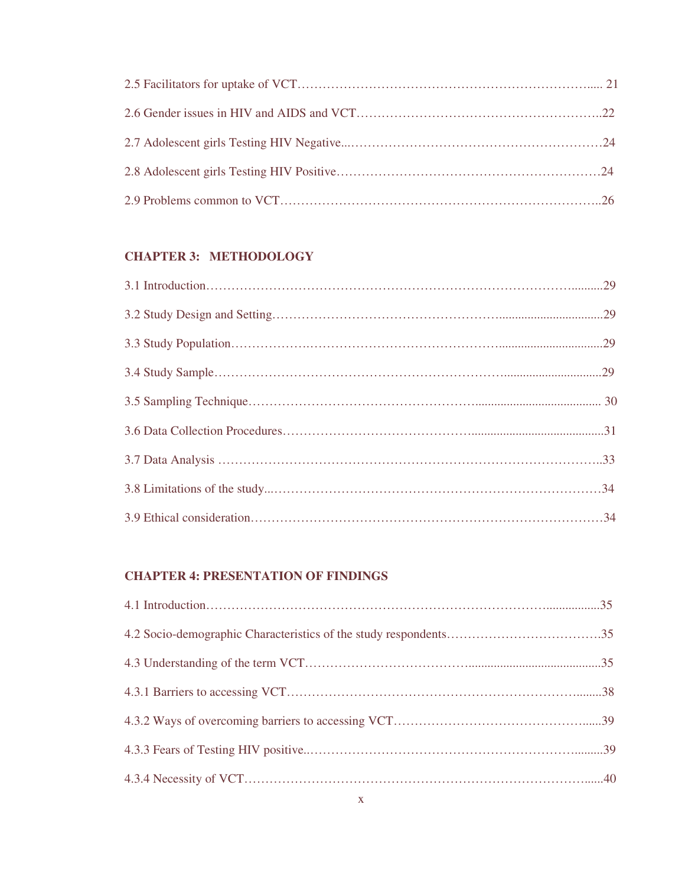2.5 Facilitators for uptake of VCT........................................................................ 21

2.6 Gender issues in HIV and AIDS and VCT..........................................................22

2.7 Adolescent girls Testing HIV Negative...............................................................24

2.8 Adolescent girls Testing HIV Positive.................................................................24

2.9 Problems common to VCT..................................................................................26

**CHAPTER 3: METHODOLOGY**

3.1 Introduction..........................................................................................................29

3.2 Study Design and Setting......................................................................................29

3.3 Study Population...................................................................................................29

3.4 Study Sample........................................................................................................29

3.5 Sampling Technique............................................................................................ 30

3.6 Data Collection Procedures...................................................................................31

3.7 Data Analysis ........................................................................................................33

3.8 Limitations of the study.........................................................................................34

3.9 Ethical consideration..............................................................................................34

**CHAPTER 4: PRESENTATION OF FINDINGS**

4.1 Introduction............................................................................................................35

4.2 Socio-demographic Characteristics of the study respondents.................................35

4.3 Understanding of the term VCT..............................................................................35

4.3.1 Barriers to accessing VCT.....................................................................................38

4.3.2 Ways of overcoming barriers to accessing VCT...................................................39

4.3.3 Fears of Testing HIV positive................................................................................39

4.3.4 Necessity of VCT...................................................................................................40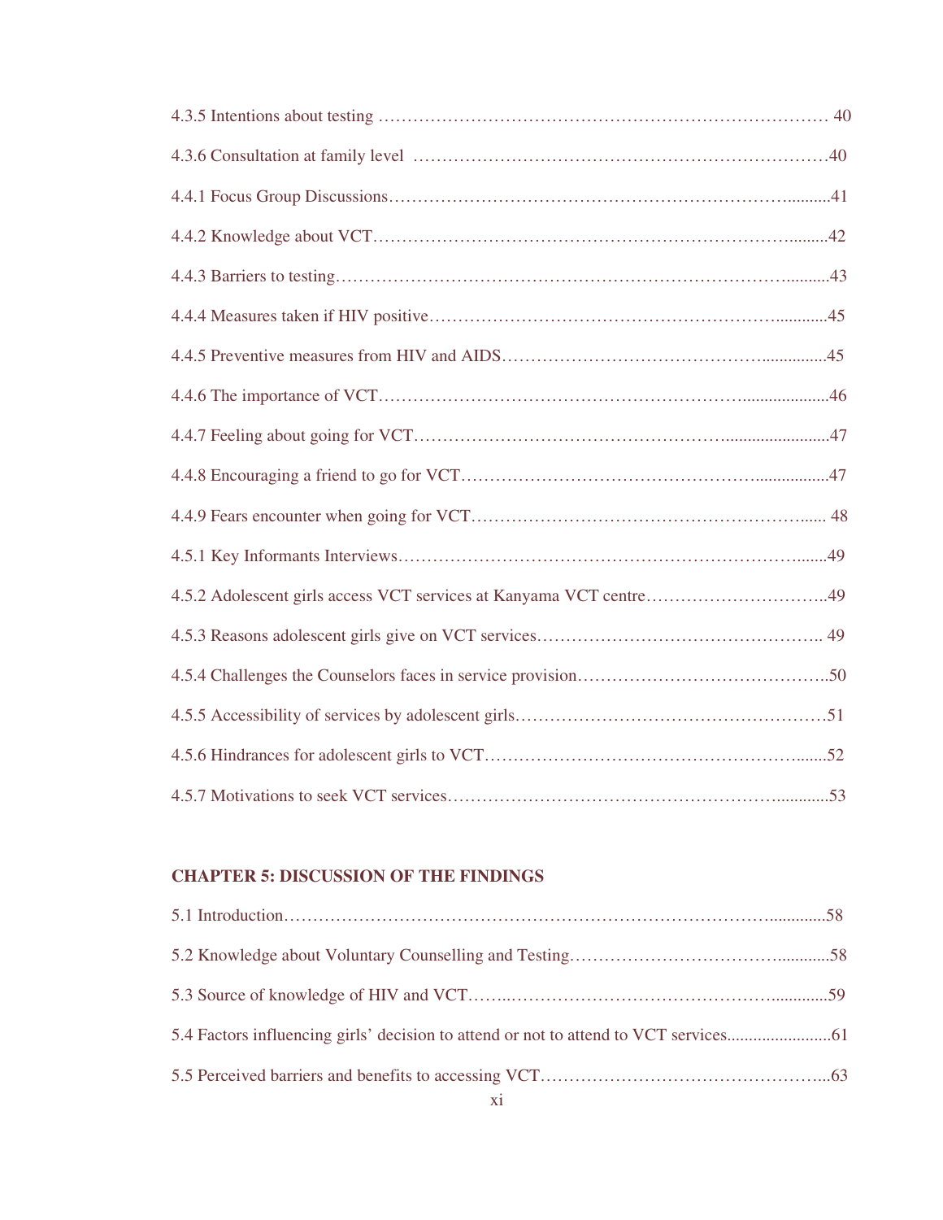4.3.5 Intentions about testing …………………………………………………………………… 40

4.3.6 Consultation at family level ………………………………………………………………40

4.4.1 Focus Group Discussions…………………………………………………………..........41

4.4.2 Knowledge about VCT……………………………………………………………….........42

4.4.3 Barriers to testing………………………………………………………………….........43

4.4.4 Measures taken if HIV positive…………………………………………………............45

4.4.5 Preventive measures from HIV and AIDS……………………………………...............45

4.4.6 The importance of VCT…………………………………………………......................46

4.4.7 Feeling about going for VCT…………………………………………….........................47

4.4.8 Encouraging a friend to go for VCT………………………………………….................47

4.4.9 Fears encounter when going for VCT…………………………………………………...... 48

4.5.1 Key Informants Interviews……………………………………………………………......49

4.5.2 Adolescent girls access VCT services at Kanyama VCT centre…………………………..49

4.5.3 Reasons adolescent girls give on VCT services………………………………………….. 49

4.5.4 Challenges the Counselors faces in service provision……………………………………..50

4.5.5 Accessibility of services by adolescent girls………………………………………………51

4.5.6 Hindrances for adolescent girls to VCT………………………………………………......52

4.5.7 Motivations to seek VCT services………………………………………………............53

**CHAPTER 5: DISCUSSION OF THE FINDINGS**

5.1 Introduction………………………………………………………………………….............58

5.2 Knowledge about Voluntary Counselling and Testing……………………………...........58

5.3 Source of knowledge of HIV and VCT……..…………………………………….............59

5.4 Factors influencing girls' decision to attend or not to attend to VCT services........................61

5.5 Perceived barriers and benefits to accessing VCT…………………………………………...63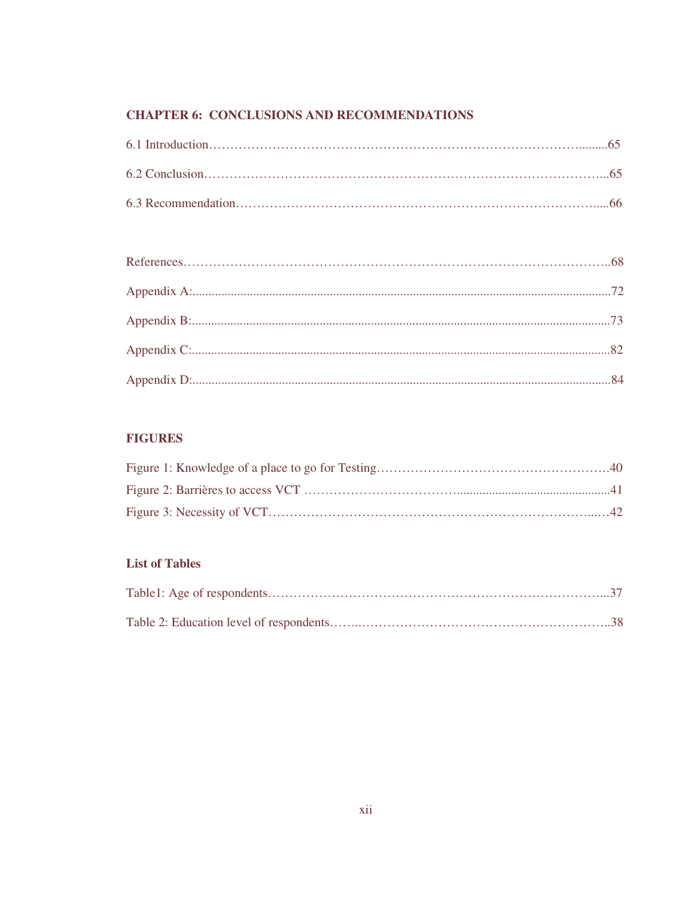**CHAPTER 6: CONCLUSIONS AND RECOMMENDATIONS**

6.1 Introduction……………………………………………………………………………........65

6.2 Conclusion…………………………………………………………………………………...65

6.3 Recommendation……………………………………………………………………….....66

References………………………………………………………………………………………..68

Appendix A:..................................................................................................................................72

Appendix B:..................................................................................................................................73

Appendix C:..................................................................................................................................82

Appendix D:..................................................................................................................................84

**FIGURES**

Figure 1: Knowledge of a place to go for Testing……………………………………………….40

Figure 2: Barrières to access VCT ……………………………….............................................41

Figure 3: Necessity of VCT……………………………………………………………….....…42

**List of Tables**

Table1: Age of respondents…………………………………………………………………...37

Table 2: Education level of respondents……..…………………………………………………..38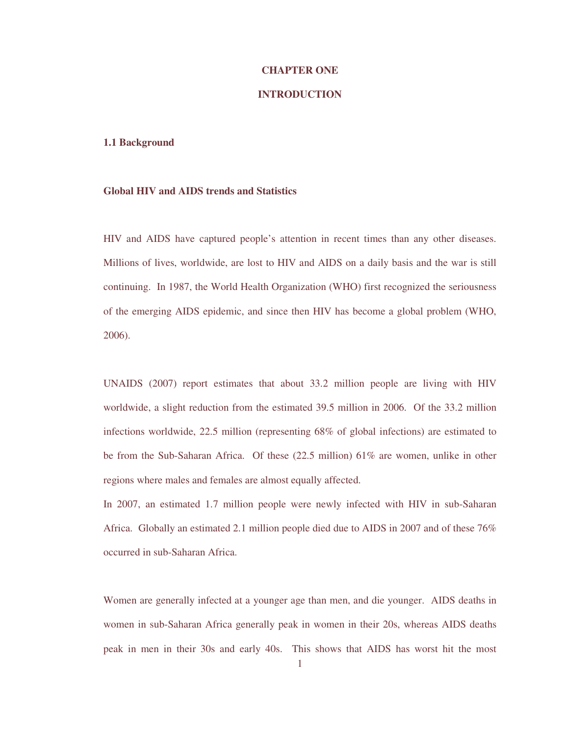# CHAPTER ONE

# INTRODUCTION

## 1.1 Background

### Global HIV and AIDS trends and Statistics

HIV and AIDS have captured people's attention in recent times than any other diseases. Millions of lives, worldwide, are lost to HIV and AIDS on a daily basis and the war is still continuing. In 1987, the World Health Organization (WHO) first recognized the seriousness of the emerging AIDS epidemic, and since then HIV has become a global problem (WHO, 2006).

UNAIDS (2007) report estimates that about 33.2 million people are living with HIV worldwide, a slight reduction from the estimated 39.5 million in 2006. Of the 33.2 million infections worldwide, 22.5 million (representing 68% of global infections) are estimated to be from the Sub-Saharan Africa. Of these (22.5 million) 61% are women, unlike in other regions where males and females are almost equally affected.

In 2007, an estimated 1.7 million people were newly infected with HIV in sub-Saharan Africa. Globally an estimated 2.1 million people died due to AIDS in 2007 and of these 76% occurred in sub-Saharan Africa.

Women are generally infected at a younger age than men, and die younger. AIDS deaths in women in sub-Saharan Africa generally peak in women in their 20s, whereas AIDS deaths peak in men in their 30s and early 40s. This shows that AIDS has worst hit the most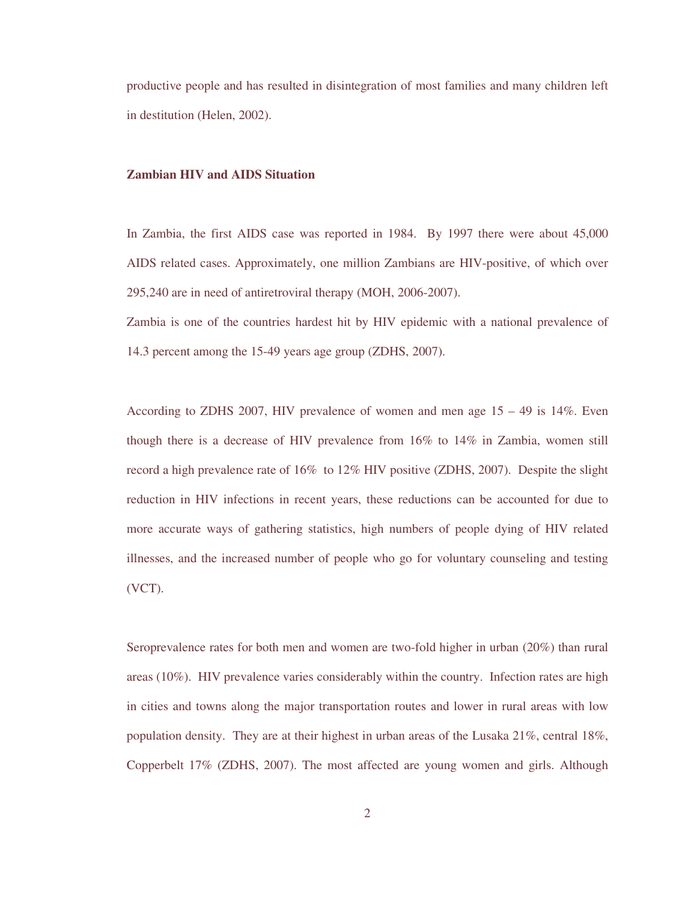productive people and has resulted in disintegration of most families and many children left in destitution (Helen, 2002).

**Zambian HIV and AIDS Situation**

In Zambia, the first AIDS case was reported in 1984. By 1997 there were about 45,000 AIDS related cases. Approximately, one million Zambians are HIV-positive, of which over 295,240 are in need of antiretroviral therapy (MOH, 2006-2007).
Zambia is one of the countries hardest hit by HIV epidemic with a national prevalence of 14.3 percent among the 15-49 years age group (ZDHS, 2007).

According to ZDHS 2007, HIV prevalence of women and men age 15 – 49 is 14%. Even though there is a decrease of HIV prevalence from 16% to 14% in Zambia, women still record a high prevalence rate of 16% to 12% HIV positive (ZDHS, 2007). Despite the slight reduction in HIV infections in recent years, these reductions can be accounted for due to more accurate ways of gathering statistics, high numbers of people dying of HIV related illnesses, and the increased number of people who go for voluntary counseling and testing (VCT).

Seroprevalence rates for both men and women are two-fold higher in urban (20%) than rural areas (10%). HIV prevalence varies considerably within the country. Infection rates are high in cities and towns along the major transportation routes and lower in rural areas with low population density. They are at their highest in urban areas of the Lusaka 21%, central 18%, Copperbelt 17% (ZDHS, 2007). The most affected are young women and girls. Although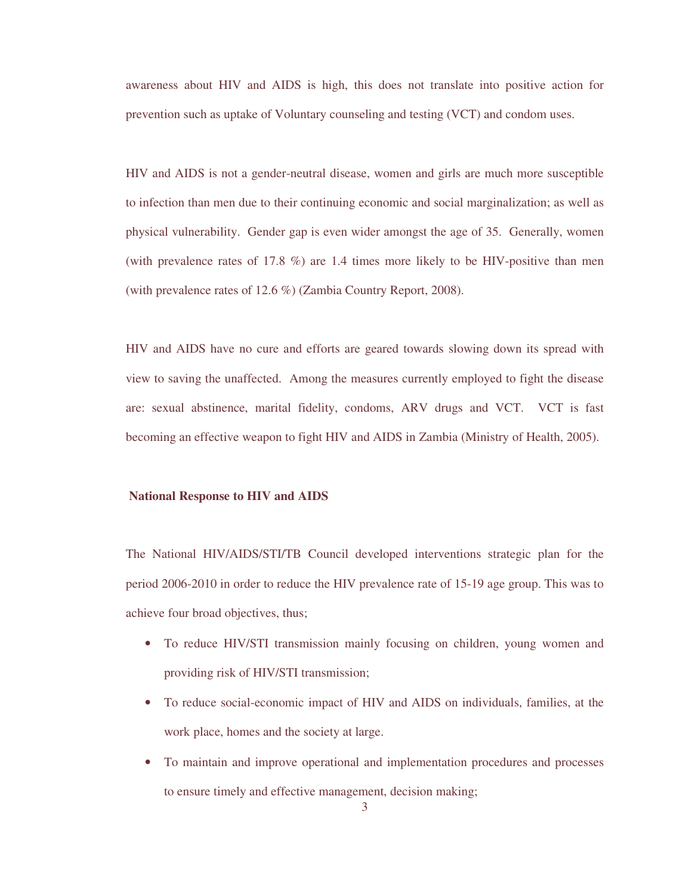awareness about HIV and AIDS is high, this does not translate into positive action for prevention such as uptake of Voluntary counseling and testing (VCT) and condom uses.

HIV and AIDS is not a gender-neutral disease, women and girls are much more susceptible to infection than men due to their continuing economic and social marginalization; as well as physical vulnerability. Gender gap is even wider amongst the age of 35. Generally, women (with prevalence rates of 17.8 %) are 1.4 times more likely to be HIV-positive than men (with prevalence rates of 12.6 %) (Zambia Country Report, 2008).

HIV and AIDS have no cure and efforts are geared towards slowing down its spread with view to saving the unaffected. Among the measures currently employed to fight the disease are: sexual abstinence, marital fidelity, condoms, ARV drugs and VCT. VCT is fast becoming an effective weapon to fight HIV and AIDS in Zambia (Ministry of Health, 2005).

## National Response to HIV and AIDS

The National HIV/AIDS/STI/TB Council developed interventions strategic plan for the period 2006-2010 in order to reduce the HIV prevalence rate of 15-19 age group. This was to achieve four broad objectives, thus;

- To reduce HIV/STI transmission mainly focusing on children, young women and providing risk of HIV/STI transmission;
- To reduce social-economic impact of HIV and AIDS on individuals, families, at the work place, homes and the society at large.
- To maintain and improve operational and implementation procedures and processes to ensure timely and effective management, decision making;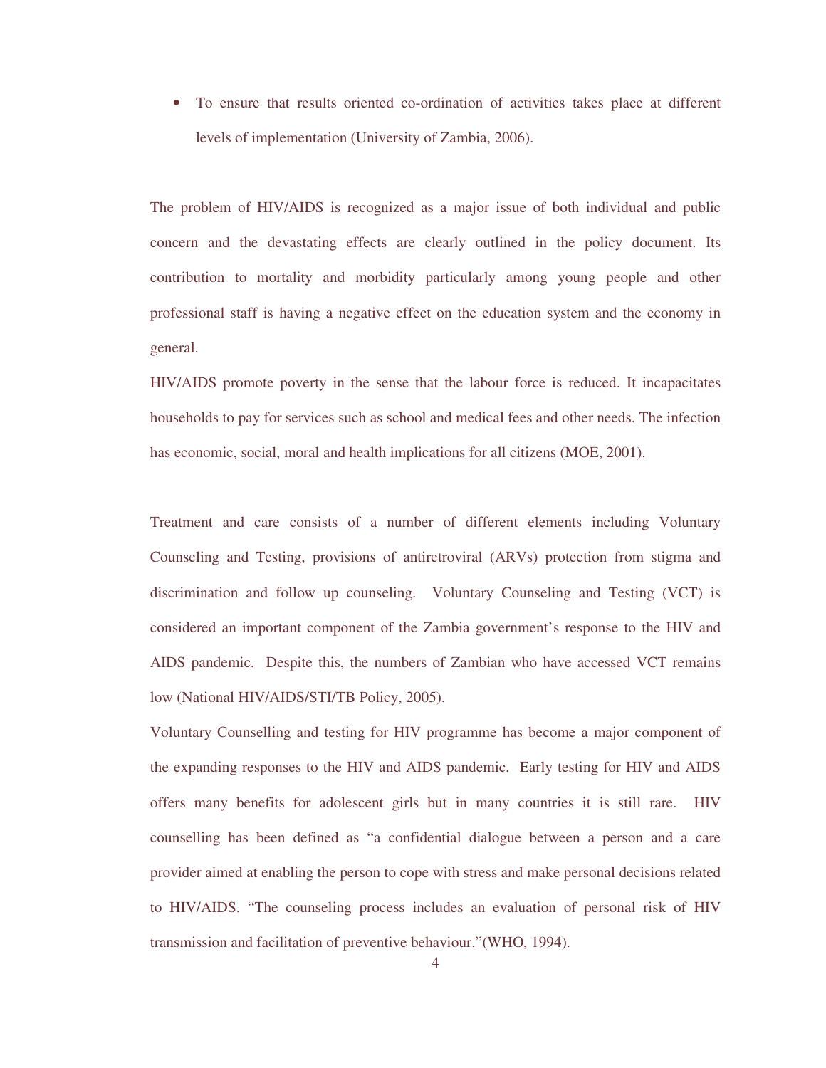- To ensure that results oriented co-ordination of activities takes place at different levels of implementation (University of Zambia, 2006).

The problem of HIV/AIDS is recognized as a major issue of both individual and public concern and the devastating effects are clearly outlined in the policy document. Its contribution to mortality and morbidity particularly among young people and other professional staff is having a negative effect on the education system and the economy in general.

HIV/AIDS promote poverty in the sense that the labour force is reduced. It incapacitates households to pay for services such as school and medical fees and other needs. The infection has economic, social, moral and health implications for all citizens (MOE, 2001).

Treatment and care consists of a number of different elements including Voluntary Counseling and Testing, provisions of antiretroviral (ARVs) protection from stigma and discrimination and follow up counseling. Voluntary Counseling and Testing (VCT) is considered an important component of the Zambia government's response to the HIV and AIDS pandemic. Despite this, the numbers of Zambian who have accessed VCT remains low (National HIV/AIDS/STI/TB Policy, 2005).

Voluntary Counselling and testing for HIV programme has become a major component of the expanding responses to the HIV and AIDS pandemic. Early testing for HIV and AIDS offers many benefits for adolescent girls but in many countries it is still rare. HIV counselling has been defined as "a confidential dialogue between a person and a care provider aimed at enabling the person to cope with stress and make personal decisions related to HIV/AIDS. "The counseling process includes an evaluation of personal risk of HIV transmission and facilitation of preventive behaviour."(WHO, 1994).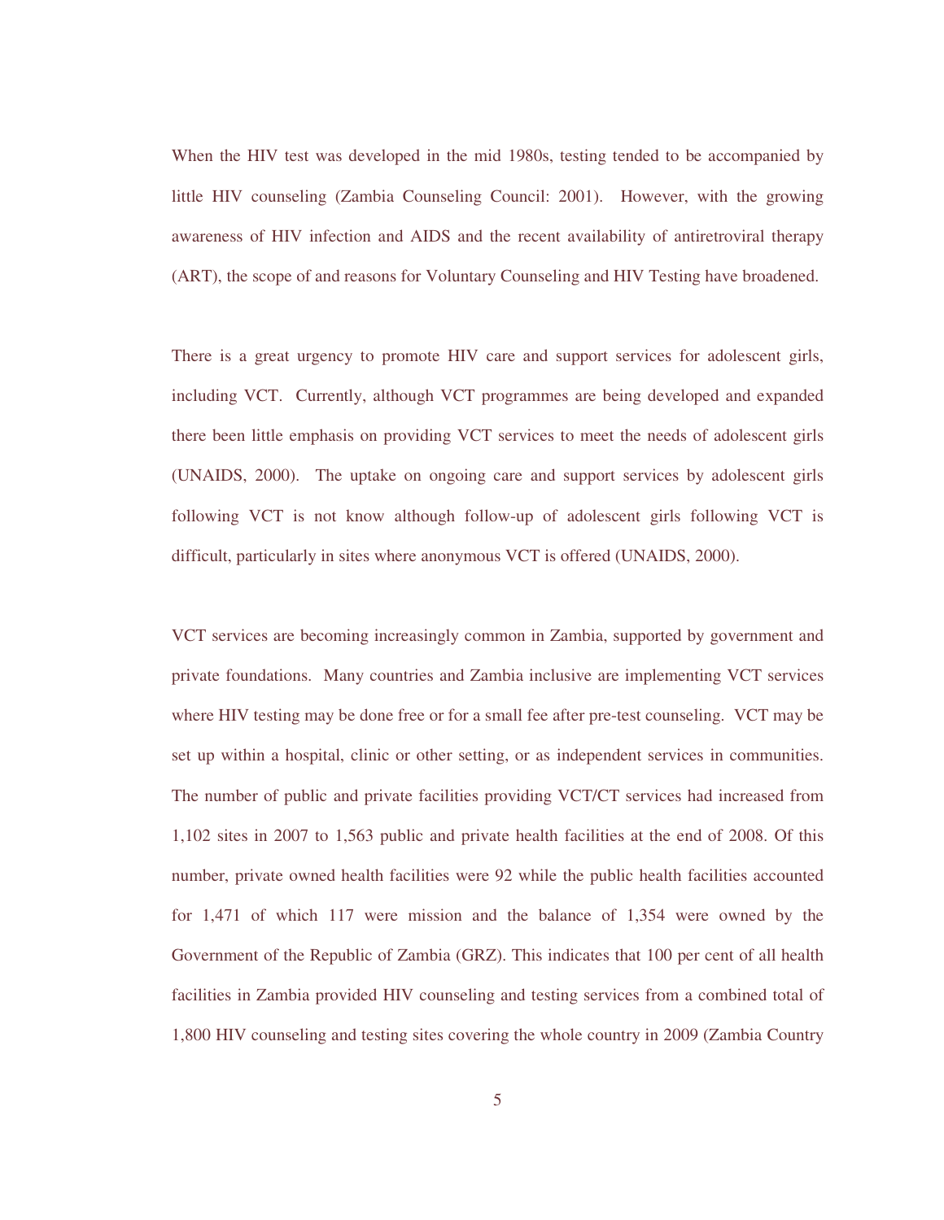When the HIV test was developed in the mid 1980s, testing tended to be accompanied by little HIV counseling (Zambia Counseling Council: 2001). However, with the growing awareness of HIV infection and AIDS and the recent availability of antiretroviral therapy (ART), the scope of and reasons for Voluntary Counseling and HIV Testing have broadened.

There is a great urgency to promote HIV care and support services for adolescent girls, including VCT. Currently, although VCT programmes are being developed and expanded there been little emphasis on providing VCT services to meet the needs of adolescent girls (UNAIDS, 2000). The uptake on ongoing care and support services by adolescent girls following VCT is not know although follow-up of adolescent girls following VCT is difficult, particularly in sites where anonymous VCT is offered (UNAIDS, 2000).

VCT services are becoming increasingly common in Zambia, supported by government and private foundations. Many countries and Zambia inclusive are implementing VCT services where HIV testing may be done free or for a small fee after pre-test counseling. VCT may be set up within a hospital, clinic or other setting, or as independent services in communities. The number of public and private facilities providing VCT/CT services had increased from 1,102 sites in 2007 to 1,563 public and private health facilities at the end of 2008. Of this number, private owned health facilities were 92 while the public health facilities accounted for 1,471 of which 117 were mission and the balance of 1,354 were owned by the Government of the Republic of Zambia (GRZ). This indicates that 100 per cent of all health facilities in Zambia provided HIV counseling and testing services from a combined total of 1,800 HIV counseling and testing sites covering the whole country in 2009 (Zambia Country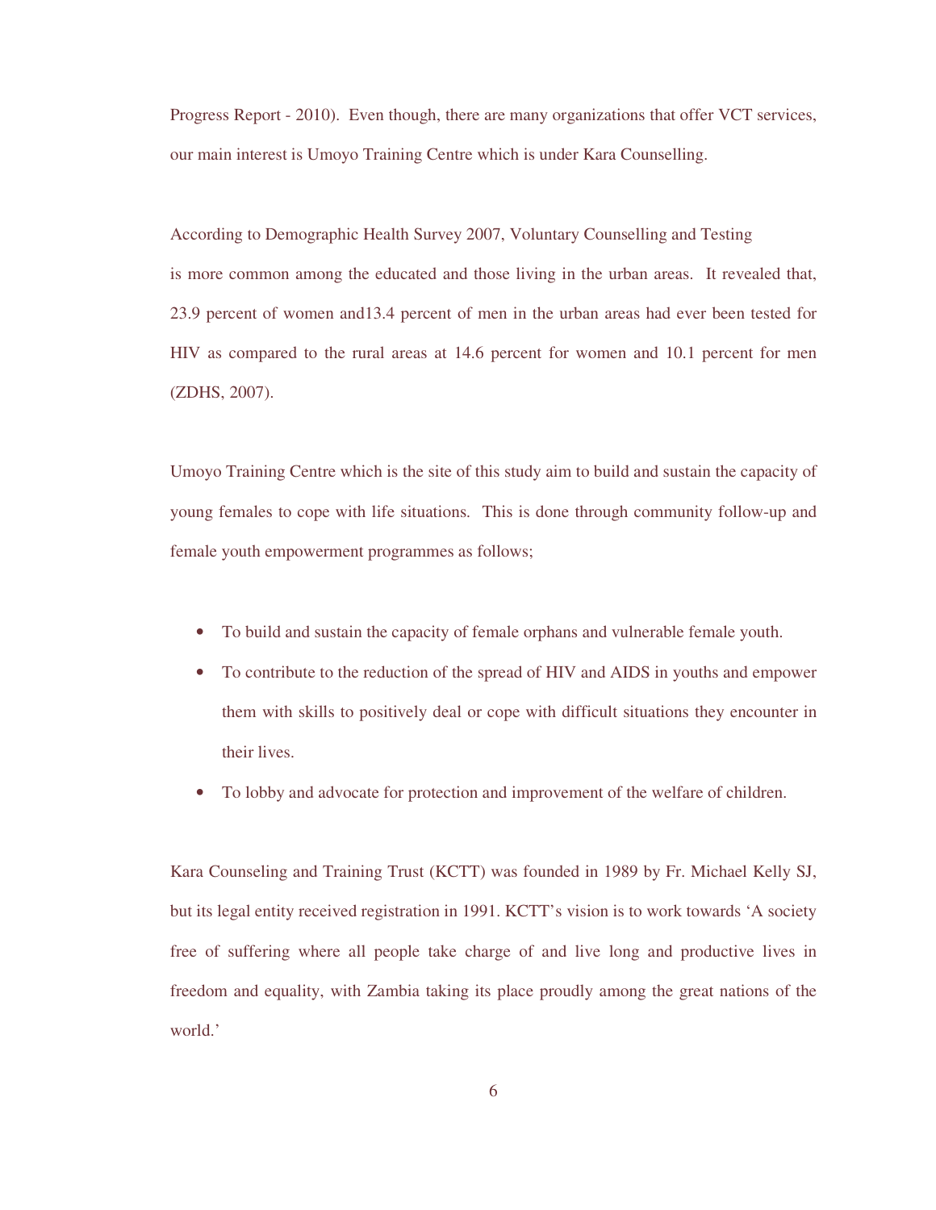Progress Report - 2010). Even though, there are many organizations that offer VCT services, our main interest is Umoyo Training Centre which is under Kara Counselling.

According to Demographic Health Survey 2007, Voluntary Counselling and Testing is more common among the educated and those living in the urban areas. It revealed that, 23.9 percent of women and13.4 percent of men in the urban areas had ever been tested for HIV as compared to the rural areas at 14.6 percent for women and 10.1 percent for men (ZDHS, 2007).

Umoyo Training Centre which is the site of this study aim to build and sustain the capacity of young females to cope with life situations. This is done through community follow-up and female youth empowerment programmes as follows;

- To build and sustain the capacity of female orphans and vulnerable female youth.
- To contribute to the reduction of the spread of HIV and AIDS in youths and empower them with skills to positively deal or cope with difficult situations they encounter in their lives.
- To lobby and advocate for protection and improvement of the welfare of children.

Kara Counseling and Training Trust (KCTT) was founded in 1989 by Fr. Michael Kelly SJ, but its legal entity received registration in 1991. KCTT's vision is to work towards 'A society free of suffering where all people take charge of and live long and productive lives in freedom and equality, with Zambia taking its place proudly among the great nations of the world.'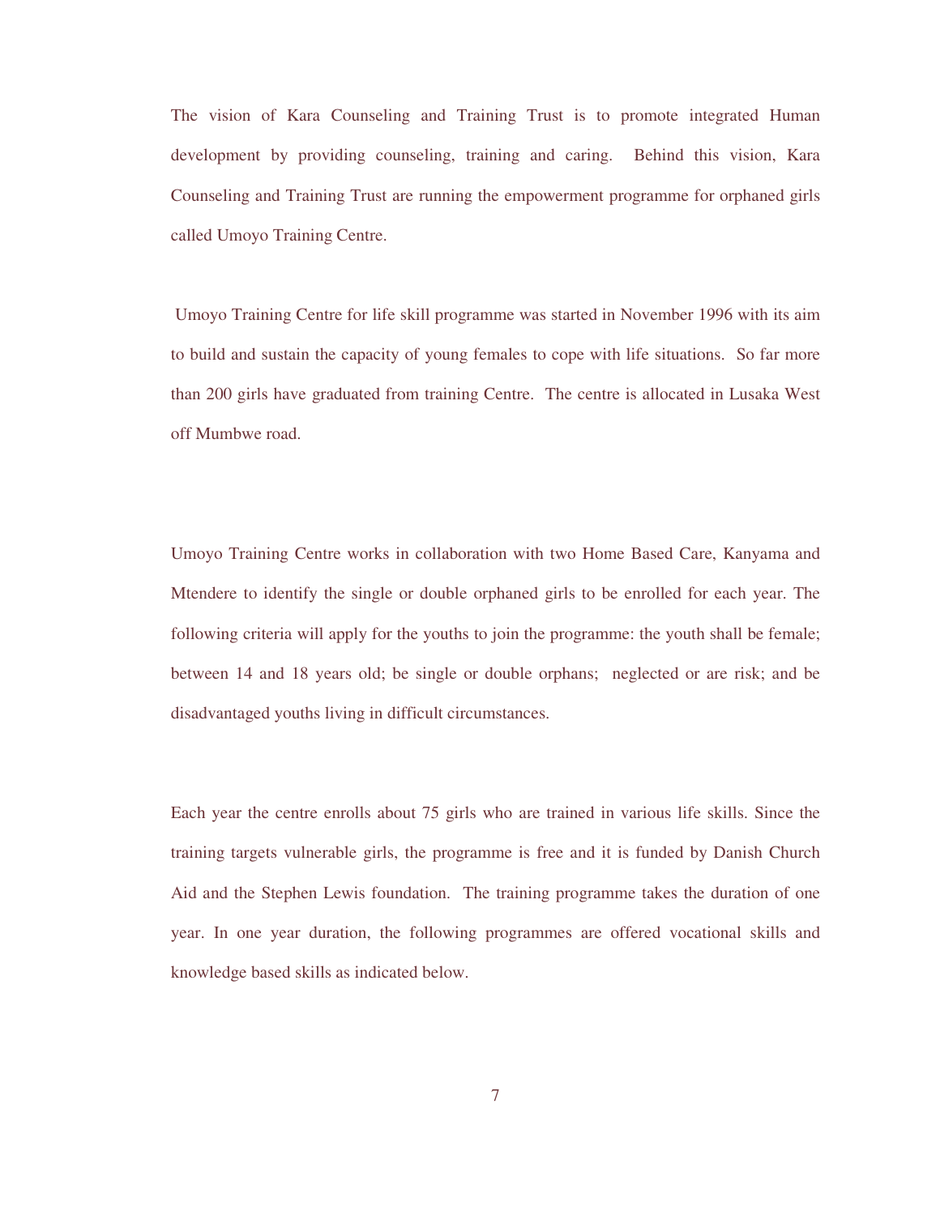The vision of Kara Counseling and Training Trust is to promote integrated Human development by providing counseling, training and caring. Behind this vision, Kara Counseling and Training Trust are running the empowerment programme for orphaned girls called Umoyo Training Centre.

Umoyo Training Centre for life skill programme was started in November 1996 with its aim to build and sustain the capacity of young females to cope with life situations. So far more than 200 girls have graduated from training Centre. The centre is allocated in Lusaka West off Mumbwe road.

Umoyo Training Centre works in collaboration with two Home Based Care, Kanyama and Mtendere to identify the single or double orphaned girls to be enrolled for each year. The following criteria will apply for the youths to join the programme: the youth shall be female; between 14 and 18 years old; be single or double orphans; neglected or are risk; and be disadvantaged youths living in difficult circumstances.

Each year the centre enrolls about 75 girls who are trained in various life skills. Since the training targets vulnerable girls, the programme is free and it is funded by Danish Church Aid and the Stephen Lewis foundation. The training programme takes the duration of one year. In one year duration, the following programmes are offered vocational skills and knowledge based skills as indicated below.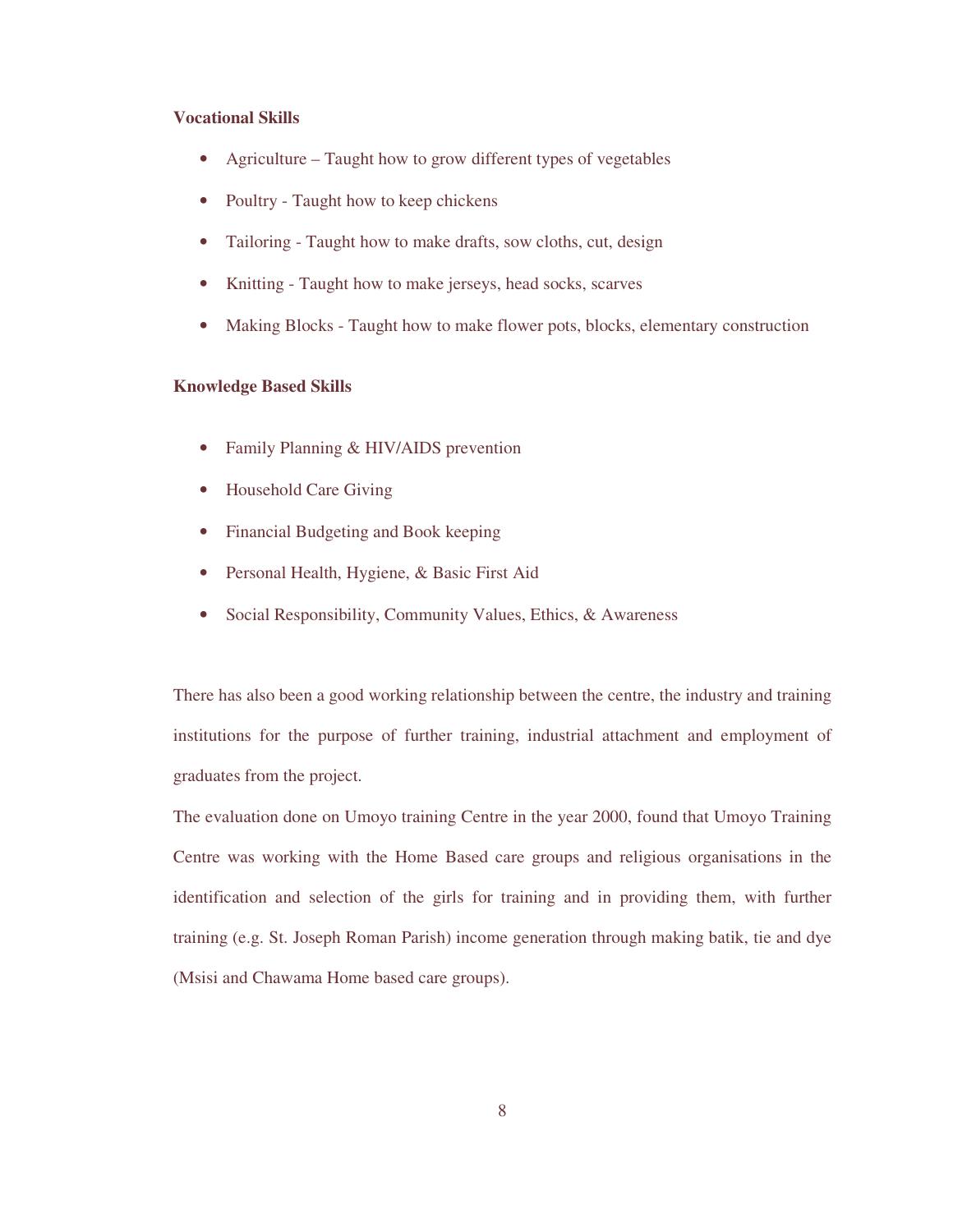**Vocational Skills**

- Agriculture – Taught how to grow different types of vegetables
- Poultry - Taught how to keep chickens
- Tailoring - Taught how to make drafts, sow cloths, cut, design
- Knitting - Taught how to make jerseys, head socks, scarves
- Making Blocks - Taught how to make flower pots, blocks, elementary construction

**Knowledge Based Skills**

- Family Planning & HIV/AIDS prevention
- Household Care Giving
- Financial Budgeting and Book keeping
- Personal Health, Hygiene, & Basic First Aid
- Social Responsibility, Community Values, Ethics, & Awareness

There has also been a good working relationship between the centre, the industry and training institutions for the purpose of further training, industrial attachment and employment of graduates from the project.

The evaluation done on Umoyo training Centre in the year 2000, found that Umoyo Training Centre was working with the Home Based care groups and religious organisations in the identification and selection of the girls for training and in providing them, with further training (e.g. St. Joseph Roman Parish) income generation through making batik, tie and dye (Msisi and Chawama Home based care groups).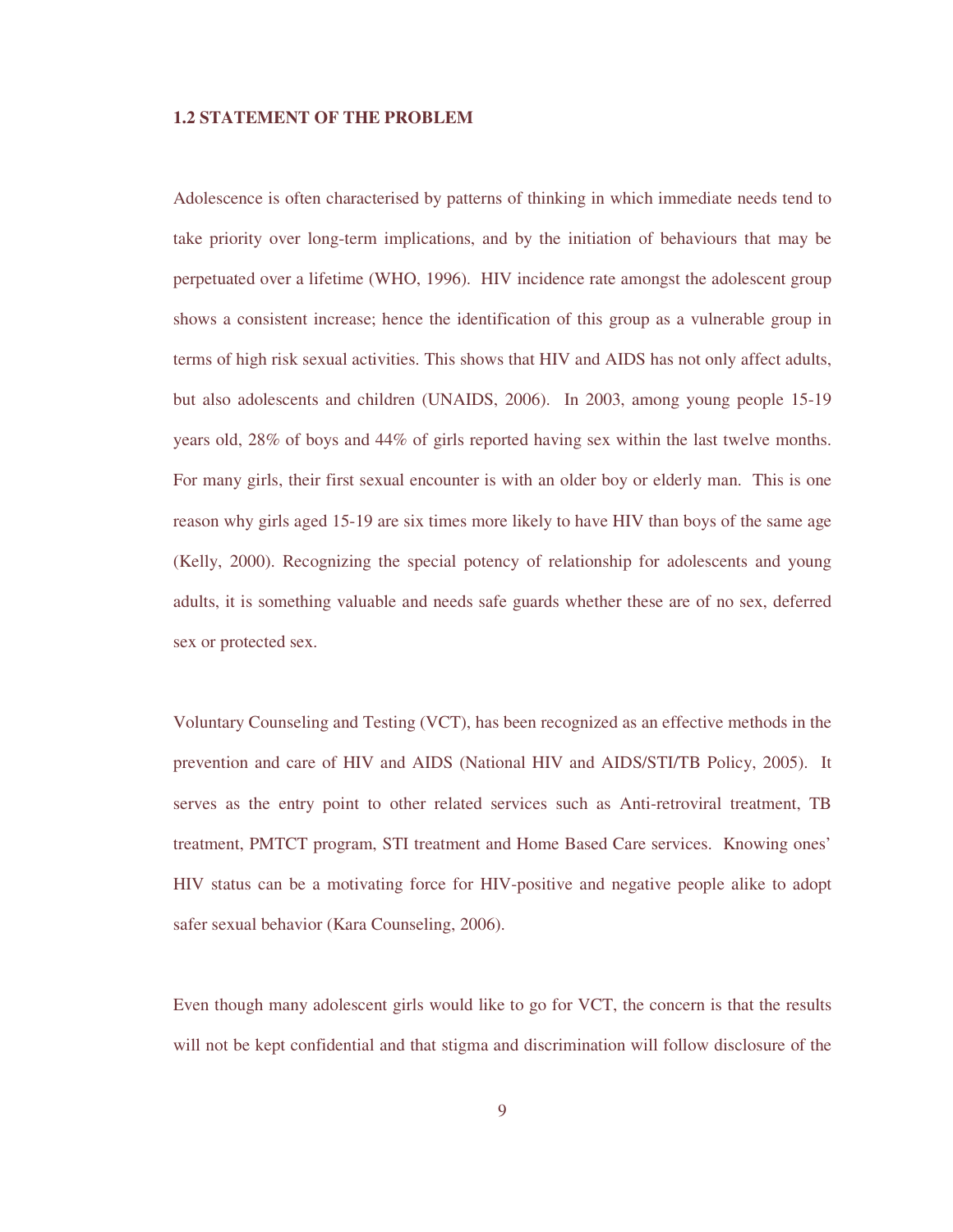## 1.2 STATEMENT OF THE PROBLEM

Adolescence is often characterised by patterns of thinking in which immediate needs tend to take priority over long-term implications, and by the initiation of behaviours that may be perpetuated over a lifetime (WHO, 1996). HIV incidence rate amongst the adolescent group shows a consistent increase; hence the identification of this group as a vulnerable group in terms of high risk sexual activities. This shows that HIV and AIDS has not only affect adults, but also adolescents and children (UNAIDS, 2006). In 2003, among young people 15-19 years old, 28% of boys and 44% of girls reported having sex within the last twelve months. For many girls, their first sexual encounter is with an older boy or elderly man. This is one reason why girls aged 15-19 are six times more likely to have HIV than boys of the same age (Kelly, 2000). Recognizing the special potency of relationship for adolescents and young adults, it is something valuable and needs safe guards whether these are of no sex, deferred sex or protected sex.

Voluntary Counseling and Testing (VCT), has been recognized as an effective methods in the prevention and care of HIV and AIDS (National HIV and AIDS/STI/TB Policy, 2005). It serves as the entry point to other related services such as Anti-retroviral treatment, TB treatment, PMTCT program, STI treatment and Home Based Care services. Knowing ones' HIV status can be a motivating force for HIV-positive and negative people alike to adopt safer sexual behavior (Kara Counseling, 2006).

Even though many adolescent girls would like to go for VCT, the concern is that the results will not be kept confidential and that stigma and discrimination will follow disclosure of the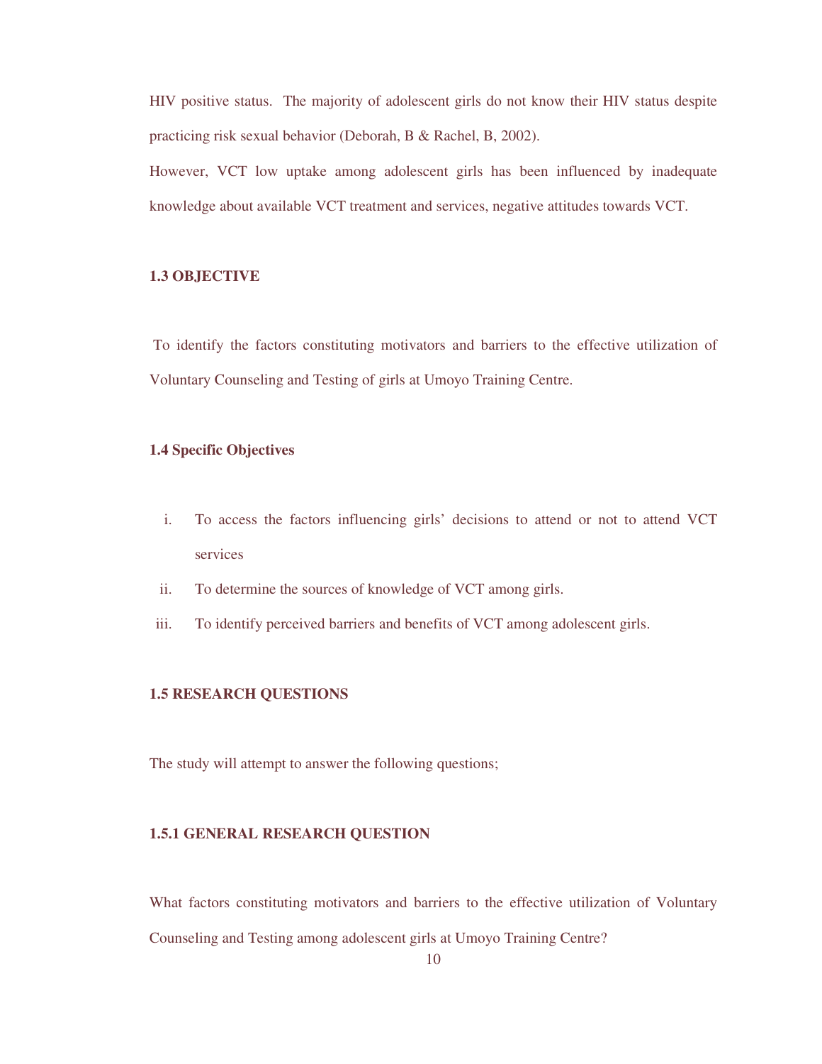HIV positive status. The majority of adolescent girls do not know their HIV status despite practicing risk sexual behavior (Deborah, B & Rachel, B, 2002).

However, VCT low uptake among adolescent girls has been influenced by inadequate knowledge about available VCT treatment and services, negative attitudes towards VCT.

### 1.3 OBJECTIVE

To identify the factors constituting motivators and barriers to the effective utilization of Voluntary Counseling and Testing of girls at Umoyo Training Centre.

### 1.4 Specific Objectives

i. To access the factors influencing girls' decisions to attend or not to attend VCT services
ii. To determine the sources of knowledge of VCT among girls.
iii. To identify perceived barriers and benefits of VCT among adolescent girls.

### 1.5 RESEARCH QUESTIONS

The study will attempt to answer the following questions;

#### 1.5.1 GENERAL RESEARCH QUESTION

What factors constituting motivators and barriers to the effective utilization of Voluntary Counseling and Testing among adolescent girls at Umoyo Training Centre?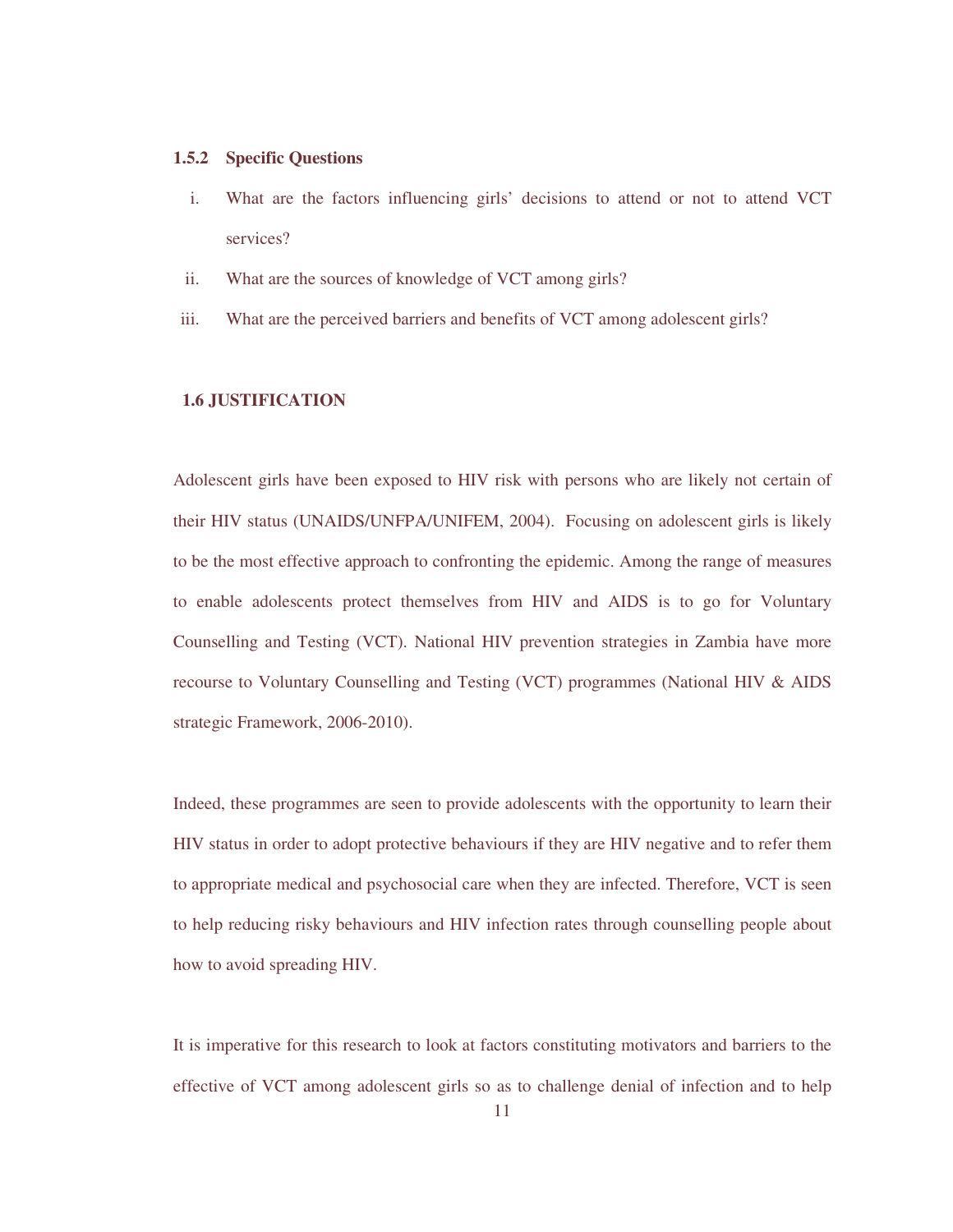### 1.5.2 Specific Questions

i. What are the factors influencing girls' decisions to attend or not to attend VCT services?

ii. What are the sources of knowledge of VCT among girls?

iii. What are the perceived barriers and benefits of VCT among adolescent girls?

## 1.6 JUSTIFICATION

Adolescent girls have been exposed to HIV risk with persons who are likely not certain of their HIV status (UNAIDS/UNFPA/UNIFEM, 2004). Focusing on adolescent girls is likely to be the most effective approach to confronting the epidemic. Among the range of measures to enable adolescents protect themselves from HIV and AIDS is to go for Voluntary Counselling and Testing (VCT). National HIV prevention strategies in Zambia have more recourse to Voluntary Counselling and Testing (VCT) programmes (National HIV & AIDS strategic Framework, 2006-2010).

Indeed, these programmes are seen to provide adolescents with the opportunity to learn their HIV status in order to adopt protective behaviours if they are HIV negative and to refer them to appropriate medical and psychosocial care when they are infected. Therefore, VCT is seen to help reducing risky behaviours and HIV infection rates through counselling people about how to avoid spreading HIV.

It is imperative for this research to look at factors constituting motivators and barriers to the effective of VCT among adolescent girls so as to challenge denial of infection and to help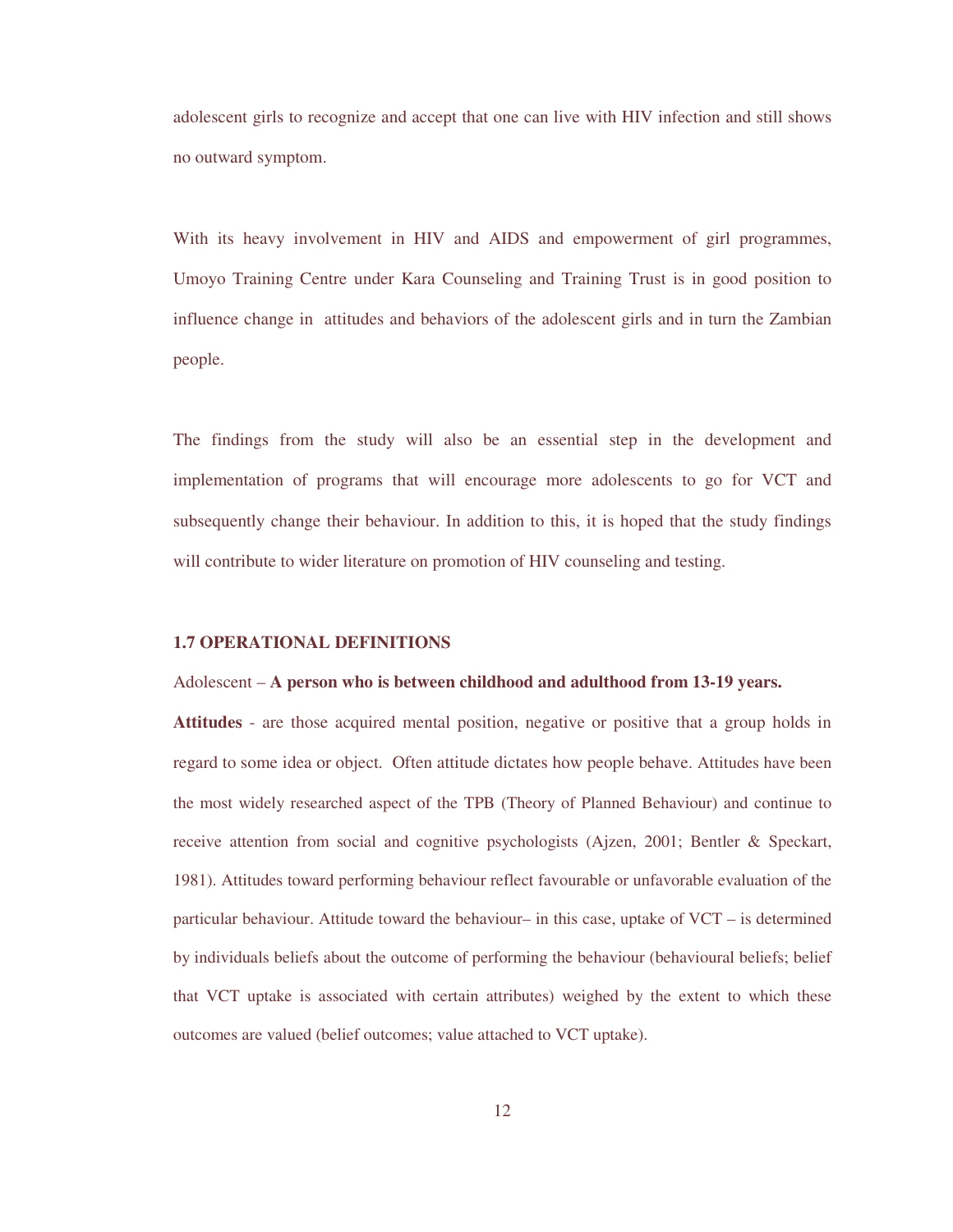adolescent girls to recognize and accept that one can live with HIV infection and still shows no outward symptom.

With its heavy involvement in HIV and AIDS and empowerment of girl programmes, Umoyo Training Centre under Kara Counseling and Training Trust is in good position to influence change in attitudes and behaviors of the adolescent girls and in turn the Zambian people.

The findings from the study will also be an essential step in the development and implementation of programs that will encourage more adolescents to go for VCT and subsequently change their behaviour. In addition to this, it is hoped that the study findings will contribute to wider literature on promotion of HIV counseling and testing.

### 1.7 OPERATIONAL DEFINITIONS

Adolescent – **A person who is between childhood and adulthood from 13-19 years.**

**Attitudes** - are those acquired mental position, negative or positive that a group holds in regard to some idea or object. Often attitude dictates how people behave. Attitudes have been the most widely researched aspect of the TPB (Theory of Planned Behaviour) and continue to receive attention from social and cognitive psychologists (Ajzen, 2001; Bentler & Speckart, 1981). Attitudes toward performing behaviour reflect favourable or unfavorable evaluation of the particular behaviour. Attitude toward the behaviour– in this case, uptake of VCT – is determined by individuals beliefs about the outcome of performing the behaviour (behavioural beliefs; belief that VCT uptake is associated with certain attributes) weighed by the extent to which these outcomes are valued (belief outcomes; value attached to VCT uptake).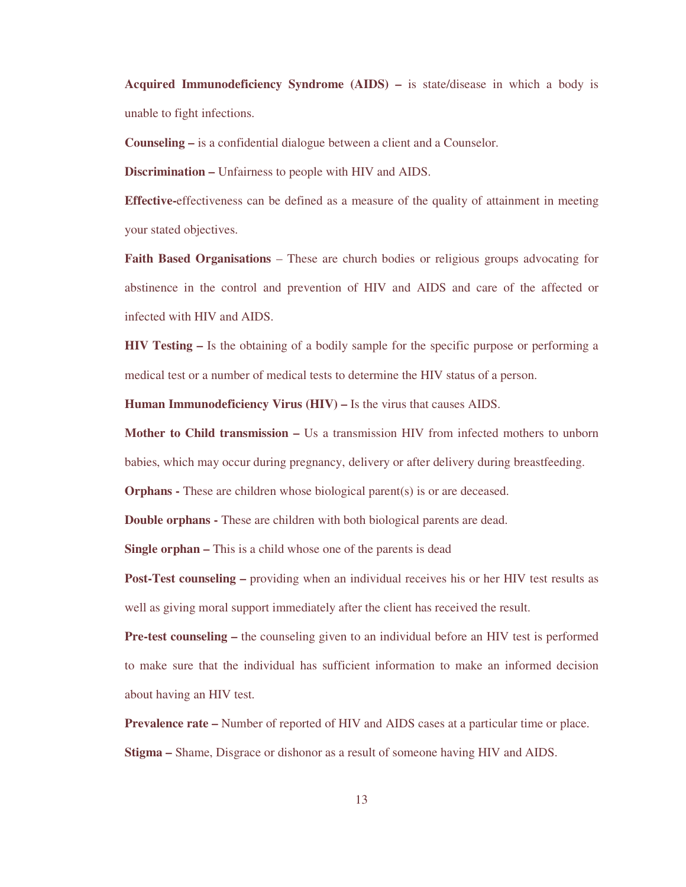**Acquired Immunodeficiency Syndrome (AIDS) –** is state/disease in which a body is unable to fight infections.

**Counseling –** is a confidential dialogue between a client and a Counselor.

**Discrimination –** Unfairness to people with HIV and AIDS.

**Effective-**effectiveness can be defined as a measure of the quality of attainment in meeting your stated objectives.

**Faith Based Organisations** – These are church bodies or religious groups advocating for abstinence in the control and prevention of HIV and AIDS and care of the affected or infected with HIV and AIDS.

**HIV Testing –** Is the obtaining of a bodily sample for the specific purpose or performing a medical test or a number of medical tests to determine the HIV status of a person.

**Human Immunodeficiency Virus (HIV) –** Is the virus that causes AIDS.

**Mother to Child transmission –** Us a transmission HIV from infected mothers to unborn babies, which may occur during pregnancy, delivery or after delivery during breastfeeding.

**Orphans -** These are children whose biological parent(s) is or are deceased.

**Double orphans -** These are children with both biological parents are dead.

**Single orphan –** This is a child whose one of the parents is dead

**Post-Test counseling –** providing when an individual receives his or her HIV test results as well as giving moral support immediately after the client has received the result.

**Pre-test counseling –** the counseling given to an individual before an HIV test is performed to make sure that the individual has sufficient information to make an informed decision about having an HIV test.

**Prevalence rate –** Number of reported of HIV and AIDS cases at a particular time or place.

**Stigma –** Shame, Disgrace or dishonor as a result of someone having HIV and AIDS.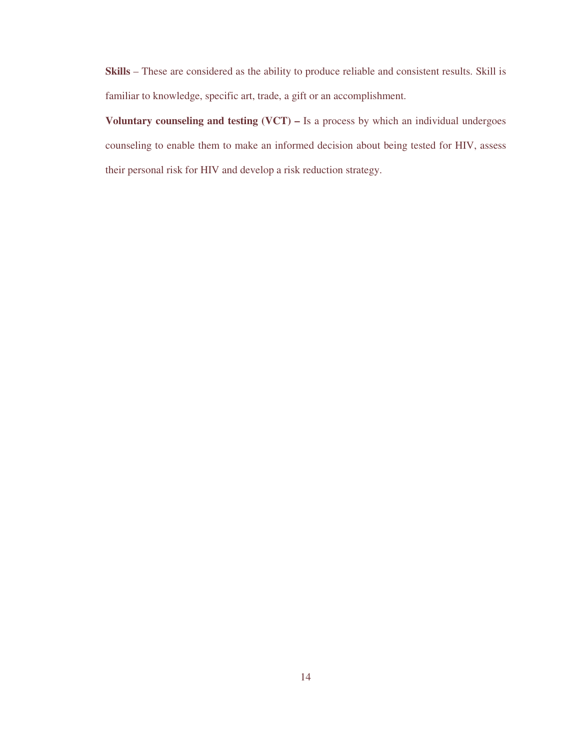**Skills** – These are considered as the ability to produce reliable and consistent results. Skill is familiar to knowledge, specific art, trade, a gift or an accomplishment.

**Voluntary counseling and testing (VCT) –** Is a process by which an individual undergoes counseling to enable them to make an informed decision about being tested for HIV, assess their personal risk for HIV and develop a risk reduction strategy.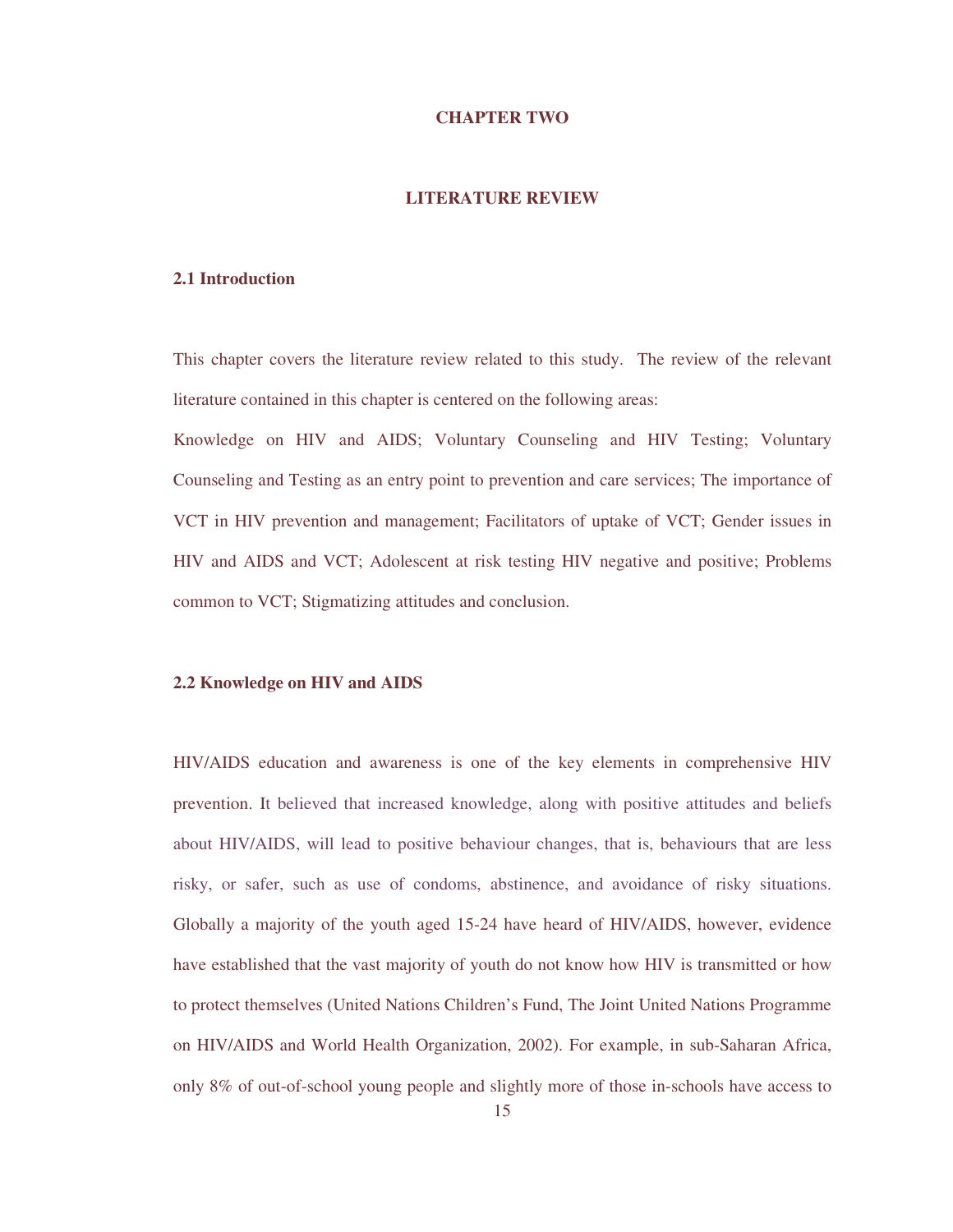# CHAPTER TWO

# LITERATURE REVIEW

## 2.1 Introduction

This chapter covers the literature review related to this study. The review of the relevant literature contained in this chapter is centered on the following areas:
Knowledge on HIV and AIDS; Voluntary Counseling and HIV Testing; Voluntary Counseling and Testing as an entry point to prevention and care services; The importance of VCT in HIV prevention and management; Facilitators of uptake of VCT; Gender issues in HIV and AIDS and VCT; Adolescent at risk testing HIV negative and positive; Problems common to VCT; Stigmatizing attitudes and conclusion.

## 2.2 Knowledge on HIV and AIDS

HIV/AIDS education and awareness is one of the key elements in comprehensive HIV prevention. It believed that increased knowledge, along with positive attitudes and beliefs about HIV/AIDS, will lead to positive behaviour changes, that is, behaviours that are less risky, or safer, such as use of condoms, abstinence, and avoidance of risky situations. Globally a majority of the youth aged 15-24 have heard of HIV/AIDS, however, evidence have established that the vast majority of youth do not know how HIV is transmitted or how to protect themselves (United Nations Children's Fund, The Joint United Nations Programme on HIV/AIDS and World Health Organization, 2002). For example, in sub-Saharan Africa, only 8% of out-of-school young people and slightly more of those in-schools have access to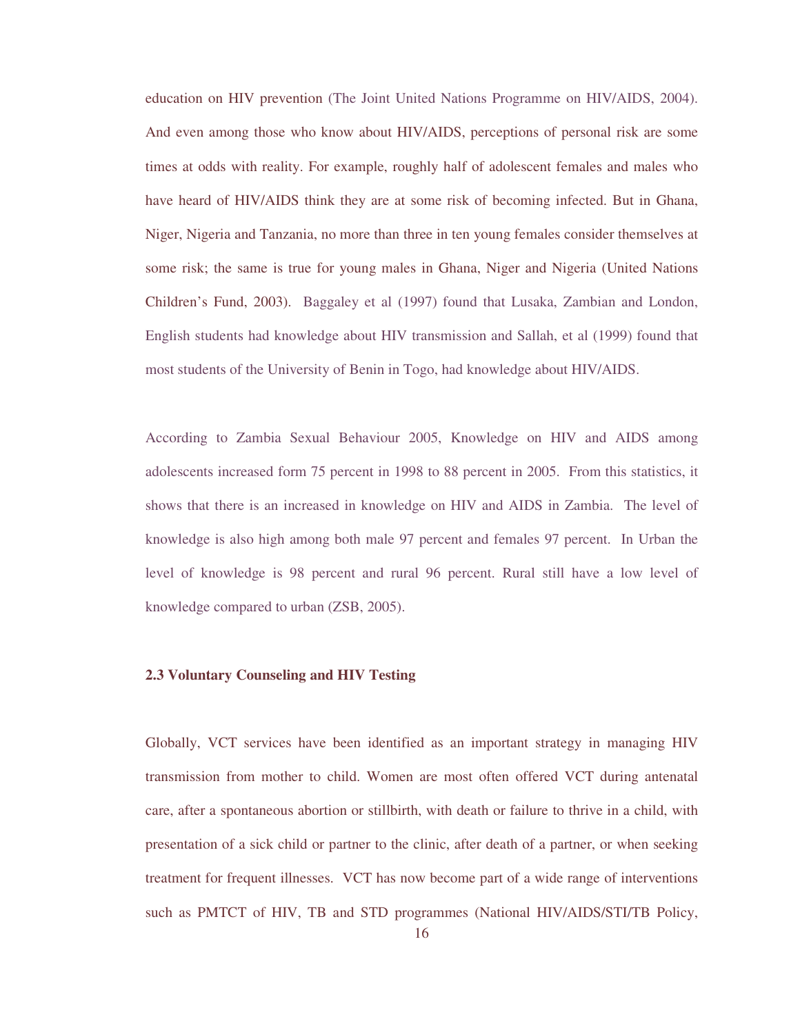education on HIV prevention (The Joint United Nations Programme on HIV/AIDS, 2004). And even among those who know about HIV/AIDS, perceptions of personal risk are some times at odds with reality. For example, roughly half of adolescent females and males who have heard of HIV/AIDS think they are at some risk of becoming infected. But in Ghana, Niger, Nigeria and Tanzania, no more than three in ten young females consider themselves at some risk; the same is true for young males in Ghana, Niger and Nigeria (United Nations Children's Fund, 2003). Baggaley et al (1997) found that Lusaka, Zambian and London, English students had knowledge about HIV transmission and Sallah, et al (1999) found that most students of the University of Benin in Togo, had knowledge about HIV/AIDS.

According to Zambia Sexual Behaviour 2005, Knowledge on HIV and AIDS among adolescents increased form 75 percent in 1998 to 88 percent in 2005. From this statistics, it shows that there is an increased in knowledge on HIV and AIDS in Zambia. The level of knowledge is also high among both male 97 percent and females 97 percent. In Urban the level of knowledge is 98 percent and rural 96 percent. Rural still have a low level of knowledge compared to urban (ZSB, 2005).

### 2.3 Voluntary Counseling and HIV Testing

Globally, VCT services have been identified as an important strategy in managing HIV transmission from mother to child. Women are most often offered VCT during antenatal care, after a spontaneous abortion or stillbirth, with death or failure to thrive in a child, with presentation of a sick child or partner to the clinic, after death of a partner, or when seeking treatment for frequent illnesses. VCT has now become part of a wide range of interventions such as PMTCT of HIV, TB and STD programmes (National HIV/AIDS/STI/TB Policy,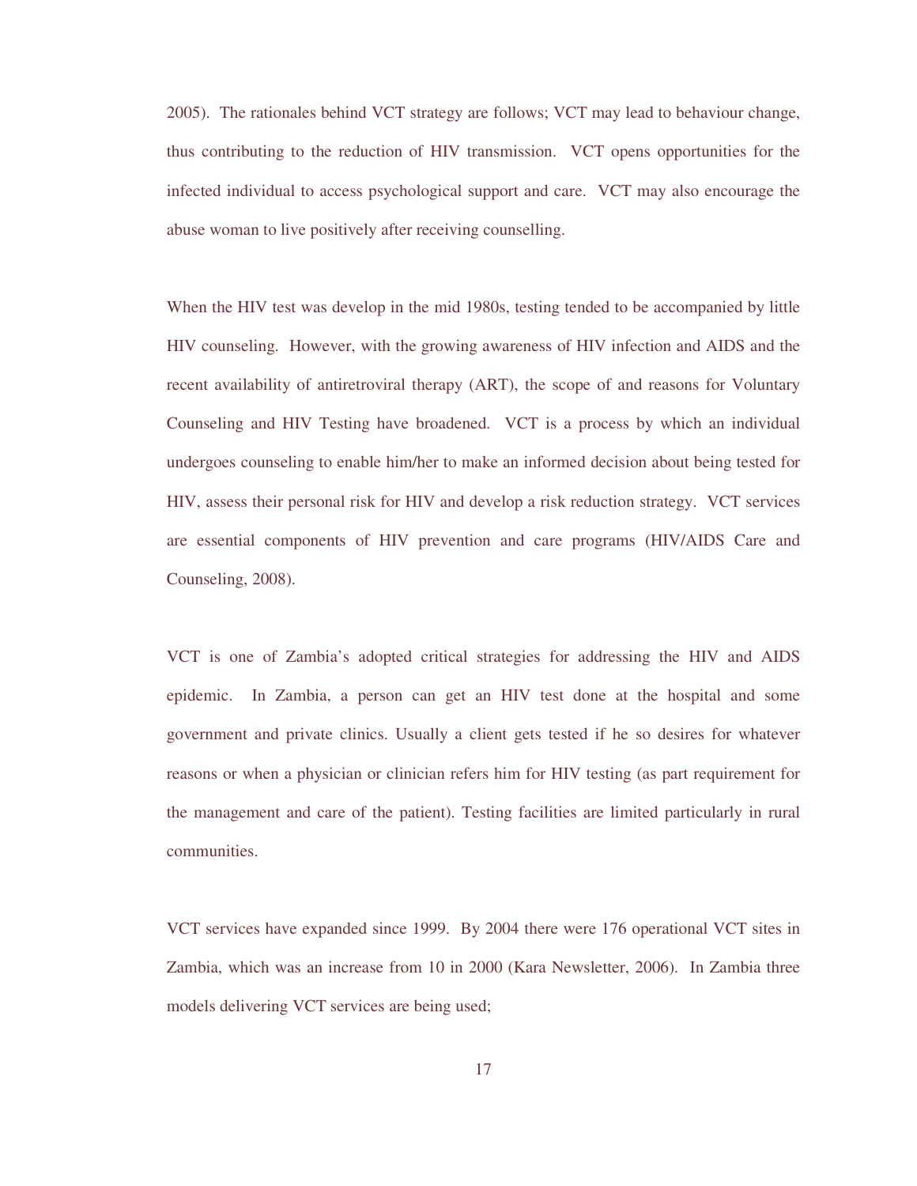2005). The rationales behind VCT strategy are follows; VCT may lead to behaviour change, thus contributing to the reduction of HIV transmission. VCT opens opportunities for the infected individual to access psychological support and care. VCT may also encourage the abuse woman to live positively after receiving counselling.

When the HIV test was develop in the mid 1980s, testing tended to be accompanied by little HIV counseling. However, with the growing awareness of HIV infection and AIDS and the recent availability of antiretroviral therapy (ART), the scope of and reasons for Voluntary Counseling and HIV Testing have broadened. VCT is a process by which an individual undergoes counseling to enable him/her to make an informed decision about being tested for HIV, assess their personal risk for HIV and develop a risk reduction strategy. VCT services are essential components of HIV prevention and care programs (HIV/AIDS Care and Counseling, 2008).

VCT is one of Zambia's adopted critical strategies for addressing the HIV and AIDS epidemic. In Zambia, a person can get an HIV test done at the hospital and some government and private clinics. Usually a client gets tested if he so desires for whatever reasons or when a physician or clinician refers him for HIV testing (as part requirement for the management and care of the patient). Testing facilities are limited particularly in rural communities.

VCT services have expanded since 1999. By 2004 there were 176 operational VCT sites in Zambia, which was an increase from 10 in 2000 (Kara Newsletter, 2006). In Zambia three models delivering VCT services are being used;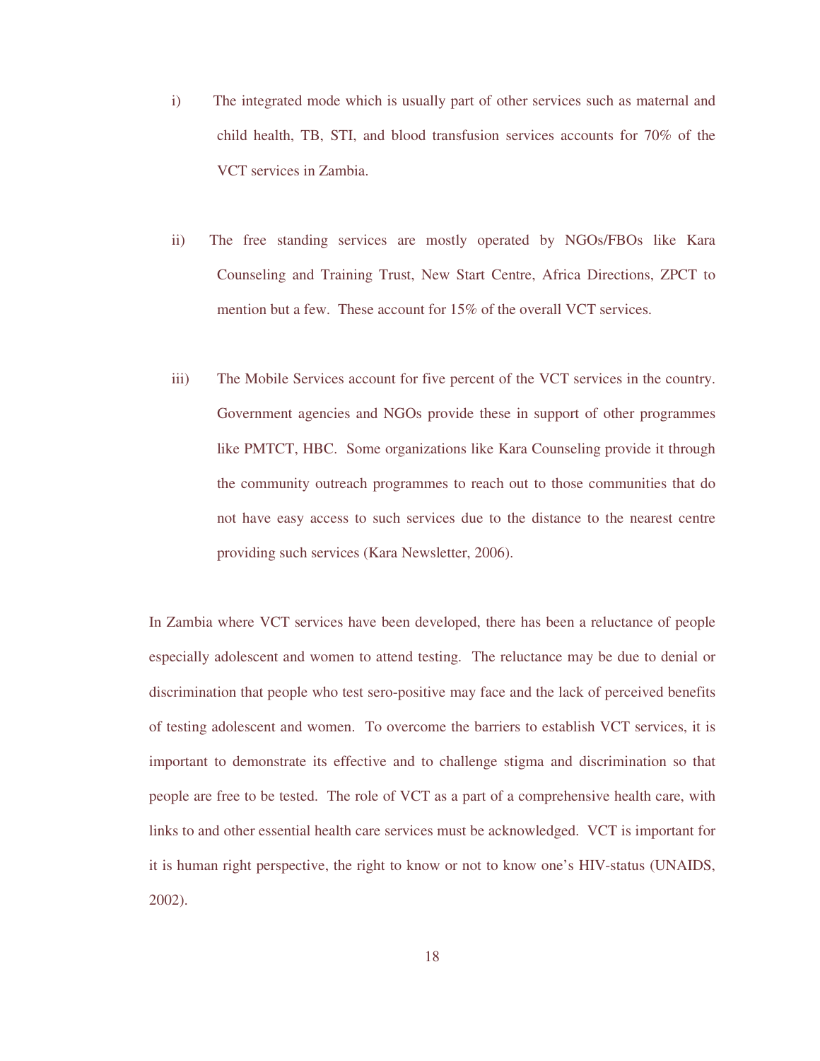i) The integrated mode which is usually part of other services such as maternal and child health, TB, STI, and blood transfusion services accounts for 70% of the VCT services in Zambia.

ii) The free standing services are mostly operated by NGOs/FBOs like Kara Counseling and Training Trust, New Start Centre, Africa Directions, ZPCT to mention but a few. These account for 15% of the overall VCT services.

iii) The Mobile Services account for five percent of the VCT services in the country. Government agencies and NGOs provide these in support of other programmes like PMTCT, HBC. Some organizations like Kara Counseling provide it through the community outreach programmes to reach out to those communities that do not have easy access to such services due to the distance to the nearest centre providing such services (Kara Newsletter, 2006).

In Zambia where VCT services have been developed, there has been a reluctance of people especially adolescent and women to attend testing. The reluctance may be due to denial or discrimination that people who test sero-positive may face and the lack of perceived benefits of testing adolescent and women. To overcome the barriers to establish VCT services, it is important to demonstrate its effective and to challenge stigma and discrimination so that people are free to be tested. The role of VCT as a part of a comprehensive health care, with links to and other essential health care services must be acknowledged. VCT is important for it is human right perspective, the right to know or not to know one's HIV-status (UNAIDS, 2002).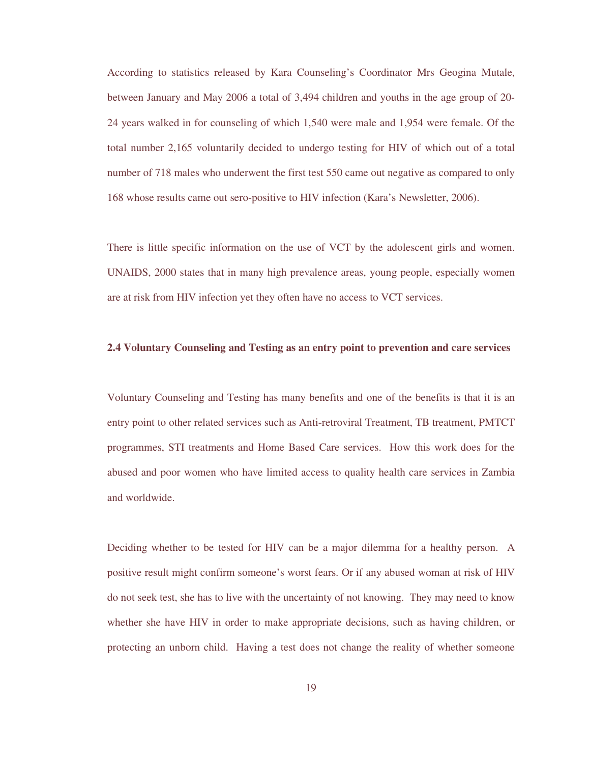According to statistics released by Kara Counseling's Coordinator Mrs Geogina Mutale, between January and May 2006 a total of 3,494 children and youths in the age group of 20-24 years walked in for counseling of which 1,540 were male and 1,954 were female. Of the total number 2,165 voluntarily decided to undergo testing for HIV of which out of a total number of 718 males who underwent the first test 550 came out negative as compared to only 168 whose results came out sero-positive to HIV infection (Kara's Newsletter, 2006).

There is little specific information on the use of VCT by the adolescent girls and women. UNAIDS, 2000 states that in many high prevalence areas, young people, especially women are at risk from HIV infection yet they often have no access to VCT services.

**2.4 Voluntary Counseling and Testing as an entry point to prevention and care services**

Voluntary Counseling and Testing has many benefits and one of the benefits is that it is an entry point to other related services such as Anti-retroviral Treatment, TB treatment, PMTCT programmes, STI treatments and Home Based Care services. How this work does for the abused and poor women who have limited access to quality health care services in Zambia and worldwide.

Deciding whether to be tested for HIV can be a major dilemma for a healthy person. A positive result might confirm someone's worst fears. Or if any abused woman at risk of HIV do not seek test, she has to live with the uncertainty of not knowing. They may need to know whether she have HIV in order to make appropriate decisions, such as having children, or protecting an unborn child. Having a test does not change the reality of whether someone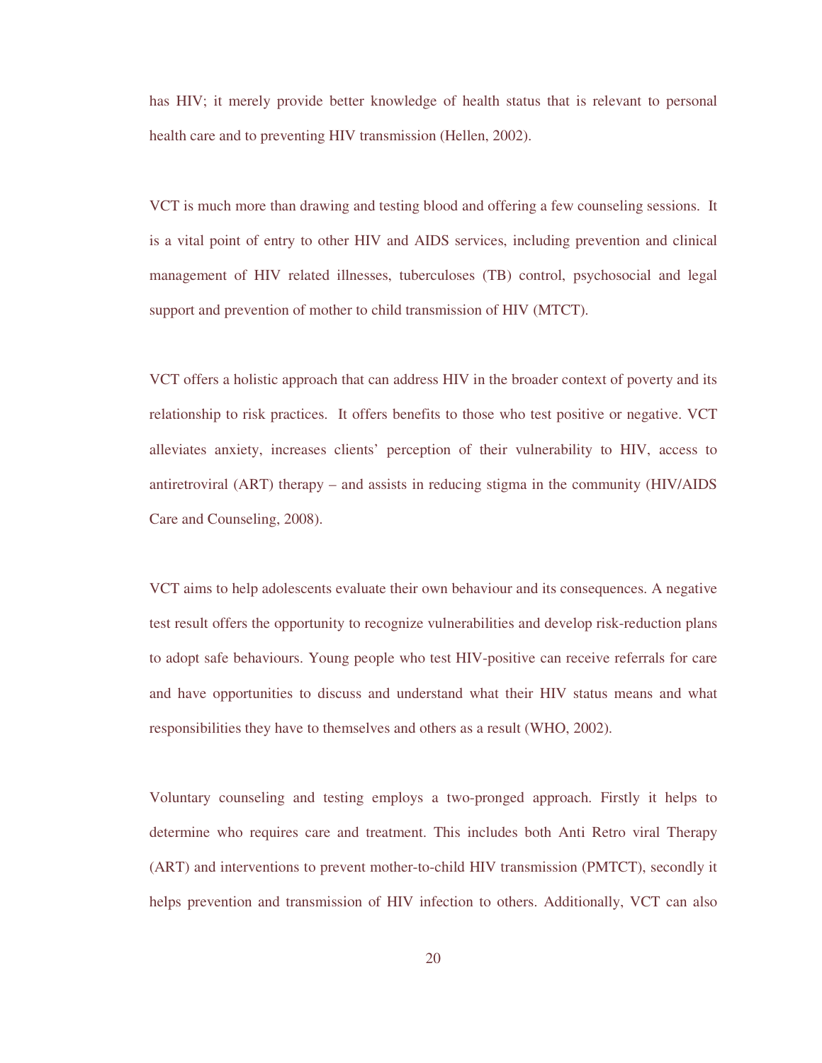has HIV; it merely provide better knowledge of health status that is relevant to personal health care and to preventing HIV transmission (Hellen, 2002).

VCT is much more than drawing and testing blood and offering a few counseling sessions. It is a vital point of entry to other HIV and AIDS services, including prevention and clinical management of HIV related illnesses, tuberculoses (TB) control, psychosocial and legal support and prevention of mother to child transmission of HIV (MTCT).

VCT offers a holistic approach that can address HIV in the broader context of poverty and its relationship to risk practices. It offers benefits to those who test positive or negative. VCT alleviates anxiety, increases clients' perception of their vulnerability to HIV, access to antiretroviral (ART) therapy – and assists in reducing stigma in the community (HIV/AIDS Care and Counseling, 2008).

VCT aims to help adolescents evaluate their own behaviour and its consequences. A negative test result offers the opportunity to recognize vulnerabilities and develop risk-reduction plans to adopt safe behaviours. Young people who test HIV-positive can receive referrals for care and have opportunities to discuss and understand what their HIV status means and what responsibilities they have to themselves and others as a result (WHO, 2002).

Voluntary counseling and testing employs a two-pronged approach. Firstly it helps to determine who requires care and treatment. This includes both Anti Retro viral Therapy (ART) and interventions to prevent mother-to-child HIV transmission (PMTCT), secondly it helps prevention and transmission of HIV infection to others. Additionally, VCT can also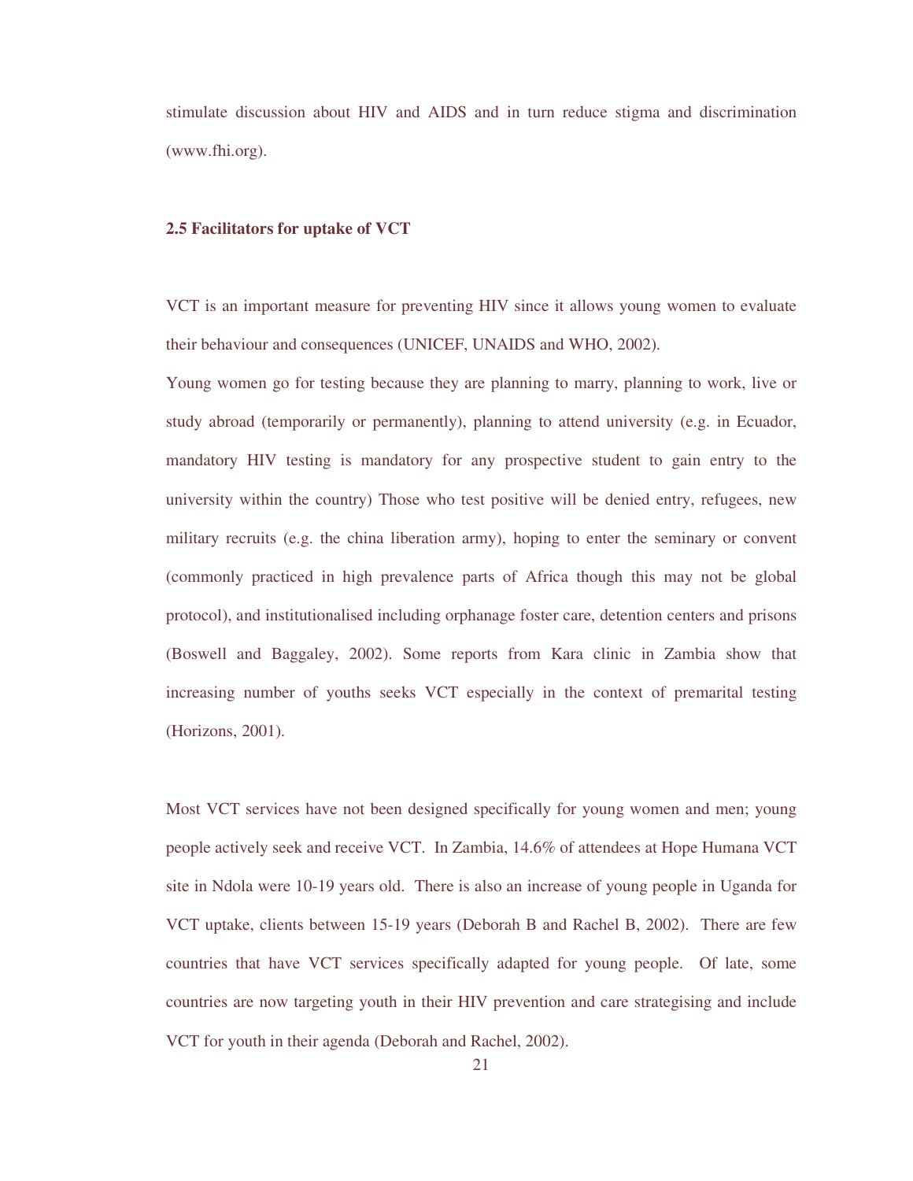stimulate discussion about HIV and AIDS and in turn reduce stigma and discrimination (www.fhi.org).

**2.5 Facilitators for uptake of VCT**

VCT is an important measure for preventing HIV since it allows young women to evaluate their behaviour and consequences (UNICEF, UNAIDS and WHO, 2002).

Young women go for testing because they are planning to marry, planning to work, live or study abroad (temporarily or permanently), planning to attend university (e.g. in Ecuador, mandatory HIV testing is mandatory for any prospective student to gain entry to the university within the country) Those who test positive will be denied entry, refugees, new military recruits (e.g. the china liberation army), hoping to enter the seminary or convent (commonly practiced in high prevalence parts of Africa though this may not be global protocol), and institutionalised including orphanage foster care, detention centers and prisons (Boswell and Baggaley, 2002). Some reports from Kara clinic in Zambia show that increasing number of youths seeks VCT especially in the context of premarital testing (Horizons, 2001).

Most VCT services have not been designed specifically for young women and men; young people actively seek and receive VCT. In Zambia, 14.6% of attendees at Hope Humana VCT site in Ndola were 10-19 years old. There is also an increase of young people in Uganda for VCT uptake, clients between 15-19 years (Deborah B and Rachel B, 2002). There are few countries that have VCT services specifically adapted for young people. Of late, some countries are now targeting youth in their HIV prevention and care strategising and include VCT for youth in their agenda (Deborah and Rachel, 2002).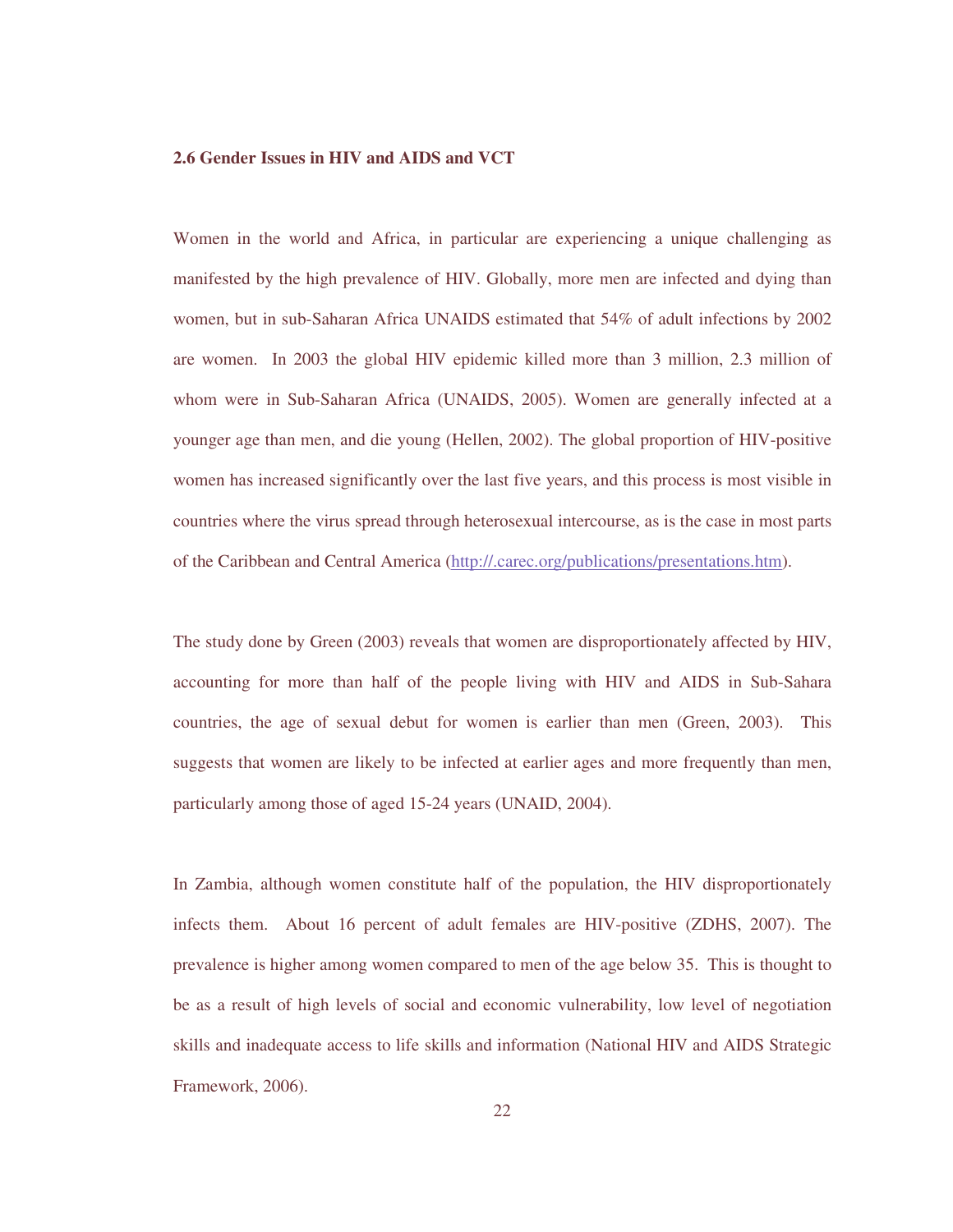## 2.6 Gender Issues in HIV and AIDS and VCT

Women in the world and Africa, in particular are experiencing a unique challenging as manifested by the high prevalence of HIV. Globally, more men are infected and dying than women, but in sub-Saharan Africa UNAIDS estimated that 54% of adult infections by 2002 are women. In 2003 the global HIV epidemic killed more than 3 million, 2.3 million of whom were in Sub-Saharan Africa (UNAIDS, 2005). Women are generally infected at a younger age than men, and die young (Hellen, 2002). The global proportion of HIV-positive women has increased significantly over the last five years, and this process is most visible in countries where the virus spread through heterosexual intercourse, as is the case in most parts of the Caribbean and Central America (http://.carec.org/publications/presentations.htm).

The study done by Green (2003) reveals that women are disproportionately affected by HIV, accounting for more than half of the people living with HIV and AIDS in Sub-Sahara countries, the age of sexual debut for women is earlier than men (Green, 2003). This suggests that women are likely to be infected at earlier ages and more frequently than men, particularly among those of aged 15-24 years (UNAID, 2004).

In Zambia, although women constitute half of the population, the HIV disproportionately infects them. About 16 percent of adult females are HIV-positive (ZDHS, 2007). The prevalence is higher among women compared to men of the age below 35. This is thought to be as a result of high levels of social and economic vulnerability, low level of negotiation skills and inadequate access to life skills and information (National HIV and AIDS Strategic Framework, 2006).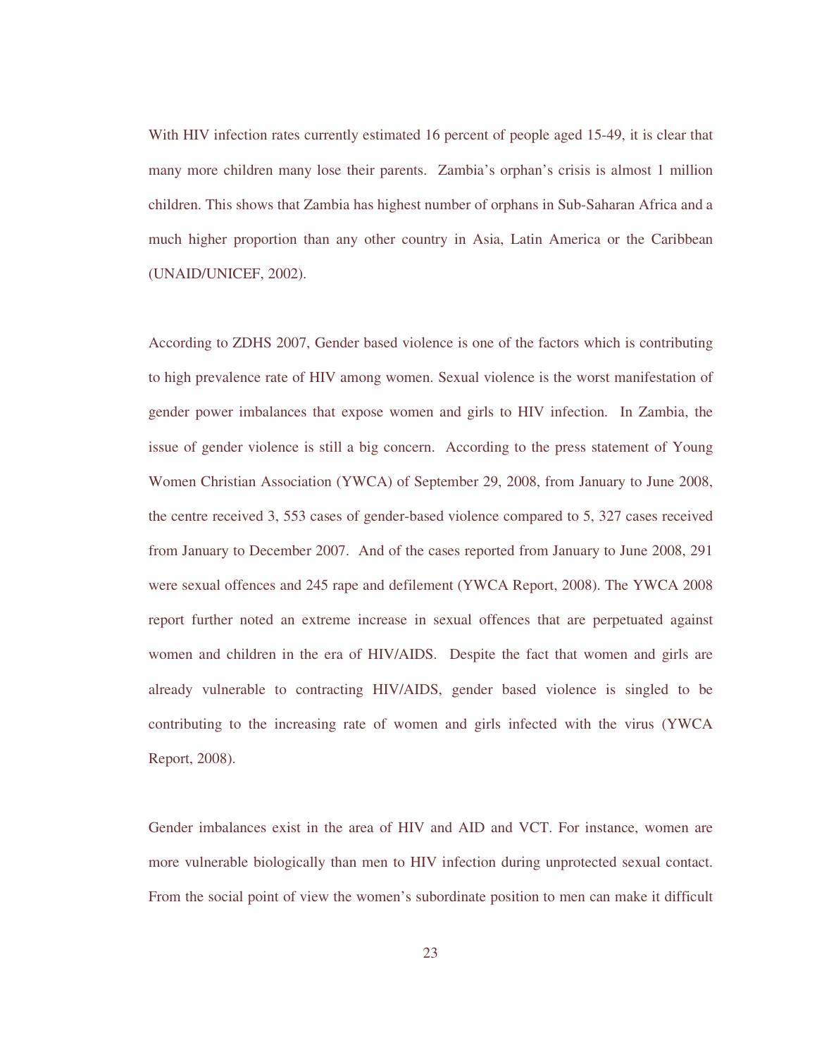With HIV infection rates currently estimated 16 percent of people aged 15-49, it is clear that many more children many lose their parents. Zambia's orphan's crisis is almost 1 million children. This shows that Zambia has highest number of orphans in Sub-Saharan Africa and a much higher proportion than any other country in Asia, Latin America or the Caribbean (UNAID/UNICEF, 2002).

According to ZDHS 2007, Gender based violence is one of the factors which is contributing to high prevalence rate of HIV among women. Sexual violence is the worst manifestation of gender power imbalances that expose women and girls to HIV infection. In Zambia, the issue of gender violence is still a big concern. According to the press statement of Young Women Christian Association (YWCA) of September 29, 2008, from January to June 2008, the centre received 3, 553 cases of gender-based violence compared to 5, 327 cases received from January to December 2007. And of the cases reported from January to June 2008, 291 were sexual offences and 245 rape and defilement (YWCA Report, 2008). The YWCA 2008 report further noted an extreme increase in sexual offences that are perpetuated against women and children in the era of HIV/AIDS. Despite the fact that women and girls are already vulnerable to contracting HIV/AIDS, gender based violence is singled to be contributing to the increasing rate of women and girls infected with the virus (YWCA Report, 2008).

Gender imbalances exist in the area of HIV and AID and VCT. For instance, women are more vulnerable biologically than men to HIV infection during unprotected sexual contact. From the social point of view the women's subordinate position to men can make it difficult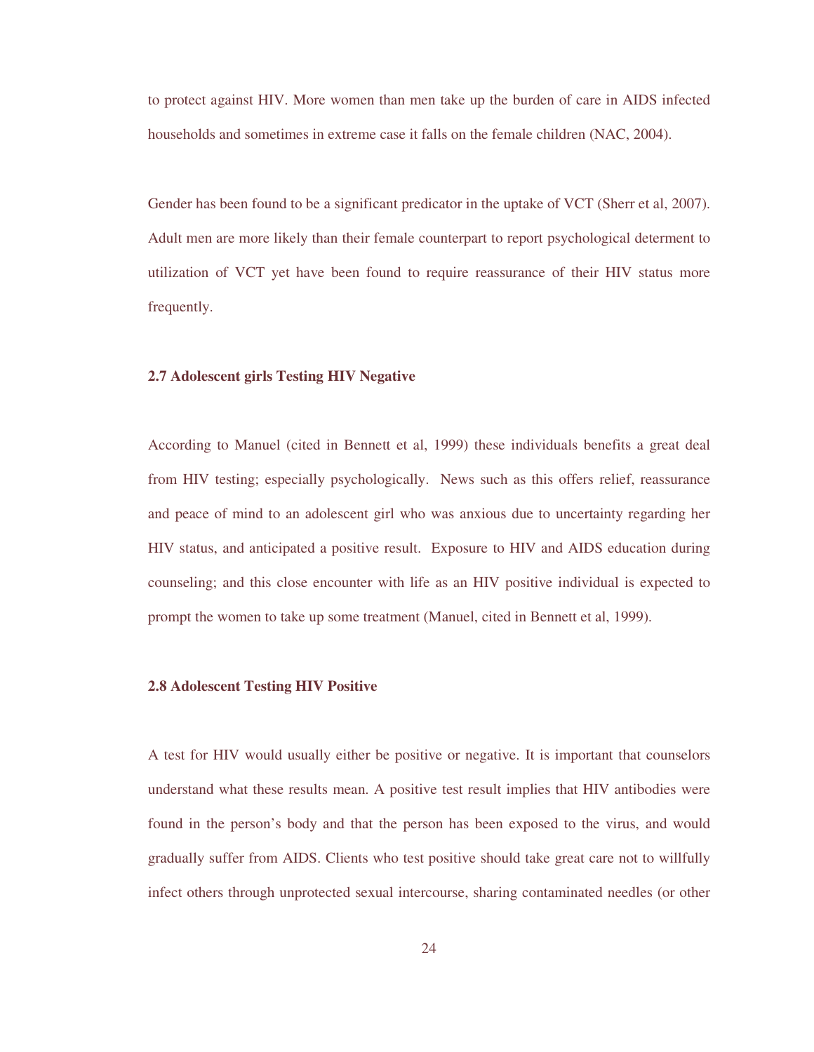to protect against HIV. More women than men take up the burden of care in AIDS infected households and sometimes in extreme case it falls on the female children (NAC, 2004).

Gender has been found to be a significant predicator in the uptake of VCT (Sherr et al, 2007). Adult men are more likely than their female counterpart to report psychological determent to utilization of VCT yet have been found to require reassurance of their HIV status more frequently.

### 2.7 Adolescent girls Testing HIV Negative

According to Manuel (cited in Bennett et al, 1999) these individuals benefits a great deal from HIV testing; especially psychologically. News such as this offers relief, reassurance and peace of mind to an adolescent girl who was anxious due to uncertainty regarding her HIV status, and anticipated a positive result. Exposure to HIV and AIDS education during counseling; and this close encounter with life as an HIV positive individual is expected to prompt the women to take up some treatment (Manuel, cited in Bennett et al, 1999).

### 2.8 Adolescent Testing HIV Positive

A test for HIV would usually either be positive or negative. It is important that counselors understand what these results mean. A positive test result implies that HIV antibodies were found in the person's body and that the person has been exposed to the virus, and would gradually suffer from AIDS. Clients who test positive should take great care not to willfully infect others through unprotected sexual intercourse, sharing contaminated needles (or other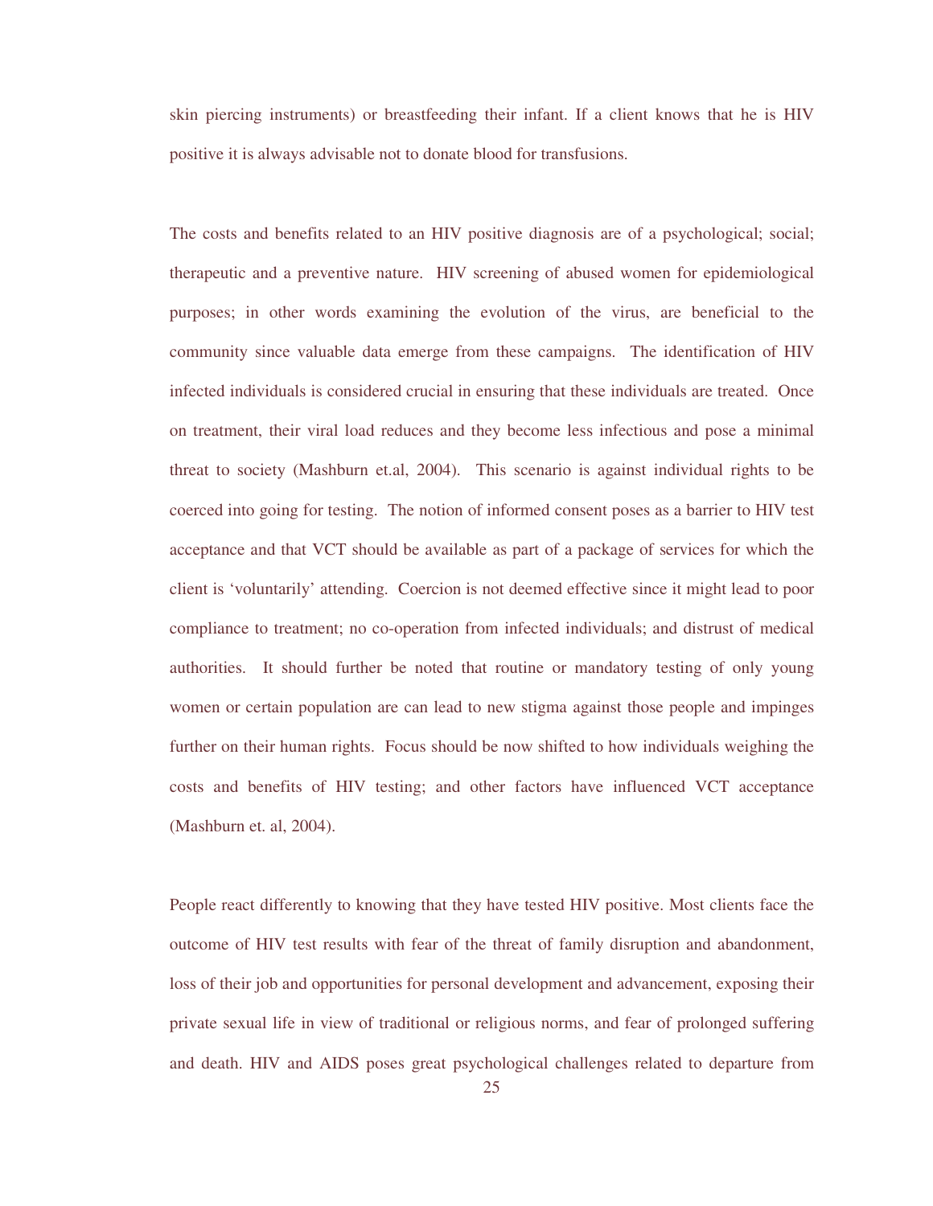skin piercing instruments) or breastfeeding their infant. If a client knows that he is HIV positive it is always advisable not to donate blood for transfusions.

The costs and benefits related to an HIV positive diagnosis are of a psychological; social; therapeutic and a preventive nature. HIV screening of abused women for epidemiological purposes; in other words examining the evolution of the virus, are beneficial to the community since valuable data emerge from these campaigns. The identification of HIV infected individuals is considered crucial in ensuring that these individuals are treated. Once on treatment, their viral load reduces and they become less infectious and pose a minimal threat to society (Mashburn et.al, 2004). This scenario is against individual rights to be coerced into going for testing. The notion of informed consent poses as a barrier to HIV test acceptance and that VCT should be available as part of a package of services for which the client is 'voluntarily' attending. Coercion is not deemed effective since it might lead to poor compliance to treatment; no co-operation from infected individuals; and distrust of medical authorities. It should further be noted that routine or mandatory testing of only young women or certain population are can lead to new stigma against those people and impinges further on their human rights. Focus should be now shifted to how individuals weighing the costs and benefits of HIV testing; and other factors have influenced VCT acceptance (Mashburn et. al, 2004).

People react differently to knowing that they have tested HIV positive. Most clients face the outcome of HIV test results with fear of the threat of family disruption and abandonment, loss of their job and opportunities for personal development and advancement, exposing their private sexual life in view of traditional or religious norms, and fear of prolonged suffering and death. HIV and AIDS poses great psychological challenges related to departure from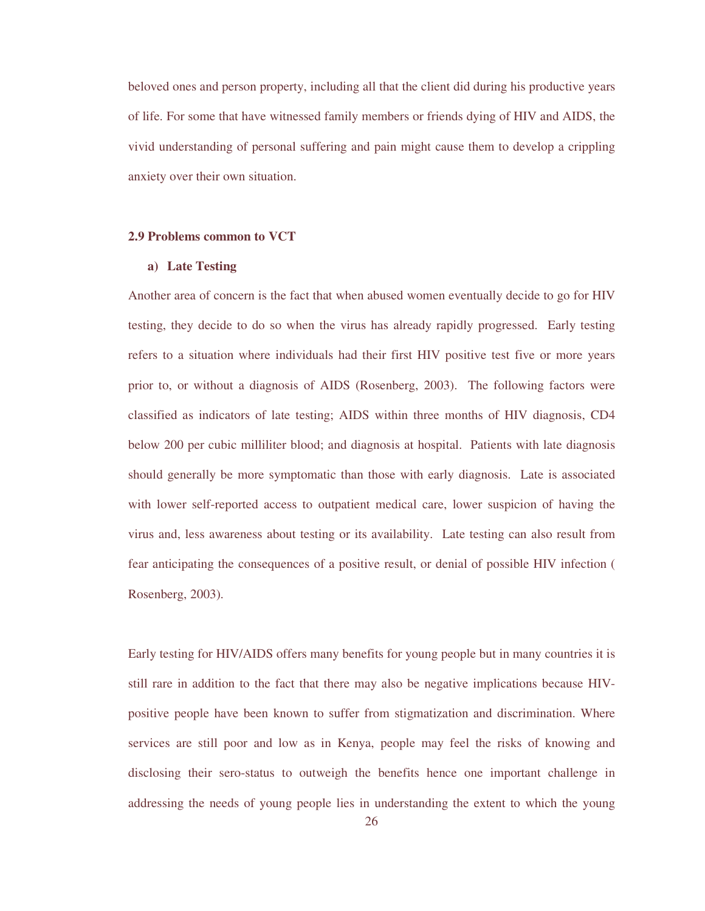beloved ones and person property, including all that the client did during his productive years of life. For some that have witnessed family members or friends dying of HIV and AIDS, the vivid understanding of personal suffering and pain might cause them to develop a crippling anxiety over their own situation.

### 2.9 Problems common to VCT

**a) Late Testing**

Another area of concern is the fact that when abused women eventually decide to go for HIV testing, they decide to do so when the virus has already rapidly progressed. Early testing refers to a situation where individuals had their first HIV positive test five or more years prior to, or without a diagnosis of AIDS (Rosenberg, 2003). The following factors were classified as indicators of late testing; AIDS within three months of HIV diagnosis, CD4 below 200 per cubic milliliter blood; and diagnosis at hospital. Patients with late diagnosis should generally be more symptomatic than those with early diagnosis. Late is associated with lower self-reported access to outpatient medical care, lower suspicion of having the virus and, less awareness about testing or its availability. Late testing can also result from fear anticipating the consequences of a positive result, or denial of possible HIV infection ( Rosenberg, 2003).

Early testing for HIV/AIDS offers many benefits for young people but in many countries it is still rare in addition to the fact that there may also be negative implications because HIV-positive people have been known to suffer from stigmatization and discrimination. Where services are still poor and low as in Kenya, people may feel the risks of knowing and disclosing their sero-status to outweigh the benefits hence one important challenge in addressing the needs of young people lies in understanding the extent to which the young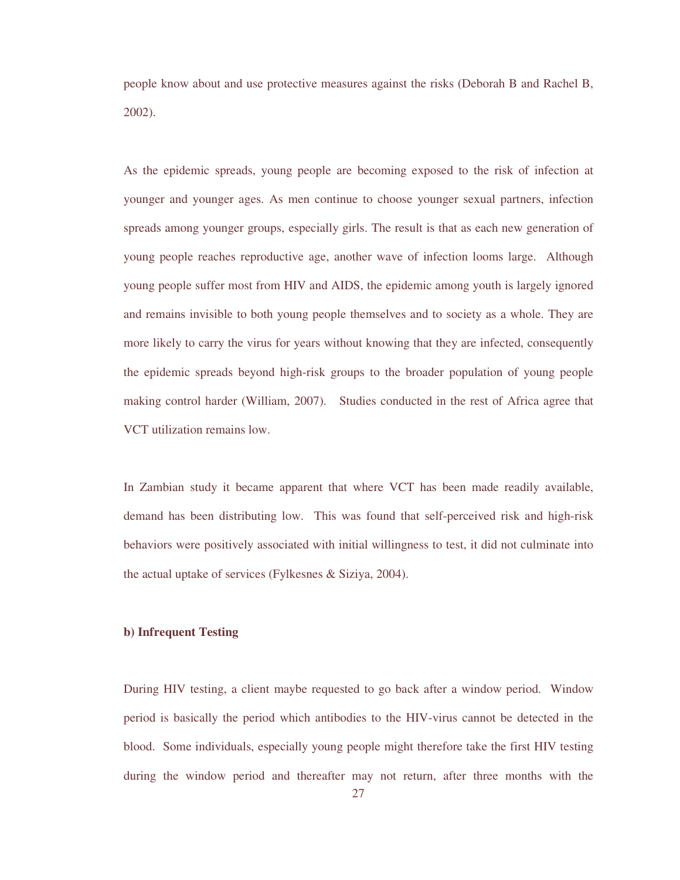people know about and use protective measures against the risks (Deborah B and Rachel B, 2002).

As the epidemic spreads, young people are becoming exposed to the risk of infection at younger and younger ages. As men continue to choose younger sexual partners, infection spreads among younger groups, especially girls. The result is that as each new generation of young people reaches reproductive age, another wave of infection looms large. Although young people suffer most from HIV and AIDS, the epidemic among youth is largely ignored and remains invisible to both young people themselves and to society as a whole. They are more likely to carry the virus for years without knowing that they are infected, consequently the epidemic spreads beyond high-risk groups to the broader population of young people making control harder (William, 2007). Studies conducted in the rest of Africa agree that VCT utilization remains low.

In Zambian study it became apparent that where VCT has been made readily available, demand has been distributing low. This was found that self-perceived risk and high-risk behaviors were positively associated with initial willingness to test, it did not culminate into the actual uptake of services (Fylkesnes & Siziya, 2004).

**b) Infrequent Testing**

During HIV testing, a client maybe requested to go back after a window period. Window period is basically the period which antibodies to the HIV-virus cannot be detected in the blood. Some individuals, especially young people might therefore take the first HIV testing during the window period and thereafter may not return, after three months with the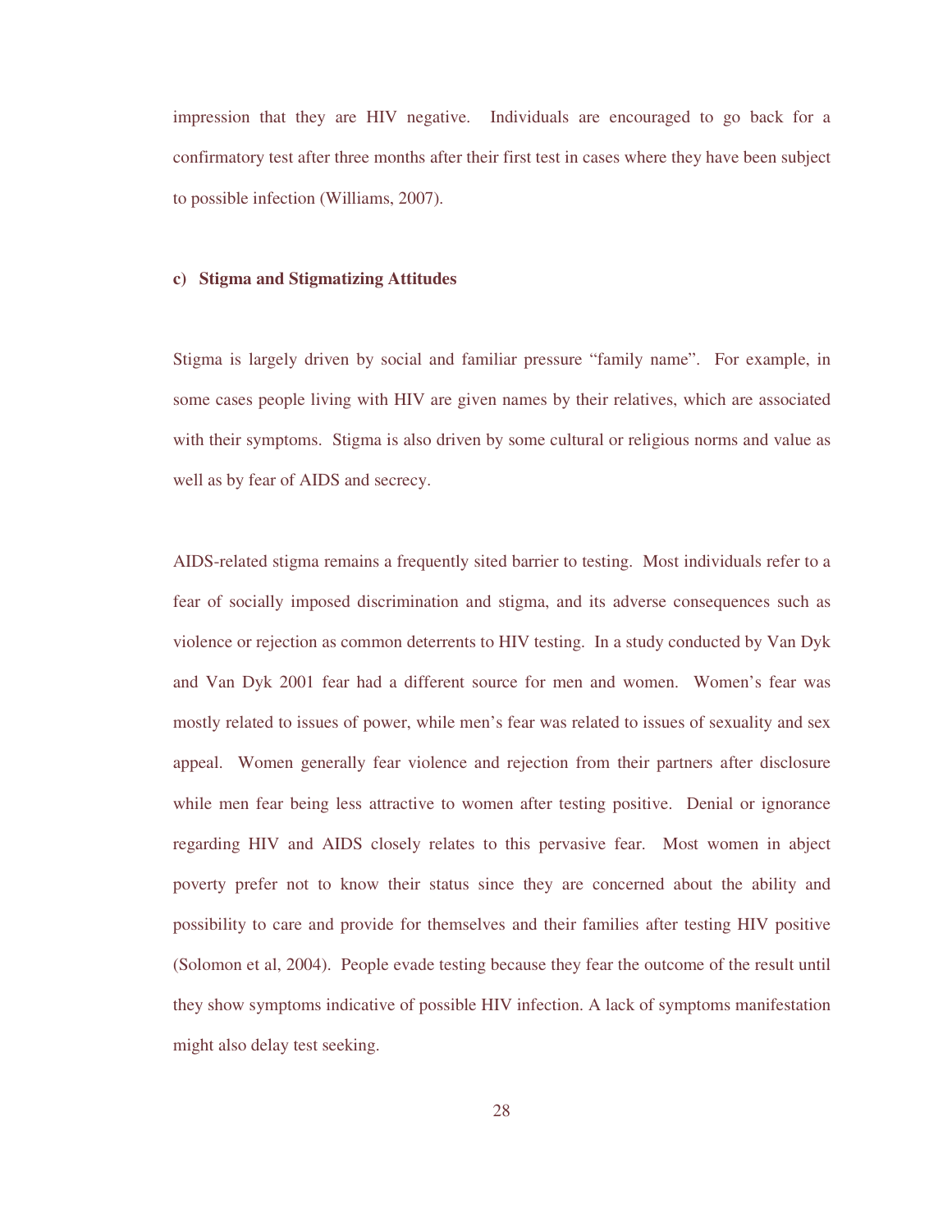impression that they are HIV negative. Individuals are encouraged to go back for a confirmatory test after three months after their first test in cases where they have been subject to possible infection (Williams, 2007).

**c) Stigma and Stigmatizing Attitudes**

Stigma is largely driven by social and familiar pressure "family name". For example, in some cases people living with HIV are given names by their relatives, which are associated with their symptoms. Stigma is also driven by some cultural or religious norms and value as well as by fear of AIDS and secrecy.

AIDS-related stigma remains a frequently sited barrier to testing. Most individuals refer to a fear of socially imposed discrimination and stigma, and its adverse consequences such as violence or rejection as common deterrents to HIV testing. In a study conducted by Van Dyk and Van Dyk 2001 fear had a different source for men and women. Women's fear was mostly related to issues of power, while men's fear was related to issues of sexuality and sex appeal. Women generally fear violence and rejection from their partners after disclosure while men fear being less attractive to women after testing positive. Denial or ignorance regarding HIV and AIDS closely relates to this pervasive fear. Most women in abject poverty prefer not to know their status since they are concerned about the ability and possibility to care and provide for themselves and their families after testing HIV positive (Solomon et al, 2004). People evade testing because they fear the outcome of the result until they show symptoms indicative of possible HIV infection. A lack of symptoms manifestation might also delay test seeking.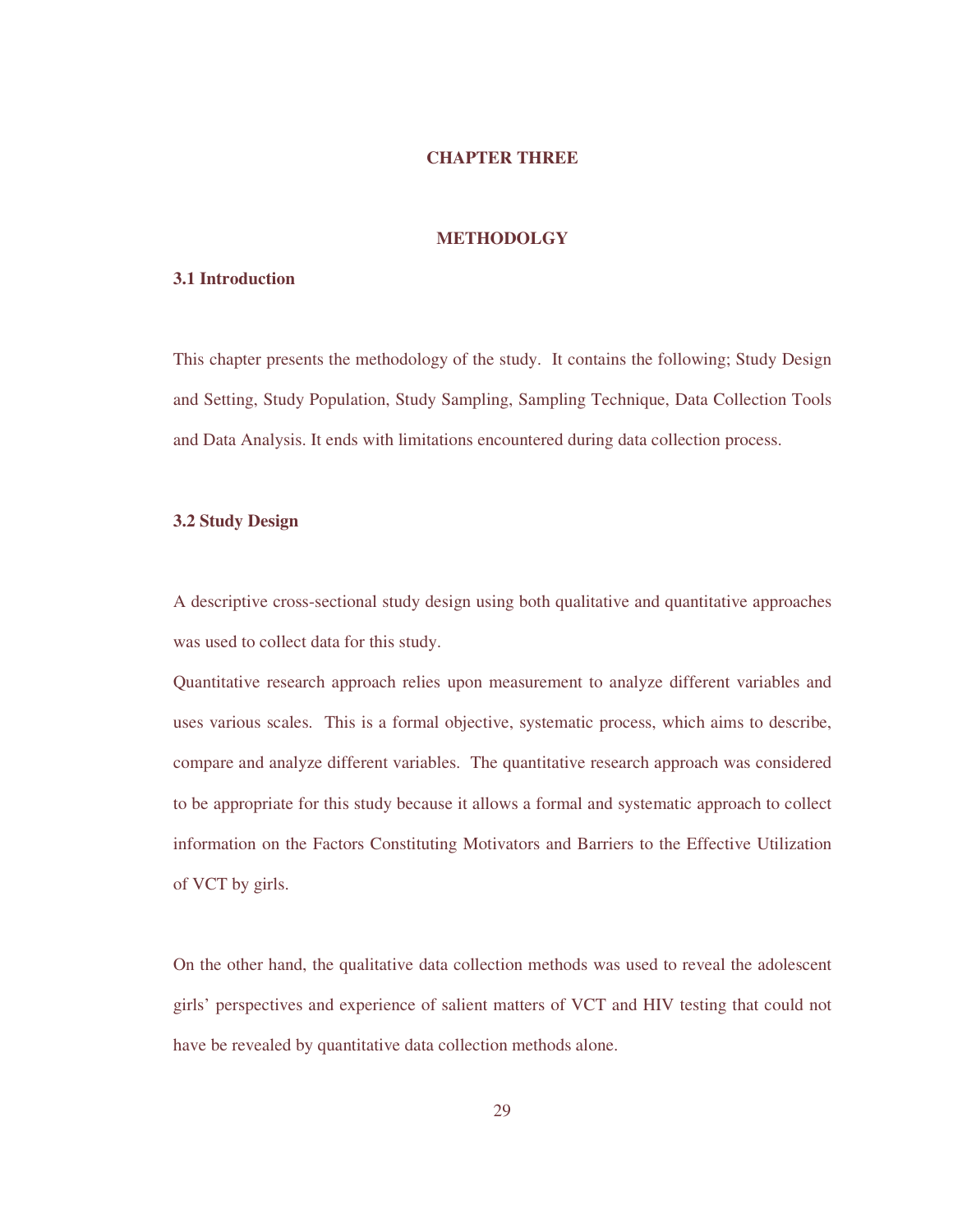# CHAPTER THREE

# METHODOLGY

## 3.1 Introduction

This chapter presents the methodology of the study. It contains the following; Study Design and Setting, Study Population, Study Sampling, Sampling Technique, Data Collection Tools and Data Analysis. It ends with limitations encountered during data collection process.

## 3.2 Study Design

A descriptive cross-sectional study design using both qualitative and quantitative approaches was used to collect data for this study.

Quantitative research approach relies upon measurement to analyze different variables and uses various scales. This is a formal objective, systematic process, which aims to describe, compare and analyze different variables. The quantitative research approach was considered to be appropriate for this study because it allows a formal and systematic approach to collect information on the Factors Constituting Motivators and Barriers to the Effective Utilization of VCT by girls.

On the other hand, the qualitative data collection methods was used to reveal the adolescent girls' perspectives and experience of salient matters of VCT and HIV testing that could not have be revealed by quantitative data collection methods alone.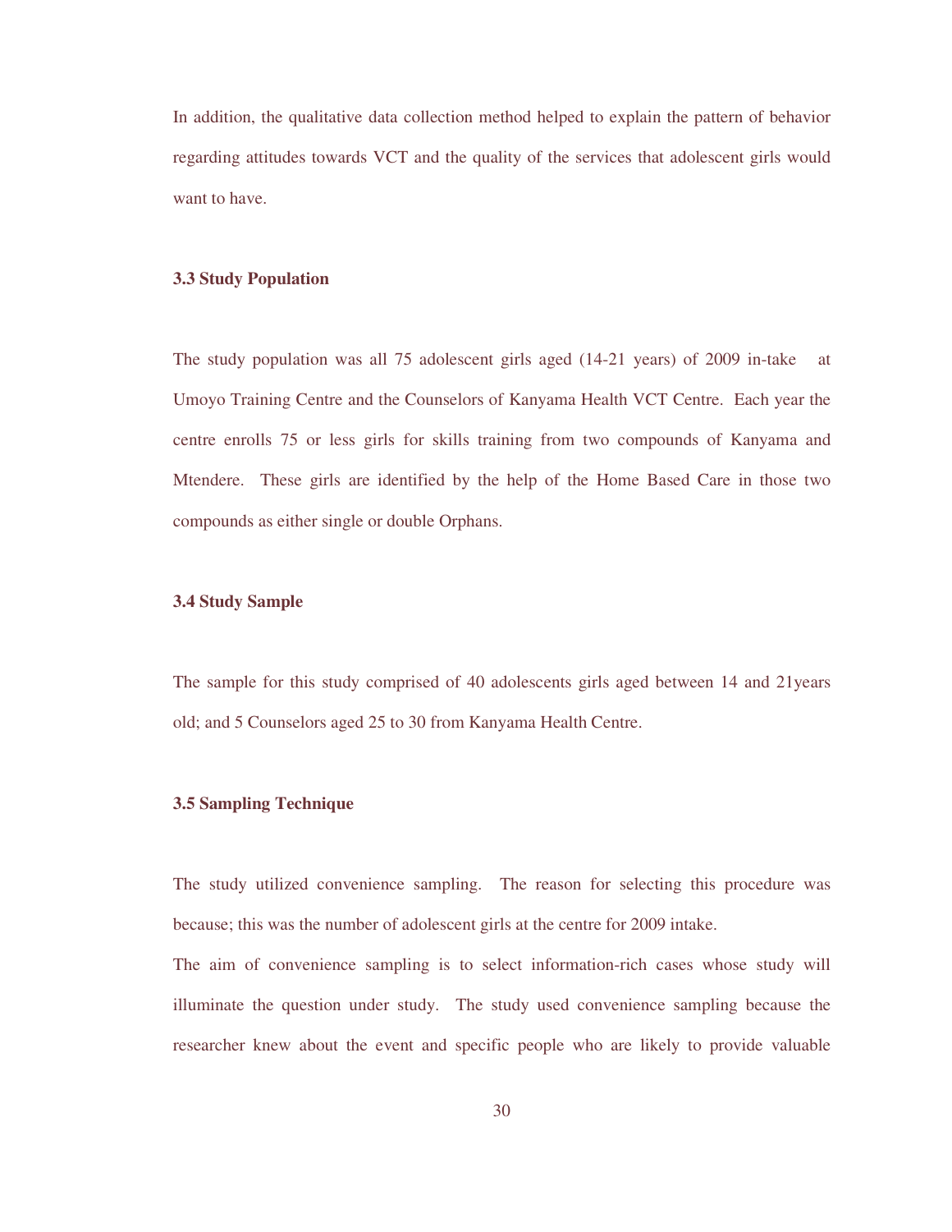In addition, the qualitative data collection method helped to explain the pattern of behavior regarding attitudes towards VCT and the quality of the services that adolescent girls would want to have.

### 3.3 Study Population

The study population was all 75 adolescent girls aged (14-21 years) of 2009 in-take at Umoyo Training Centre and the Counselors of Kanyama Health VCT Centre. Each year the centre enrolls 75 or less girls for skills training from two compounds of Kanyama and Mtendere. These girls are identified by the help of the Home Based Care in those two compounds as either single or double Orphans.

### 3.4 Study Sample

The sample for this study comprised of 40 adolescents girls aged between 14 and 21years old; and 5 Counselors aged 25 to 30 from Kanyama Health Centre.

### 3.5 Sampling Technique

The study utilized convenience sampling. The reason for selecting this procedure was because; this was the number of adolescent girls at the centre for 2009 intake.

The aim of convenience sampling is to select information-rich cases whose study will illuminate the question under study. The study used convenience sampling because the researcher knew about the event and specific people who are likely to provide valuable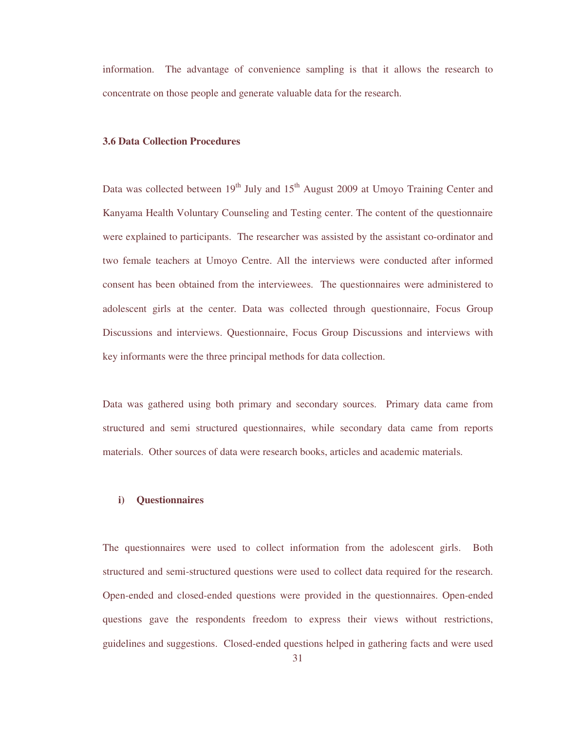information. The advantage of convenience sampling is that it allows the research to concentrate on those people and generate valuable data for the research.

### 3.6 Data Collection Procedures

Data was collected between 19th July and 15th August 2009 at Umoyo Training Center and Kanyama Health Voluntary Counseling and Testing center. The content of the questionnaire were explained to participants. The researcher was assisted by the assistant co-ordinator and two female teachers at Umoyo Centre. All the interviews were conducted after informed consent has been obtained from the interviewees. The questionnaires were administered to adolescent girls at the center. Data was collected through questionnaire, Focus Group Discussions and interviews. Questionnaire, Focus Group Discussions and interviews with key informants were the three principal methods for data collection.

Data was gathered using both primary and secondary sources. Primary data came from structured and semi structured questionnaires, while secondary data came from reports materials. Other sources of data were research books, articles and academic materials.

**i) Questionnaires**

The questionnaires were used to collect information from the adolescent girls. Both structured and semi-structured questions were used to collect data required for the research. Open-ended and closed-ended questions were provided in the questionnaires. Open-ended questions gave the respondents freedom to express their views without restrictions, guidelines and suggestions. Closed-ended questions helped in gathering facts and were used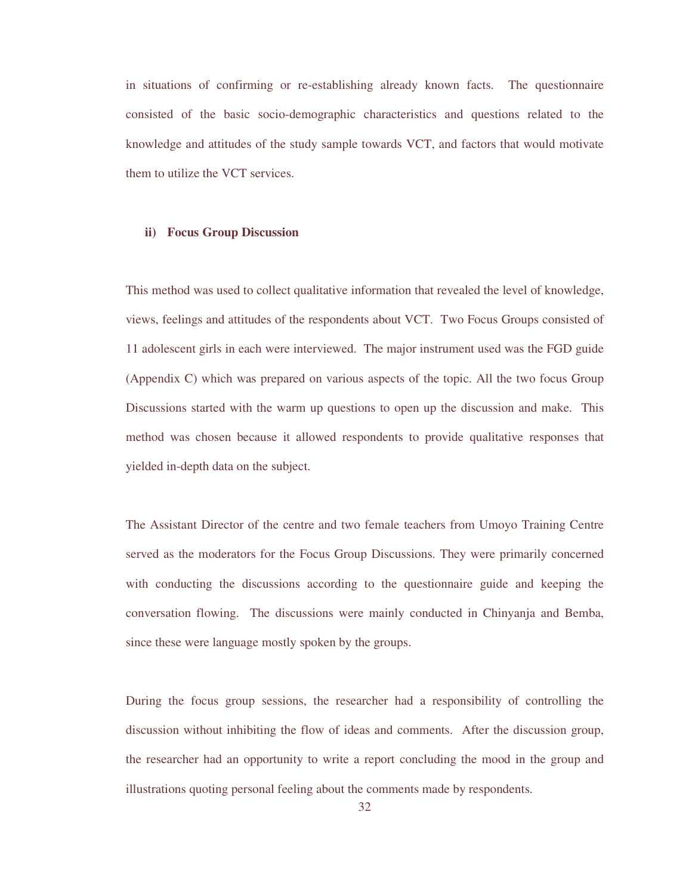in situations of confirming or re-establishing already known facts. The questionnaire consisted of the basic socio-demographic characteristics and questions related to the knowledge and attitudes of the study sample towards VCT, and factors that would motivate them to utilize the VCT services.

**ii) Focus Group Discussion**

This method was used to collect qualitative information that revealed the level of knowledge, views, feelings and attitudes of the respondents about VCT. Two Focus Groups consisted of 11 adolescent girls in each were interviewed. The major instrument used was the FGD guide (Appendix C) which was prepared on various aspects of the topic. All the two focus Group Discussions started with the warm up questions to open up the discussion and make. This method was chosen because it allowed respondents to provide qualitative responses that yielded in-depth data on the subject.

The Assistant Director of the centre and two female teachers from Umoyo Training Centre served as the moderators for the Focus Group Discussions. They were primarily concerned with conducting the discussions according to the questionnaire guide and keeping the conversation flowing. The discussions were mainly conducted in Chinyanja and Bemba, since these were language mostly spoken by the groups.

During the focus group sessions, the researcher had a responsibility of controlling the discussion without inhibiting the flow of ideas and comments. After the discussion group, the researcher had an opportunity to write a report concluding the mood in the group and illustrations quoting personal feeling about the comments made by respondents.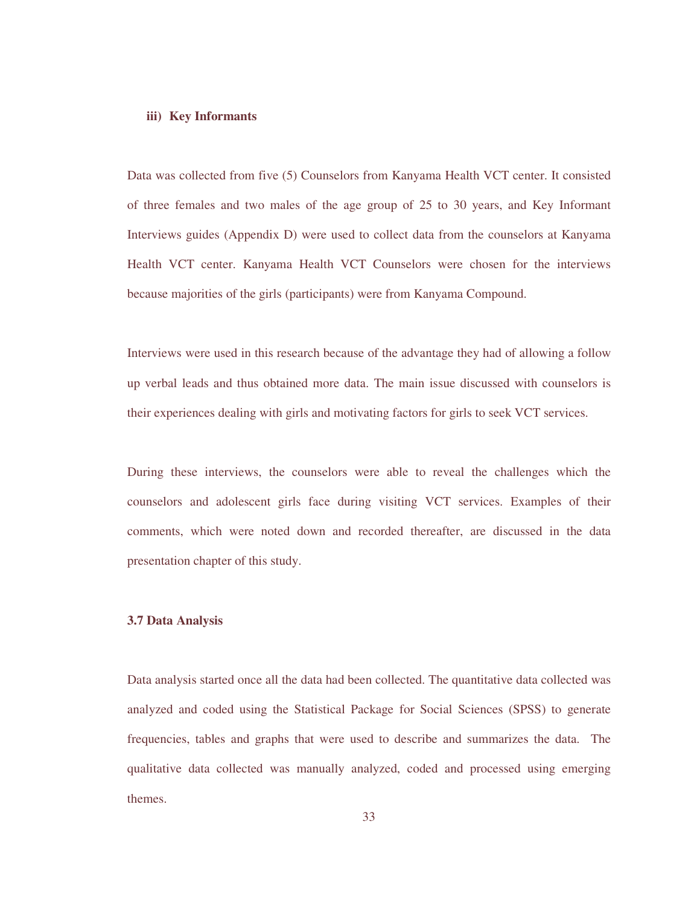#### iii) Key Informants

Data was collected from five (5) Counselors from Kanyama Health VCT center. It consisted of three females and two males of the age group of 25 to 30 years, and Key Informant Interviews guides (Appendix D) were used to collect data from the counselors at Kanyama Health VCT center. Kanyama Health VCT Counselors were chosen for the interviews because majorities of the girls (participants) were from Kanyama Compound.

Interviews were used in this research because of the advantage they had of allowing a follow up verbal leads and thus obtained more data. The main issue discussed with counselors is their experiences dealing with girls and motivating factors for girls to seek VCT services.

During these interviews, the counselors were able to reveal the challenges which the counselors and adolescent girls face during visiting VCT services. Examples of their comments, which were noted down and recorded thereafter, are discussed in the data presentation chapter of this study.

### 3.7 Data Analysis

Data analysis started once all the data had been collected. The quantitative data collected was analyzed and coded using the Statistical Package for Social Sciences (SPSS) to generate frequencies, tables and graphs that were used to describe and summarizes the data. The qualitative data collected was manually analyzed, coded and processed using emerging themes.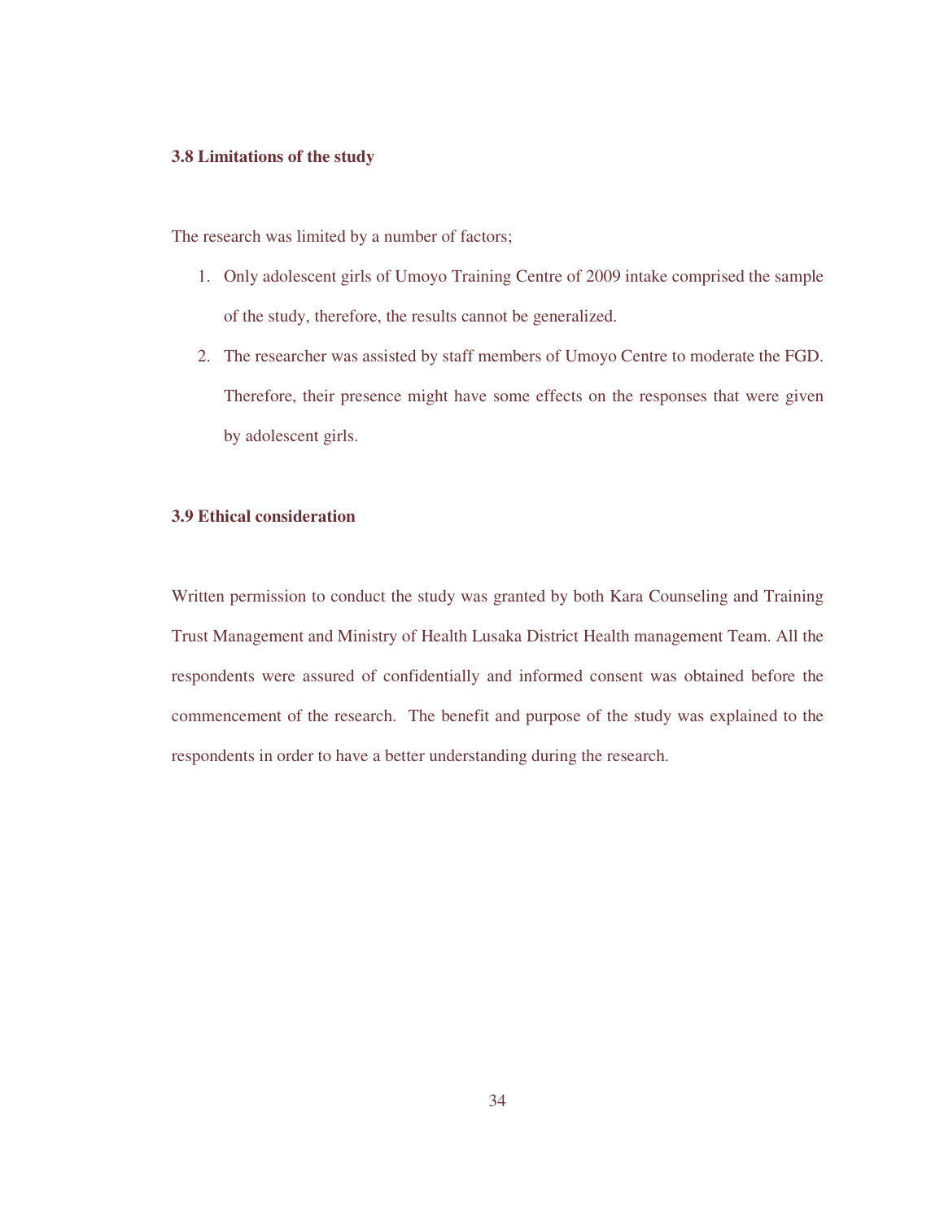### 3.8 Limitations of the study

The research was limited by a number of factors;

1. Only adolescent girls of Umoyo Training Centre of 2009 intake comprised the sample of the study, therefore, the results cannot be generalized.
2. The researcher was assisted by staff members of Umoyo Centre to moderate the FGD. Therefore, their presence might have some effects on the responses that were given by adolescent girls.

### 3.9 Ethical consideration

Written permission to conduct the study was granted by both Kara Counseling and Training Trust Management and Ministry of Health Lusaka District Health management Team. All the respondents were assured of confidentially and informed consent was obtained before the commencement of the research. The benefit and purpose of the study was explained to the respondents in order to have a better understanding during the research.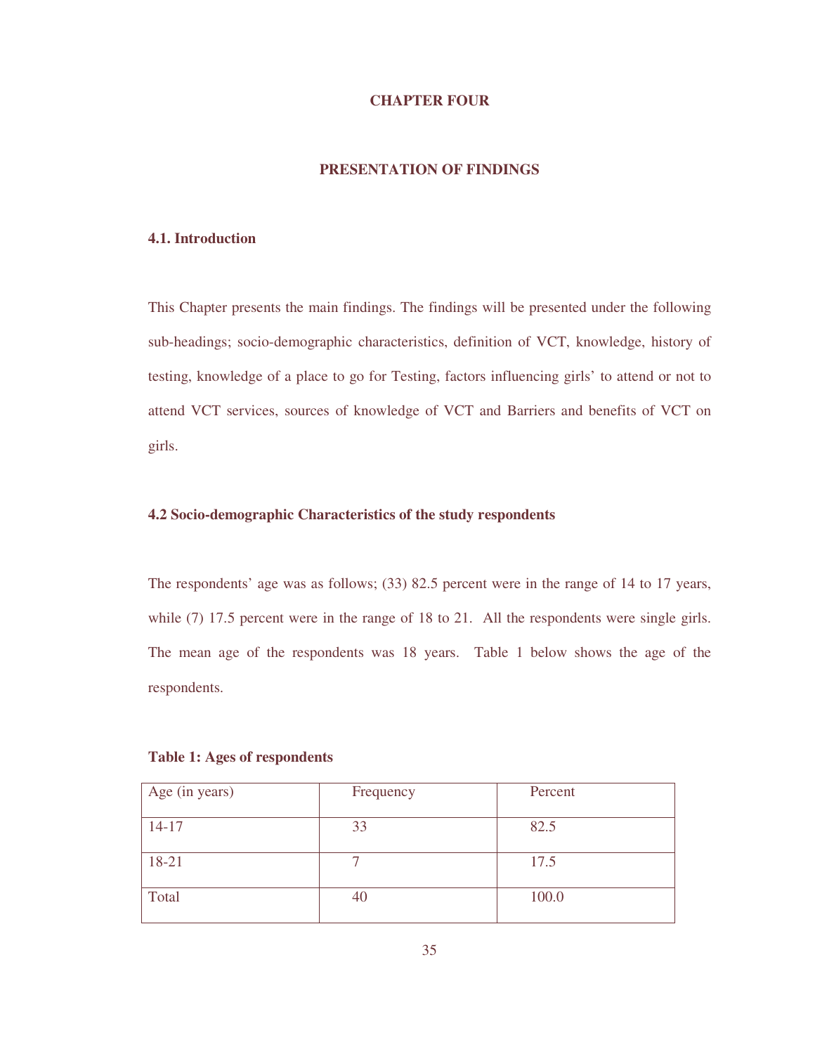# CHAPTER FOUR

## PRESENTATION OF FINDINGS

### 4.1. Introduction

This Chapter presents the main findings. The findings will be presented under the following sub-headings; socio-demographic characteristics, definition of VCT, knowledge, history of testing, knowledge of a place to go for Testing, factors influencing girls' to attend or not to attend VCT services, sources of knowledge of VCT and Barriers and benefits of VCT on girls.

### 4.2 Socio-demographic Characteristics of the study respondents

The respondents' age was as follows; (33) 82.5 percent were in the range of 14 to 17 years, while (7) 17.5 percent were in the range of 18 to 21. All the respondents were single girls. The mean age of the respondents was 18 years. Table 1 below shows the age of the respondents.

**Table 1: Ages of respondents**

| Age (in years) | Frequency | Percent |
|---|---|---|
| 14-17 | 33 | 82.5 |
| 18-21 | 7 | 17.5 |
| Total | 40 | 100.0 |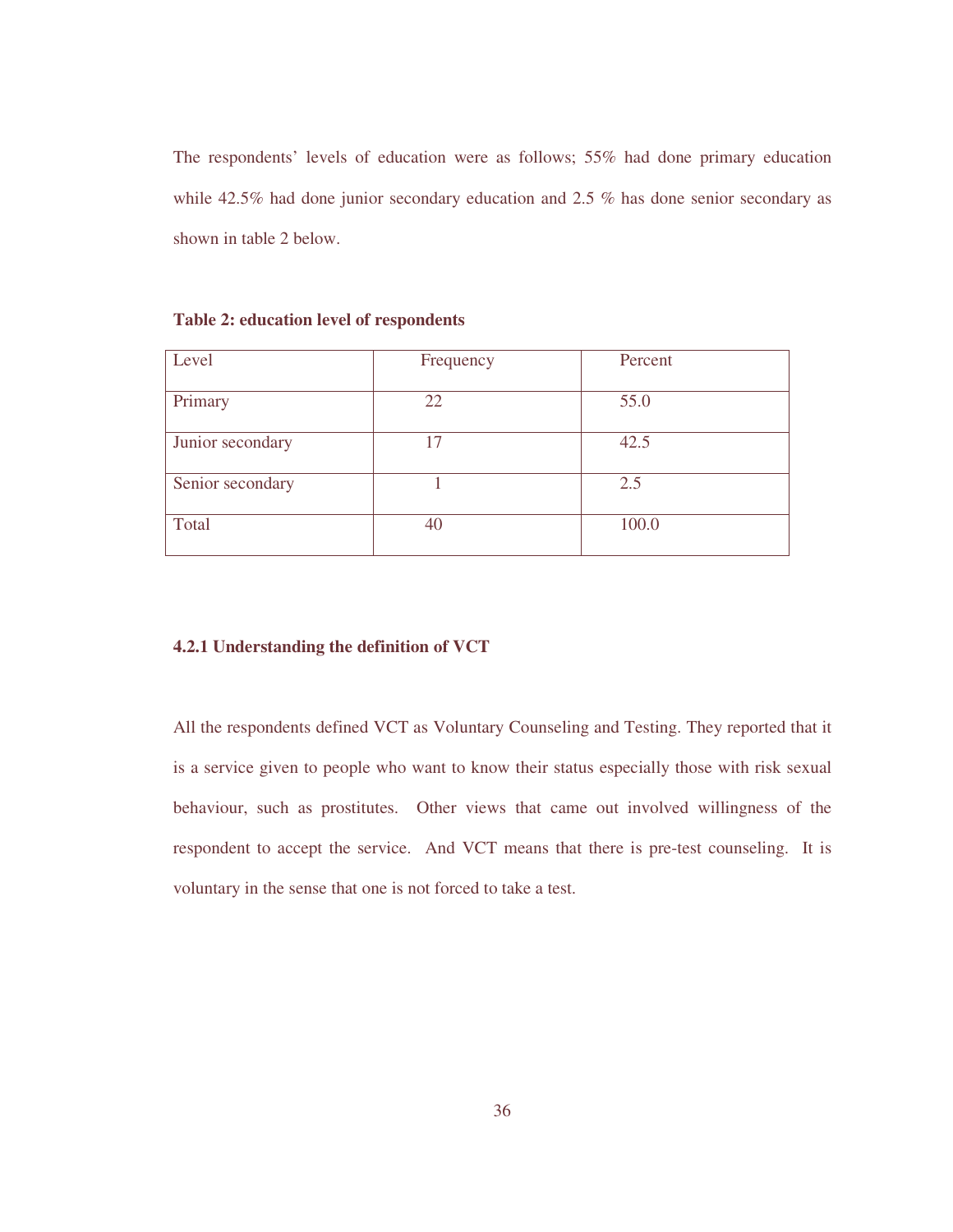The respondents' levels of education were as follows; 55% had done primary education while 42.5% had done junior secondary education and 2.5 % has done senior secondary as shown in table 2 below.

**Table 2: education level of respondents**

| Level | Frequency | Percent |
| --- | --- | --- |
| Primary | 22 | 55.0 |
| Junior secondary | 17 | 42.5 |
| Senior secondary | 1 | 2.5 |
| Total | 40 | 100.0 |

### 4.2.1 Understanding the definition of VCT

All the respondents defined VCT as Voluntary Counseling and Testing. They reported that it is a service given to people who want to know their status especially those with risk sexual behaviour, such as prostitutes. Other views that came out involved willingness of the respondent to accept the service. And VCT means that there is pre-test counseling. It is voluntary in the sense that one is not forced to take a test.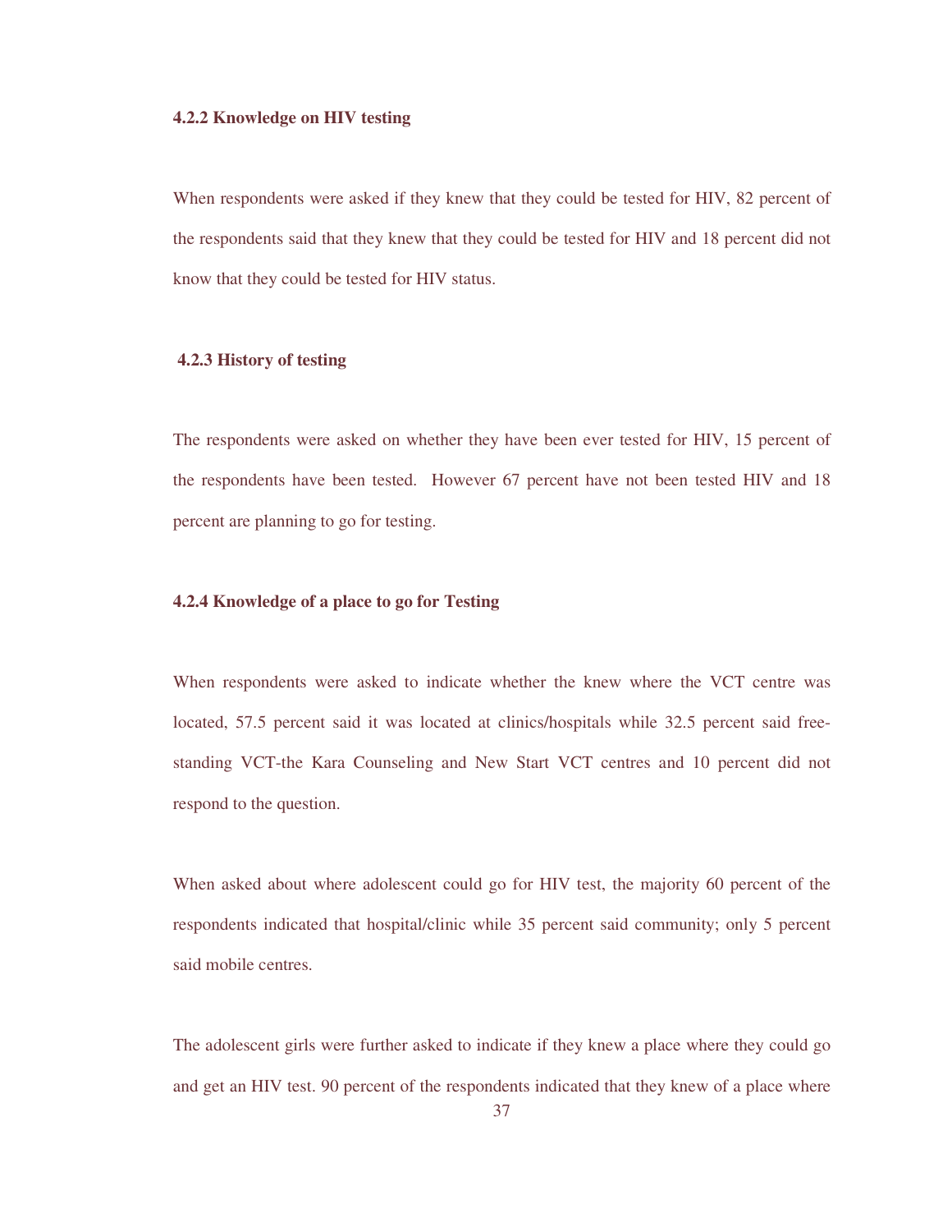### 4.2.2 Knowledge on HIV testing

When respondents were asked if they knew that they could be tested for HIV, 82 percent of the respondents said that they knew that they could be tested for HIV and 18 percent did not know that they could be tested for HIV status.

### 4.2.3 History of testing

The respondents were asked on whether they have been ever tested for HIV, 15 percent of the respondents have been tested. However 67 percent have not been tested HIV and 18 percent are planning to go for testing.

### 4.2.4 Knowledge of a place to go for Testing

When respondents were asked to indicate whether the knew where the VCT centre was located, 57.5 percent said it was located at clinics/hospitals while 32.5 percent said free-standing VCT-the Kara Counseling and New Start VCT centres and 10 percent did not respond to the question.

When asked about where adolescent could go for HIV test, the majority 60 percent of the respondents indicated that hospital/clinic while 35 percent said community; only 5 percent said mobile centres.

The adolescent girls were further asked to indicate if they knew a place where they could go and get an HIV test. 90 percent of the respondents indicated that they knew of a place where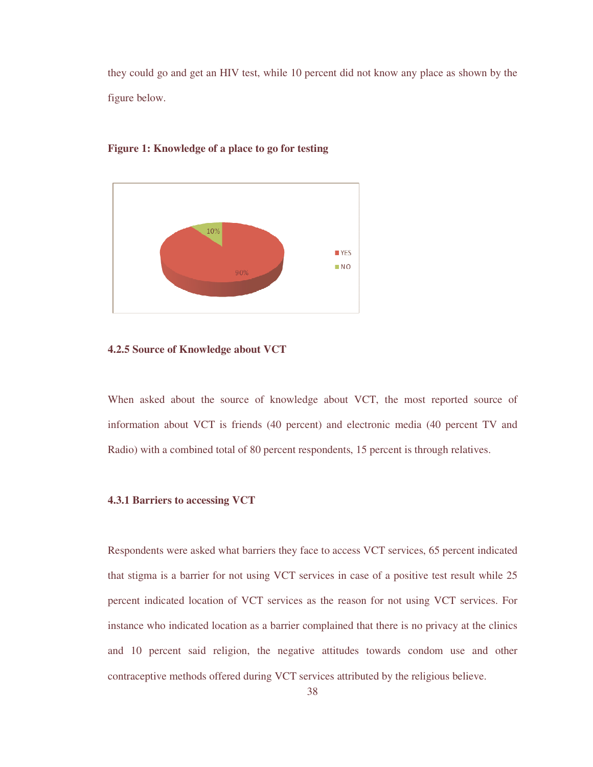they could go and get an HIV test, while 10 percent did not know any place as shown by the figure below.

**Figure 1: Knowledge of a place to go for testing**

#### 4.2.5 Source of Knowledge about VCT

When asked about the source of knowledge about VCT, the most reported source of information about VCT is friends (40 percent) and electronic media (40 percent TV and Radio) with a combined total of 80 percent respondents, 15 percent is through relatives.

#### 4.3.1 Barriers to accessing VCT

Respondents were asked what barriers they face to access VCT services, 65 percent indicated that stigma is a barrier for not using VCT services in case of a positive test result while 25 percent indicated location of VCT services as the reason for not using VCT services. For instance who indicated location as a barrier complained that there is no privacy at the clinics and 10 percent said religion, the negative attitudes towards condom use and other contraceptive methods offered during VCT services attributed by the religious believe.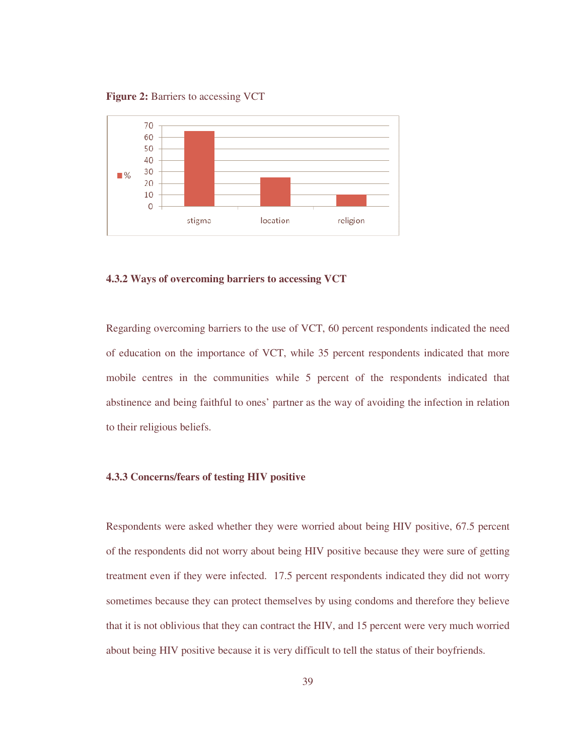**Figure 2:** Barriers to accessing VCT

## 4.3.2 Ways of overcoming barriers to accessing VCT

Regarding overcoming barriers to the use of VCT, 60 percent respondents indicated the need of education on the importance of VCT, while 35 percent respondents indicated that more mobile centres in the communities while 5 percent of the respondents indicated that abstinence and being faithful to ones' partner as the way of avoiding the infection in relation to their religious beliefs.

## 4.3.3 Concerns/fears of testing HIV positive

Respondents were asked whether they were worried about being HIV positive, 67.5 percent of the respondents did not worry about being HIV positive because they were sure of getting treatment even if they were infected. 17.5 percent respondents indicated they did not worry sometimes because they can protect themselves by using condoms and therefore they believe that it is not oblivious that they can contract the HIV, and 15 percent were very much worried about being HIV positive because it is very difficult to tell the status of their boyfriends.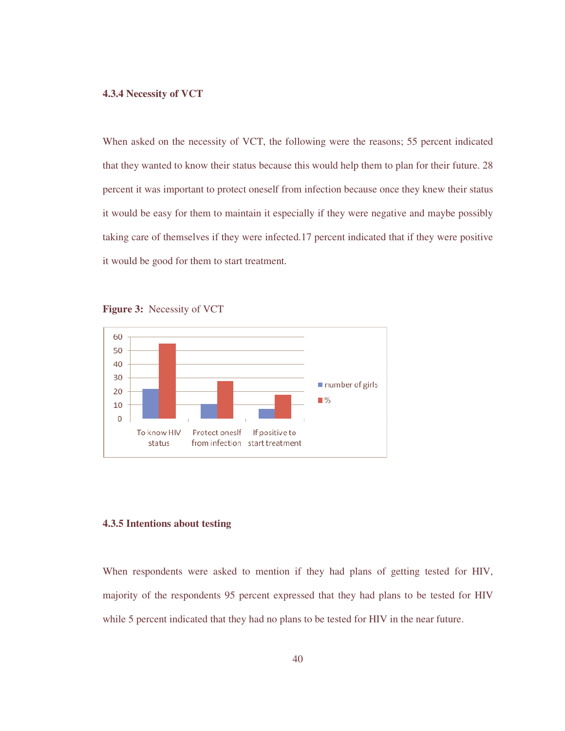#### 4.3.4 Necessity of VCT

When asked on the necessity of VCT, the following were the reasons; 55 percent indicated that they wanted to know their status because this would help them to plan for their future. 28 percent it was important to protect oneself from infection because once they knew their status it would be easy for them to maintain it especially if they were negative and maybe possibly taking care of themselves if they were infected.17 percent indicated that if they were positive it would be good for them to start treatment.

**Figure 3:** Necessity of VCT

#### 4.3.5 Intentions about testing

When respondents were asked to mention if they had plans of getting tested for HIV, majority of the respondents 95 percent expressed that they had plans to be tested for HIV while 5 percent indicated that they had no plans to be tested for HIV in the near future.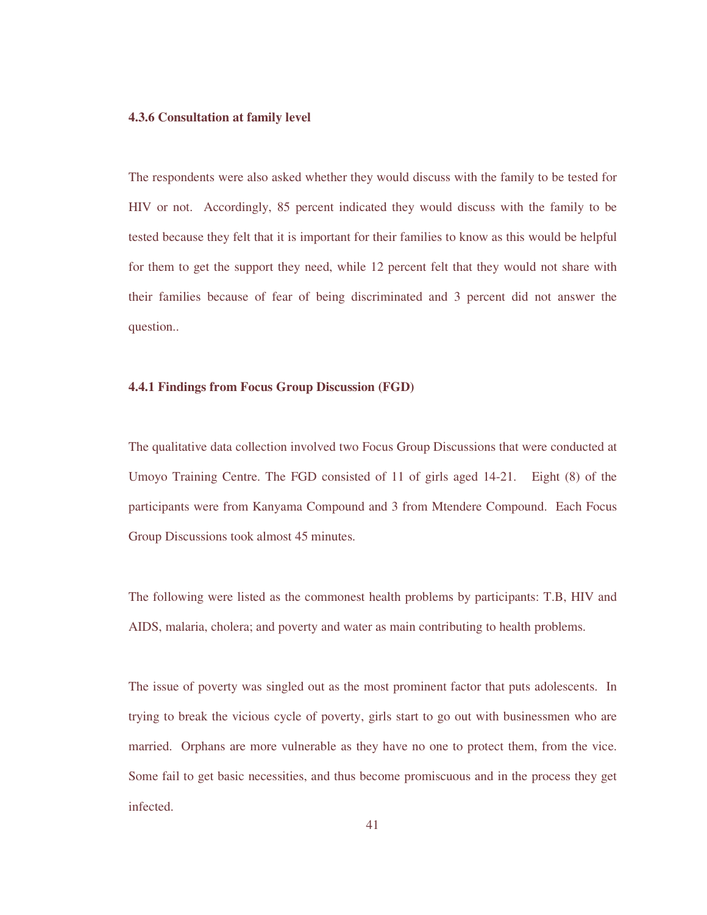#### 4.3.6 Consultation at family level

The respondents were also asked whether they would discuss with the family to be tested for HIV or not. Accordingly, 85 percent indicated they would discuss with the family to be tested because they felt that it is important for their families to know as this would be helpful for them to get the support they need, while 12 percent felt that they would not share with their families because of fear of being discriminated and 3 percent did not answer the question..

#### 4.4.1 Findings from Focus Group Discussion (FGD)

The qualitative data collection involved two Focus Group Discussions that were conducted at Umoyo Training Centre. The FGD consisted of 11 of girls aged 14-21. Eight (8) of the participants were from Kanyama Compound and 3 from Mtendere Compound. Each Focus Group Discussions took almost 45 minutes.

The following were listed as the commonest health problems by participants: T.B, HIV and AIDS, malaria, cholera; and poverty and water as main contributing to health problems.

The issue of poverty was singled out as the most prominent factor that puts adolescents. In trying to break the vicious cycle of poverty, girls start to go out with businessmen who are married. Orphans are more vulnerable as they have no one to protect them, from the vice. Some fail to get basic necessities, and thus become promiscuous and in the process they get infected.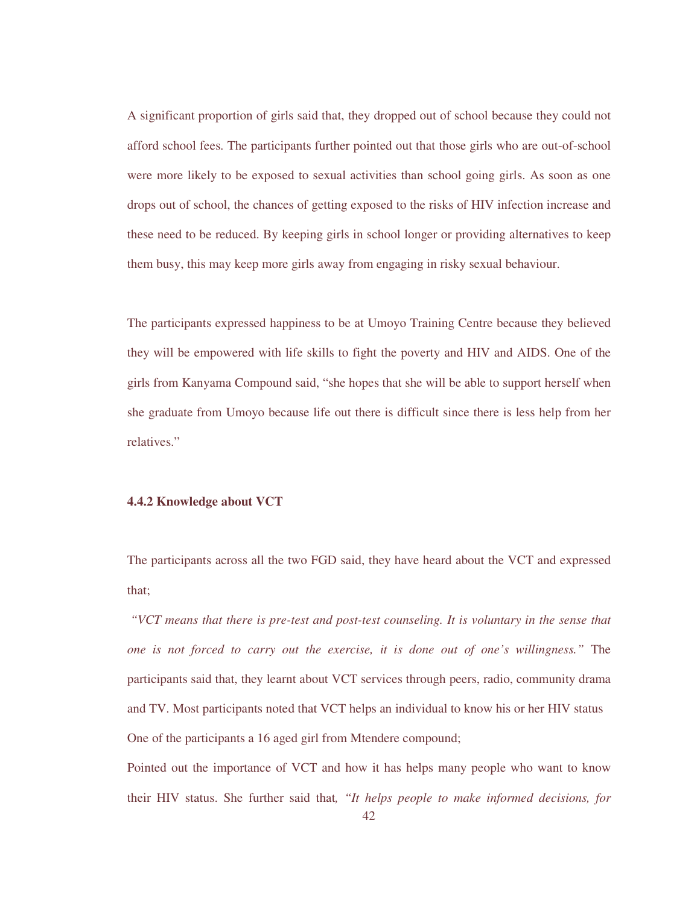A significant proportion of girls said that, they dropped out of school because they could not afford school fees. The participants further pointed out that those girls who are out-of-school were more likely to be exposed to sexual activities than school going girls. As soon as one drops out of school, the chances of getting exposed to the risks of HIV infection increase and these need to be reduced. By keeping girls in school longer or providing alternatives to keep them busy, this may keep more girls away from engaging in risky sexual behaviour.

The participants expressed happiness to be at Umoyo Training Centre because they believed they will be empowered with life skills to fight the poverty and HIV and AIDS. One of the girls from Kanyama Compound said, "she hopes that she will be able to support herself when she graduate from Umoyo because life out there is difficult since there is less help from her relatives."

**4.4.2 Knowledge about VCT**

The participants across all the two FGD said, they have heard about the VCT and expressed that;

*"VCT means that there is pre-test and post-test counseling. It is voluntary in the sense that one is not forced to carry out the exercise, it is done out of one's willingness."* The participants said that, they learnt about VCT services through peers, radio, community drama and TV. Most participants noted that VCT helps an individual to know his or her HIV status One of the participants a 16 aged girl from Mtendere compound;

Pointed out the importance of VCT and how it has helps many people who want to know their HIV status. She further said that, *"It helps people to make informed decisions, for*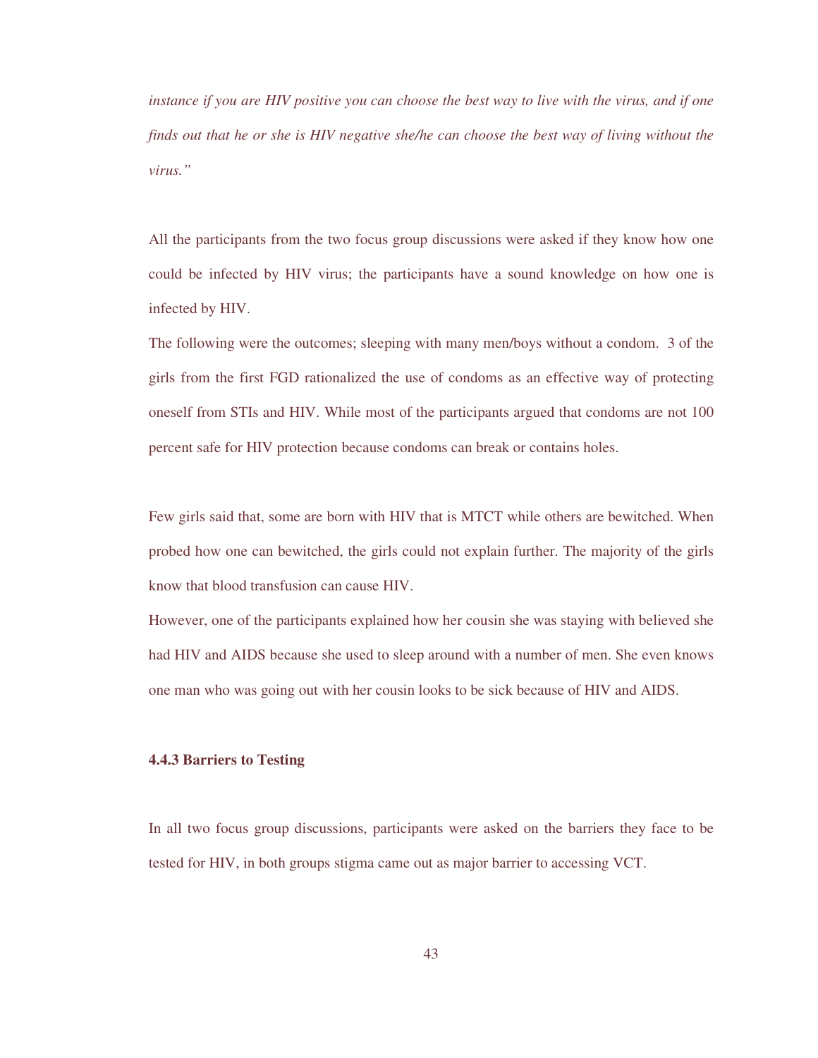*instance if you are HIV positive you can choose the best way to live with the virus, and if one finds out that he or she is HIV negative she/he can choose the best way of living without the virus."*

All the participants from the two focus group discussions were asked if they know how one could be infected by HIV virus; the participants have a sound knowledge on how one is infected by HIV.

The following were the outcomes; sleeping with many men/boys without a condom. 3 of the girls from the first FGD rationalized the use of condoms as an effective way of protecting oneself from STIs and HIV. While most of the participants argued that condoms are not 100 percent safe for HIV protection because condoms can break or contains holes.

Few girls said that, some are born with HIV that is MTCT while others are bewitched. When probed how one can bewitched, the girls could not explain further. The majority of the girls know that blood transfusion can cause HIV.

However, one of the participants explained how her cousin she was staying with believed she had HIV and AIDS because she used to sleep around with a number of men. She even knows one man who was going out with her cousin looks to be sick because of HIV and AIDS.

### 4.4.3 Barriers to Testing

In all two focus group discussions, participants were asked on the barriers they face to be tested for HIV, in both groups stigma came out as major barrier to accessing VCT.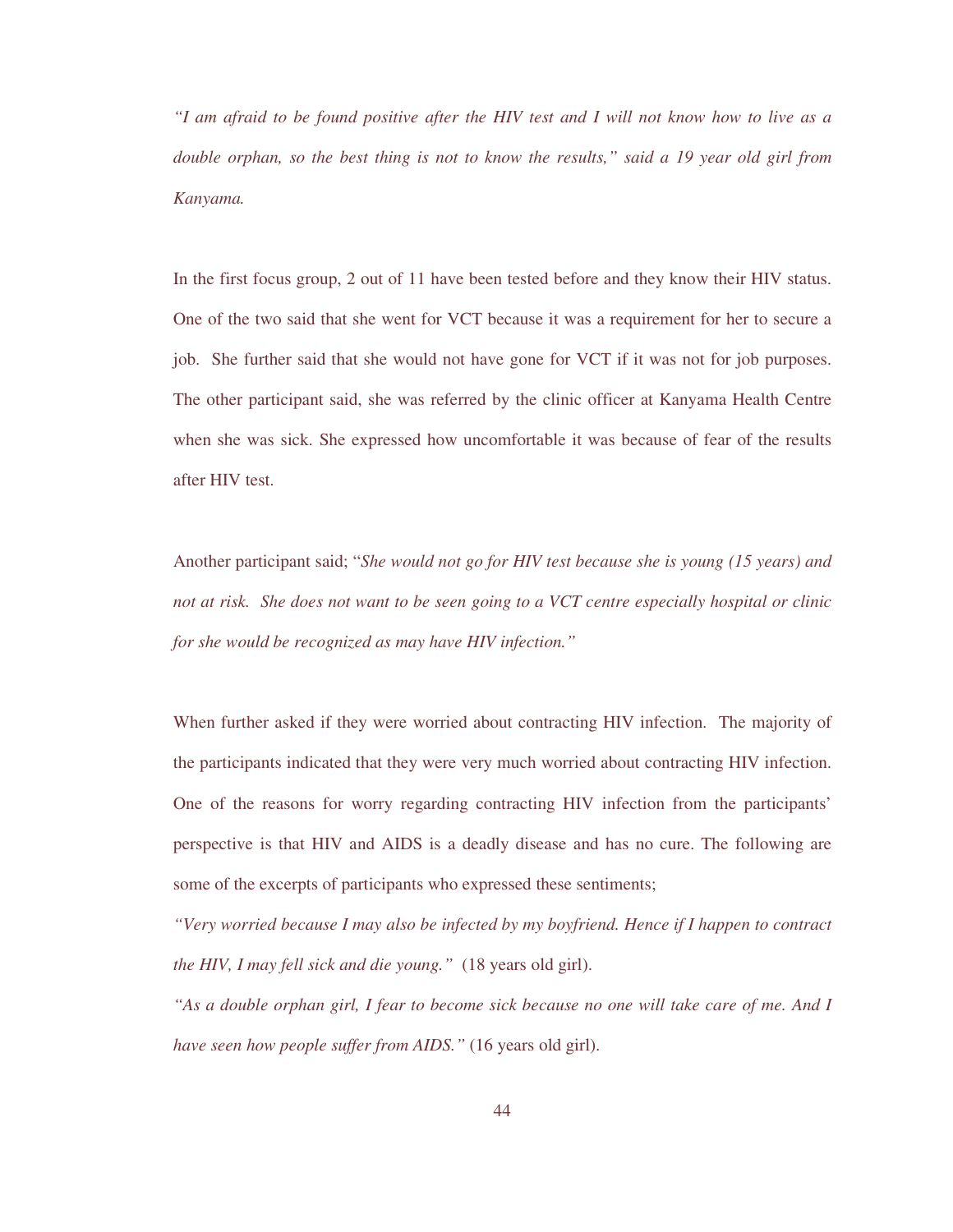*"I am afraid to be found positive after the HIV test and I will not know how to live as a double orphan, so the best thing is not to know the results," said a 19 year old girl from Kanyama.*

In the first focus group, 2 out of 11 have been tested before and they know their HIV status. One of the two said that she went for VCT because it was a requirement for her to secure a job. She further said that she would not have gone for VCT if it was not for job purposes. The other participant said, she was referred by the clinic officer at Kanyama Health Centre when she was sick. She expressed how uncomfortable it was because of fear of the results after HIV test.

Another participant said; "*She would not go for HIV test because she is young (15 years) and not at risk. She does not want to be seen going to a VCT centre especially hospital or clinic for she would be recognized as may have HIV infection."*

When further asked if they were worried about contracting HIV infection. The majority of the participants indicated that they were very much worried about contracting HIV infection. One of the reasons for worry regarding contracting HIV infection from the participants' perspective is that HIV and AIDS is a deadly disease and has no cure. The following are some of the excerpts of participants who expressed these sentiments;

*"Very worried because I may also be infected by my boyfriend. Hence if I happen to contract the HIV, I may fell sick and die young."* (18 years old girl).

*"As a double orphan girl, I fear to become sick because no one will take care of me. And I have seen how people suffer from AIDS."* (16 years old girl).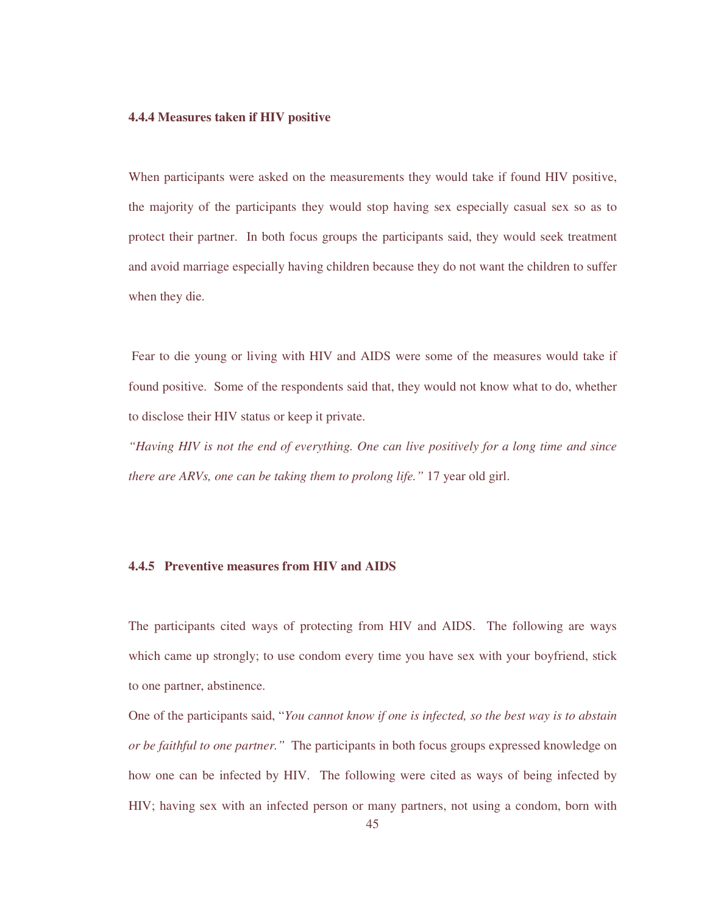### 4.4.4 Measures taken if HIV positive

When participants were asked on the measurements they would take if found HIV positive, the majority of the participants they would stop having sex especially casual sex so as to protect their partner. In both focus groups the participants said, they would seek treatment and avoid marriage especially having children because they do not want the children to suffer when they die.

Fear to die young or living with HIV and AIDS were some of the measures would take if found positive. Some of the respondents said that, they would not know what to do, whether to disclose their HIV status or keep it private.

*"Having HIV is not the end of everything. One can live positively for a long time and since there are ARVs, one can be taking them to prolong life."* 17 year old girl.

### 4.4.5 Preventive measures from HIV and AIDS

The participants cited ways of protecting from HIV and AIDS. The following are ways which came up strongly; to use condom every time you have sex with your boyfriend, stick to one partner, abstinence.

One of the participants said, "*You cannot know if one is infected, so the best way is to abstain or be faithful to one partner."* The participants in both focus groups expressed knowledge on how one can be infected by HIV. The following were cited as ways of being infected by HIV; having sex with an infected person or many partners, not using a condom, born with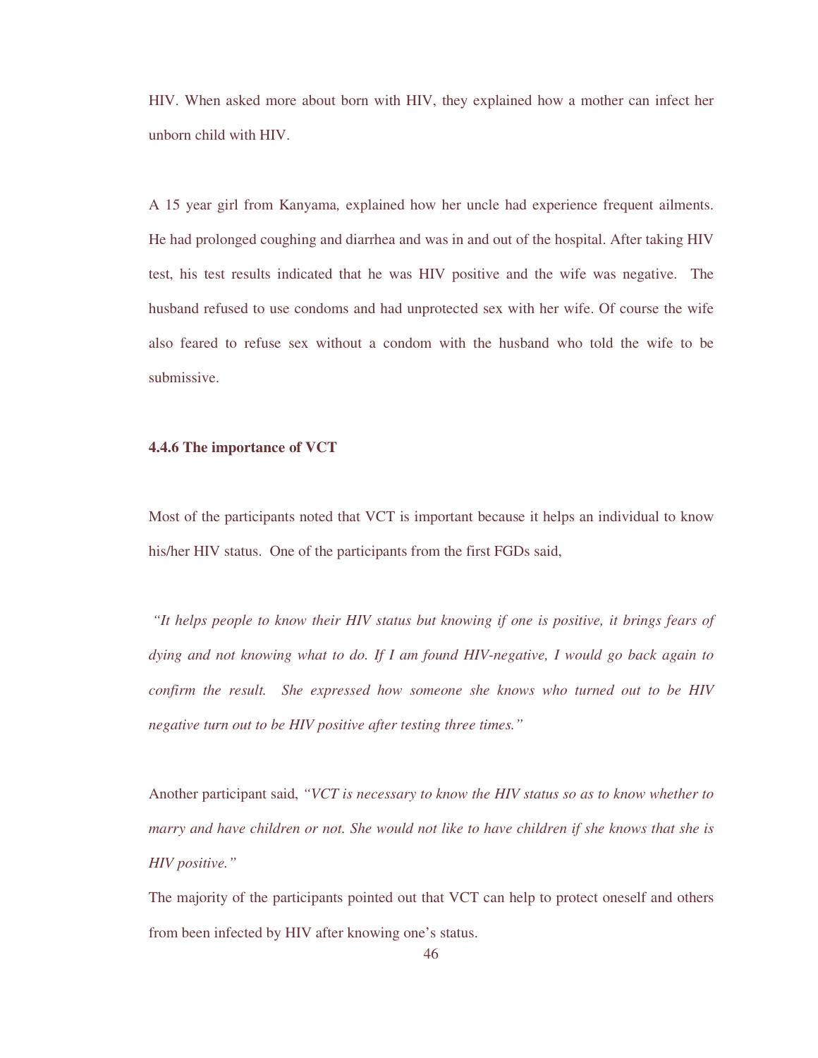HIV. When asked more about born with HIV, they explained how a mother can infect her unborn child with HIV.

A 15 year girl from Kanyama, explained how her uncle had experience frequent ailments. He had prolonged coughing and diarrhea and was in and out of the hospital. After taking HIV test, his test results indicated that he was HIV positive and the wife was negative. The husband refused to use condoms and had unprotected sex with her wife. Of course the wife also feared to refuse sex without a condom with the husband who told the wife to be submissive.

### 4.4.6 The importance of VCT

Most of the participants noted that VCT is important because it helps an individual to know his/her HIV status. One of the participants from the first FGDs said,

*"It helps people to know their HIV status but knowing if one is positive, it brings fears of dying and not knowing what to do. If I am found HIV-negative, I would go back again to confirm the result. She expressed how someone she knows who turned out to be HIV negative turn out to be HIV positive after testing three times."*

Another participant said, *"VCT is necessary to know the HIV status so as to know whether to marry and have children or not. She would not like to have children if she knows that she is HIV positive."*

The majority of the participants pointed out that VCT can help to protect oneself and others from been infected by HIV after knowing one's status.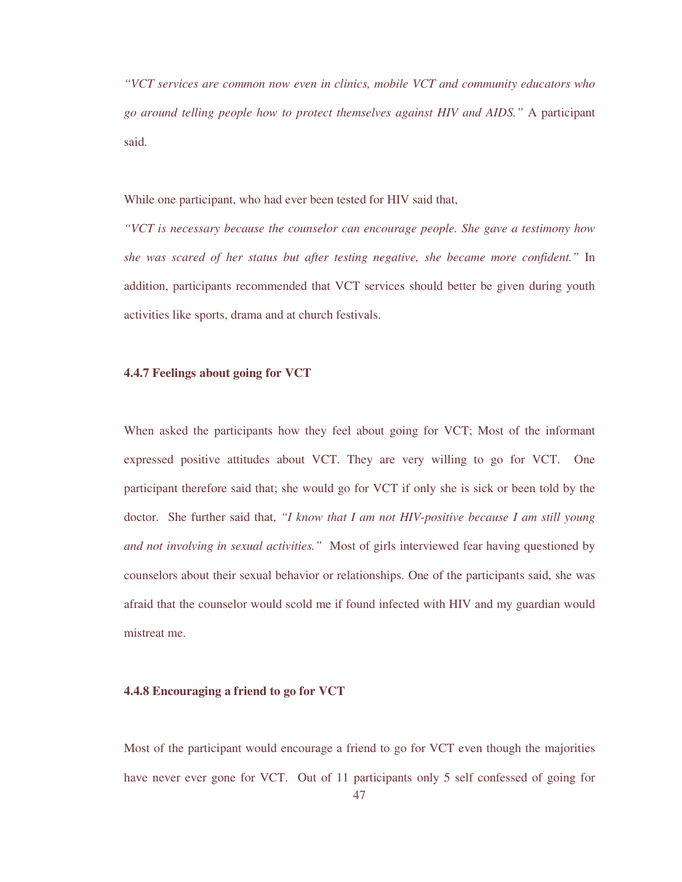*"VCT services are common now even in clinics, mobile VCT and community educators who go around telling people how to protect themselves against HIV and AIDS."* A participant said.

While one participant, who had ever been tested for HIV said that,

*"VCT is necessary because the counselor can encourage people. She gave a testimony how she was scared of her status but after testing negative, she became more confident."* In addition, participants recommended that VCT services should better be given during youth activities like sports, drama and at church festivals.

### 4.4.7 Feelings about going for VCT

When asked the participants how they feel about going for VCT; Most of the informant expressed positive attitudes about VCT. They are very willing to go for VCT. One participant therefore said that; she would go for VCT if only she is sick or been told by the doctor. She further said that, *"I know that I am not HIV-positive because I am still young and not involving in sexual activities."* Most of girls interviewed fear having questioned by counselors about their sexual behavior or relationships. One of the participants said, she was afraid that the counselor would scold me if found infected with HIV and my guardian would mistreat me.

### 4.4.8 Encouraging a friend to go for VCT

Most of the participant would encourage a friend to go for VCT even though the majorities have never ever gone for VCT. Out of 11 participants only 5 self confessed of going for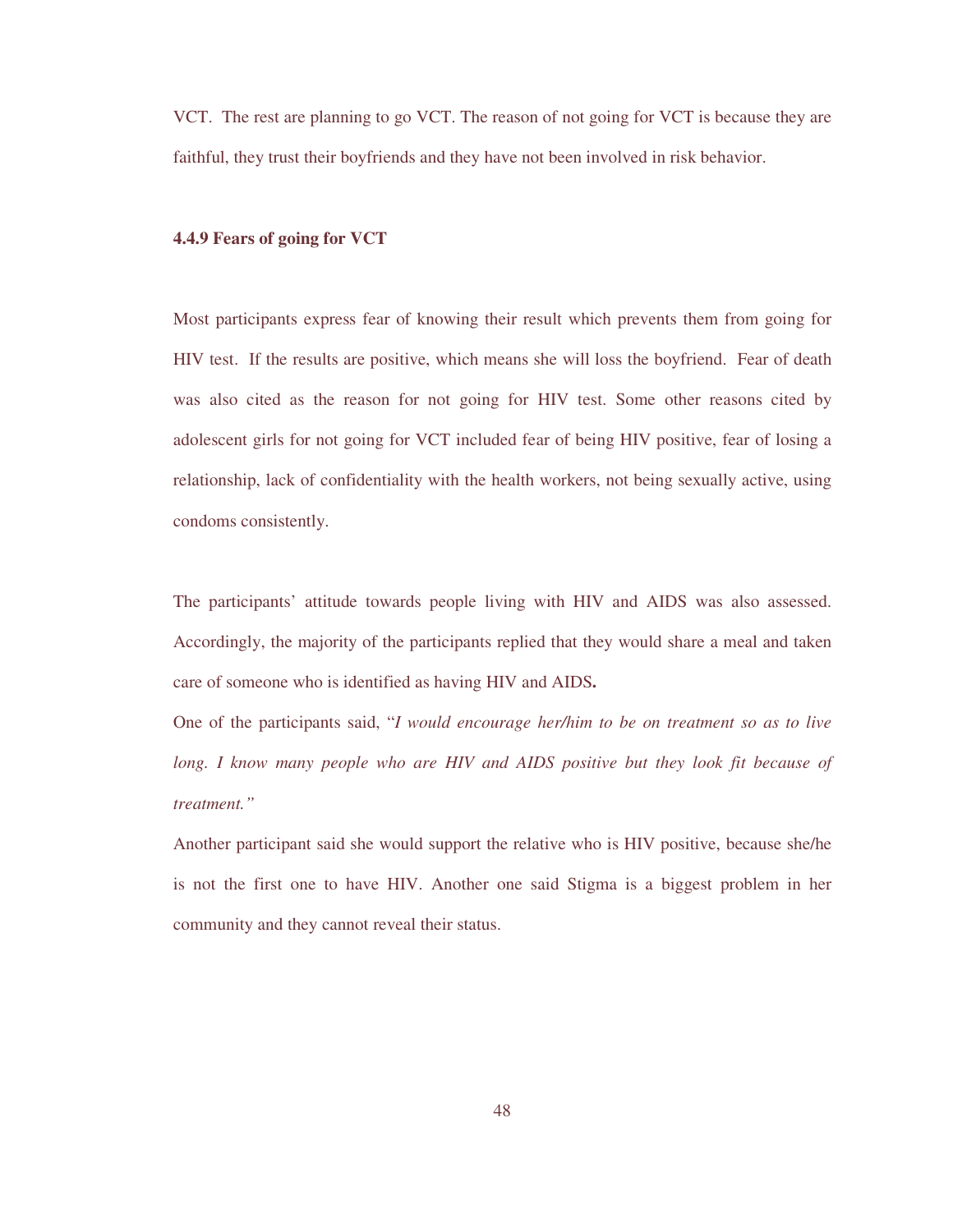VCT. The rest are planning to go VCT. The reason of not going for VCT is because they are faithful, they trust their boyfriends and they have not been involved in risk behavior.

### 4.4.9 Fears of going for VCT

Most participants express fear of knowing their result which prevents them from going for HIV test. If the results are positive, which means she will loss the boyfriend. Fear of death was also cited as the reason for not going for HIV test. Some other reasons cited by adolescent girls for not going for VCT included fear of being HIV positive, fear of losing a relationship, lack of confidentiality with the health workers, not being sexually active, using condoms consistently.

The participants' attitude towards people living with HIV and AIDS was also assessed. Accordingly, the majority of the participants replied that they would share a meal and taken care of someone who is identified as having HIV and AIDS**.**

One of the participants said, "*I would encourage her/him to be on treatment so as to live long. I know many people who are HIV and AIDS positive but they look fit because of treatment."*

Another participant said she would support the relative who is HIV positive, because she/he is not the first one to have HIV. Another one said Stigma is a biggest problem in her community and they cannot reveal their status.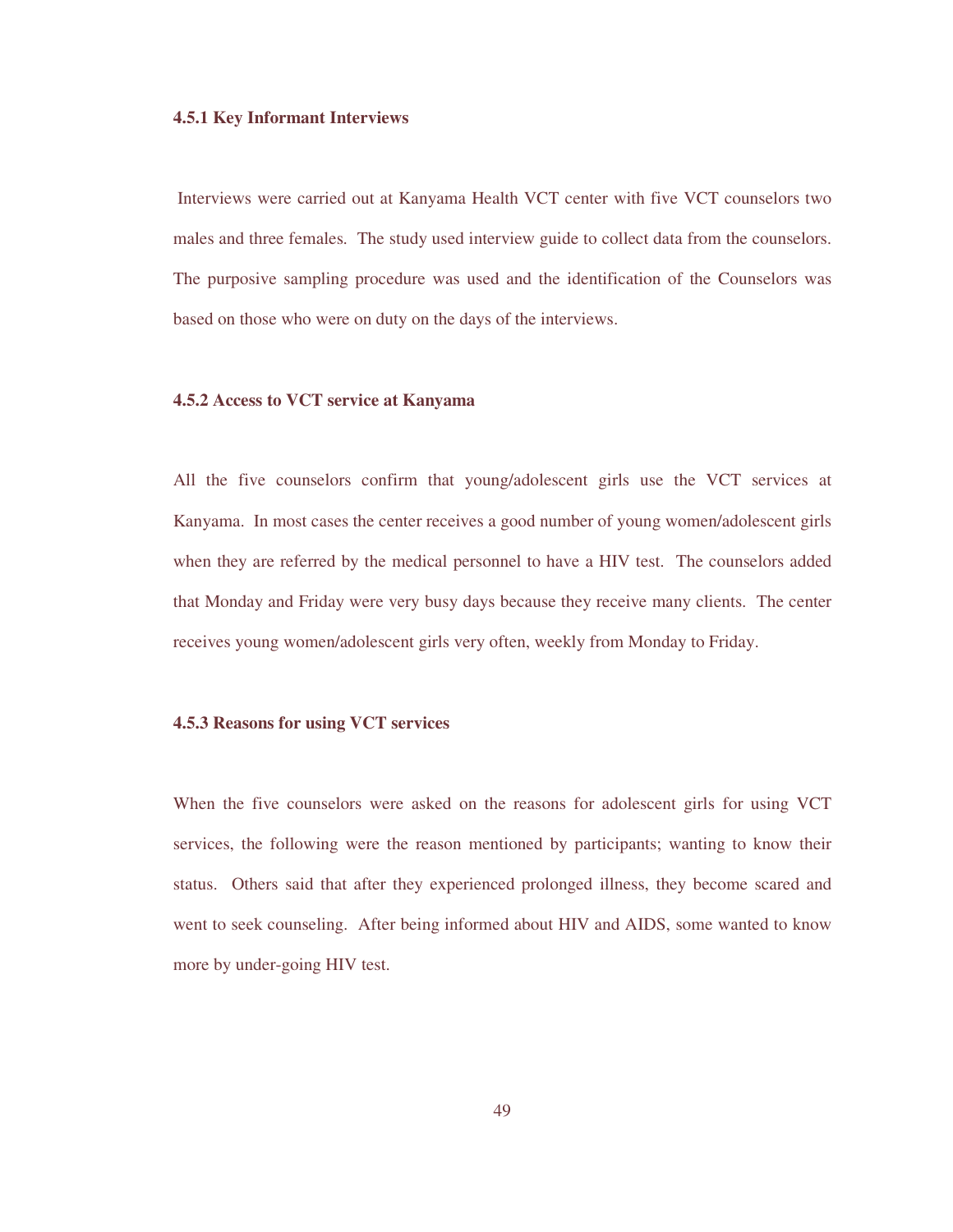#### 4.5.1 Key Informant Interviews

Interviews were carried out at Kanyama Health VCT center with five VCT counselors two males and three females. The study used interview guide to collect data from the counselors. The purposive sampling procedure was used and the identification of the Counselors was based on those who were on duty on the days of the interviews.

#### 4.5.2 Access to VCT service at Kanyama

All the five counselors confirm that young/adolescent girls use the VCT services at Kanyama. In most cases the center receives a good number of young women/adolescent girls when they are referred by the medical personnel to have a HIV test. The counselors added that Monday and Friday were very busy days because they receive many clients. The center receives young women/adolescent girls very often, weekly from Monday to Friday.

#### 4.5.3 Reasons for using VCT services

When the five counselors were asked on the reasons for adolescent girls for using VCT services, the following were the reason mentioned by participants; wanting to know their status. Others said that after they experienced prolonged illness, they become scared and went to seek counseling. After being informed about HIV and AIDS, some wanted to know more by under-going HIV test.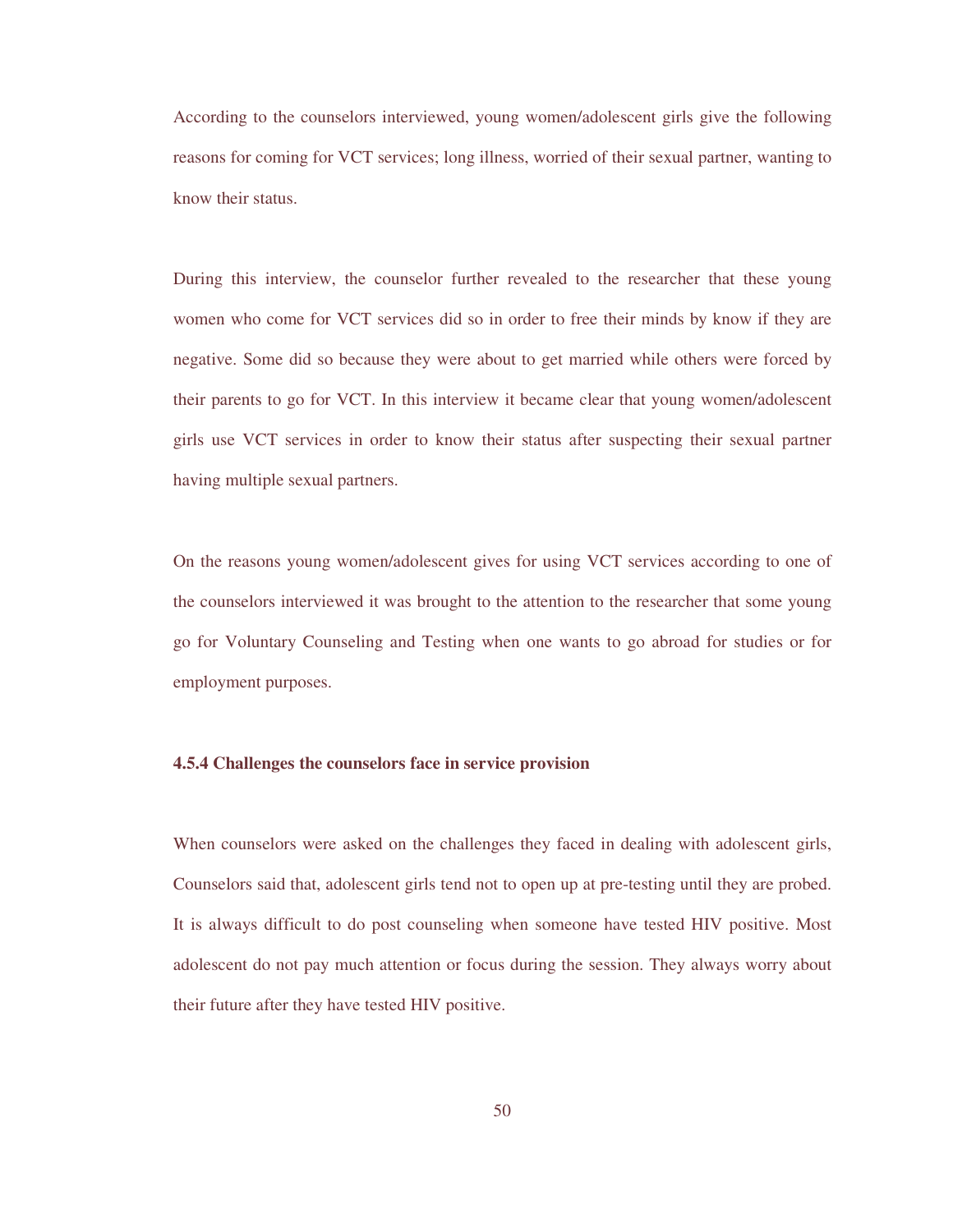According to the counselors interviewed, young women/adolescent girls give the following reasons for coming for VCT services; long illness, worried of their sexual partner, wanting to know their status.

During this interview, the counselor further revealed to the researcher that these young women who come for VCT services did so in order to free their minds by know if they are negative. Some did so because they were about to get married while others were forced by their parents to go for VCT. In this interview it became clear that young women/adolescent girls use VCT services in order to know their status after suspecting their sexual partner having multiple sexual partners.

On the reasons young women/adolescent gives for using VCT services according to one of the counselors interviewed it was brought to the attention to the researcher that some young go for Voluntary Counseling and Testing when one wants to go abroad for studies or for employment purposes.

#### 4.5.4 Challenges the counselors face in service provision

When counselors were asked on the challenges they faced in dealing with adolescent girls, Counselors said that, adolescent girls tend not to open up at pre-testing until they are probed. It is always difficult to do post counseling when someone have tested HIV positive. Most adolescent do not pay much attention or focus during the session. They always worry about their future after they have tested HIV positive.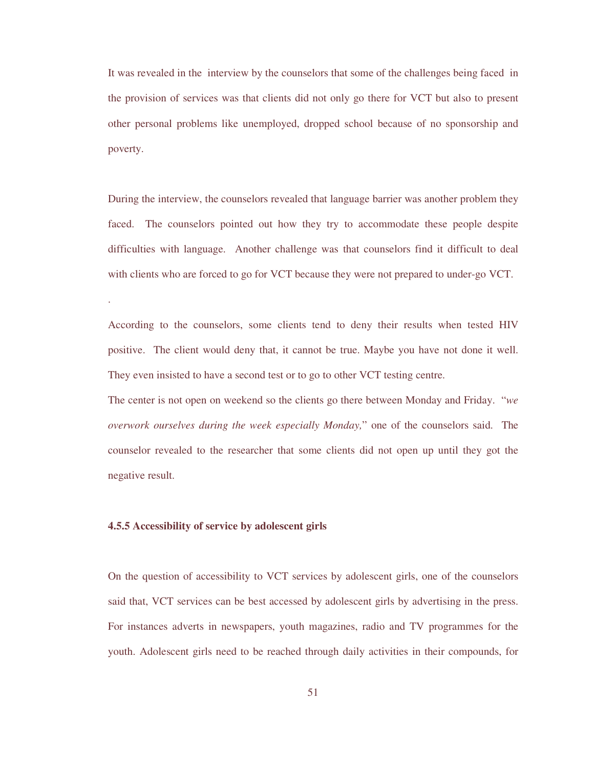It was revealed in the interview by the counselors that some of the challenges being faced in the provision of services was that clients did not only go there for VCT but also to present other personal problems like unemployed, dropped school because of no sponsorship and poverty.

During the interview, the counselors revealed that language barrier was another problem they faced. The counselors pointed out how they try to accommodate these people despite difficulties with language. Another challenge was that counselors find it difficult to deal with clients who are forced to go for VCT because they were not prepared to under-go VCT.

.

According to the counselors, some clients tend to deny their results when tested HIV positive. The client would deny that, it cannot be true. Maybe you have not done it well. They even insisted to have a second test or to go to other VCT testing centre.

The center is not open on weekend so the clients go there between Monday and Friday. "*we overwork ourselves during the week especially Monday,*" one of the counselors said. The counselor revealed to the researcher that some clients did not open up until they got the negative result.

#### 4.5.5 Accessibility of service by adolescent girls

On the question of accessibility to VCT services by adolescent girls, one of the counselors said that, VCT services can be best accessed by adolescent girls by advertising in the press. For instances adverts in newspapers, youth magazines, radio and TV programmes for the youth. Adolescent girls need to be reached through daily activities in their compounds, for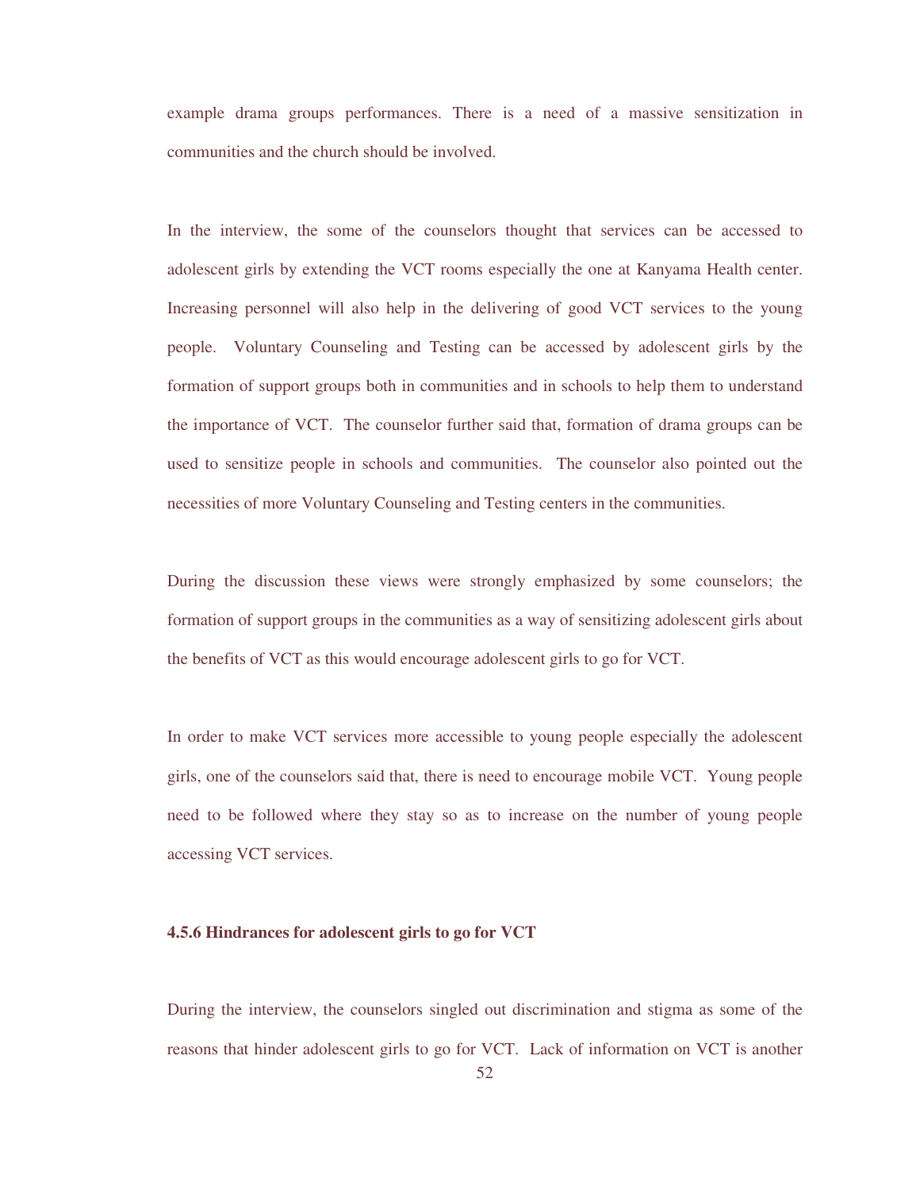example drama groups performances. There is a need of a massive sensitization in communities and the church should be involved.

In the interview, the some of the counselors thought that services can be accessed to adolescent girls by extending the VCT rooms especially the one at Kanyama Health center. Increasing personnel will also help in the delivering of good VCT services to the young people. Voluntary Counseling and Testing can be accessed by adolescent girls by the formation of support groups both in communities and in schools to help them to understand the importance of VCT. The counselor further said that, formation of drama groups can be used to sensitize people in schools and communities. The counselor also pointed out the necessities of more Voluntary Counseling and Testing centers in the communities.

During the discussion these views were strongly emphasized by some counselors; the formation of support groups in the communities as a way of sensitizing adolescent girls about the benefits of VCT as this would encourage adolescent girls to go for VCT.

In order to make VCT services more accessible to young people especially the adolescent girls, one of the counselors said that, there is need to encourage mobile VCT. Young people need to be followed where they stay so as to increase on the number of young people accessing VCT services.

#### 4.5.6 Hindrances for adolescent girls to go for VCT

During the interview, the counselors singled out discrimination and stigma as some of the reasons that hinder adolescent girls to go for VCT. Lack of information on VCT is another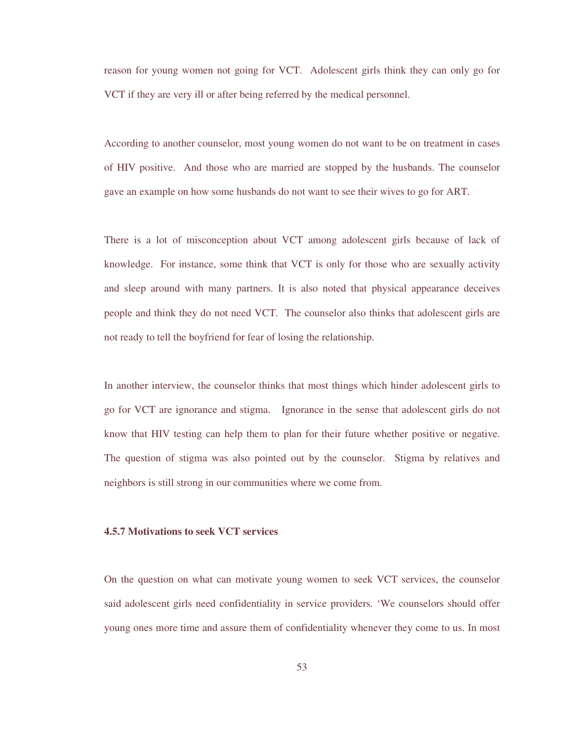reason for young women not going for VCT. Adolescent girls think they can only go for VCT if they are very ill or after being referred by the medical personnel.

According to another counselor, most young women do not want to be on treatment in cases of HIV positive. And those who are married are stopped by the husbands. The counselor gave an example on how some husbands do not want to see their wives to go for ART.

There is a lot of misconception about VCT among adolescent girls because of lack of knowledge. For instance, some think that VCT is only for those who are sexually activity and sleep around with many partners. It is also noted that physical appearance deceives people and think they do not need VCT. The counselor also thinks that adolescent girls are not ready to tell the boyfriend for fear of losing the relationship.

In another interview, the counselor thinks that most things which hinder adolescent girls to go for VCT are ignorance and stigma. Ignorance in the sense that adolescent girls do not know that HIV testing can help them to plan for their future whether positive or negative. The question of stigma was also pointed out by the counselor. Stigma by relatives and neighbors is still strong in our communities where we come from.

#### 4.5.7 Motivations to seek VCT services

On the question on what can motivate young women to seek VCT services, the counselor said adolescent girls need confidentiality in service providers. 'We counselors should offer young ones more time and assure them of confidentiality whenever they come to us. In most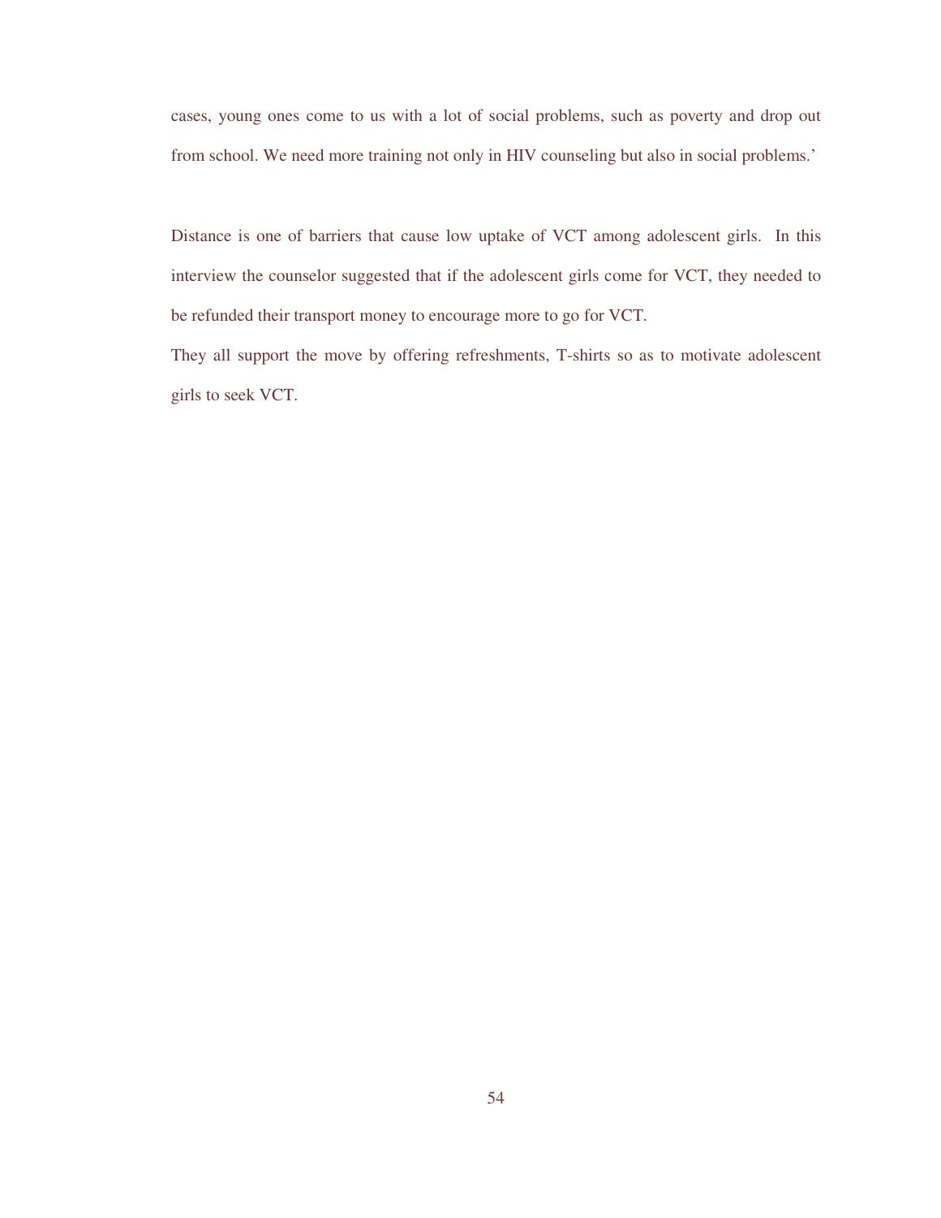cases, young ones come to us with a lot of social problems, such as poverty and drop out from school. We need more training not only in HIV counseling but also in social problems.'

Distance is one of barriers that cause low uptake of VCT among adolescent girls. In this interview the counselor suggested that if the adolescent girls come for VCT, they needed to be refunded their transport money to encourage more to go for VCT.

They all support the move by offering refreshments, T-shirts so as to motivate adolescent girls to seek VCT.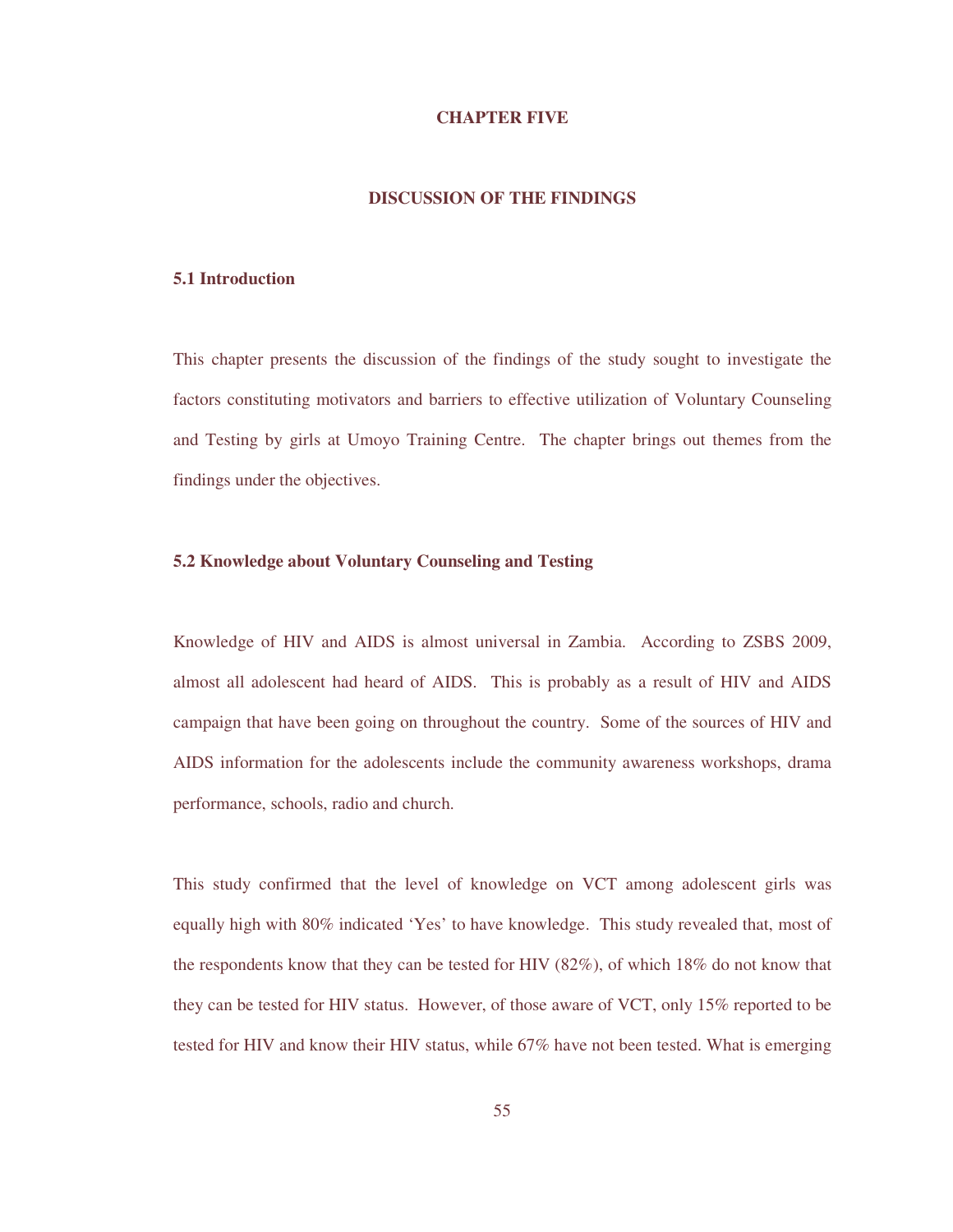# CHAPTER FIVE

## DISCUSSION OF THE FINDINGS

### 5.1 Introduction

This chapter presents the discussion of the findings of the study sought to investigate the factors constituting motivators and barriers to effective utilization of Voluntary Counseling and Testing by girls at Umoyo Training Centre. The chapter brings out themes from the findings under the objectives.

### 5.2 Knowledge about Voluntary Counseling and Testing

Knowledge of HIV and AIDS is almost universal in Zambia. According to ZSBS 2009, almost all adolescent had heard of AIDS. This is probably as a result of HIV and AIDS campaign that have been going on throughout the country. Some of the sources of HIV and AIDS information for the adolescents include the community awareness workshops, drama performance, schools, radio and church.

This study confirmed that the level of knowledge on VCT among adolescent girls was equally high with 80% indicated 'Yes' to have knowledge. This study revealed that, most of the respondents know that they can be tested for HIV (82%), of which 18% do not know that they can be tested for HIV status. However, of those aware of VCT, only 15% reported to be tested for HIV and know their HIV status, while 67% have not been tested. What is emerging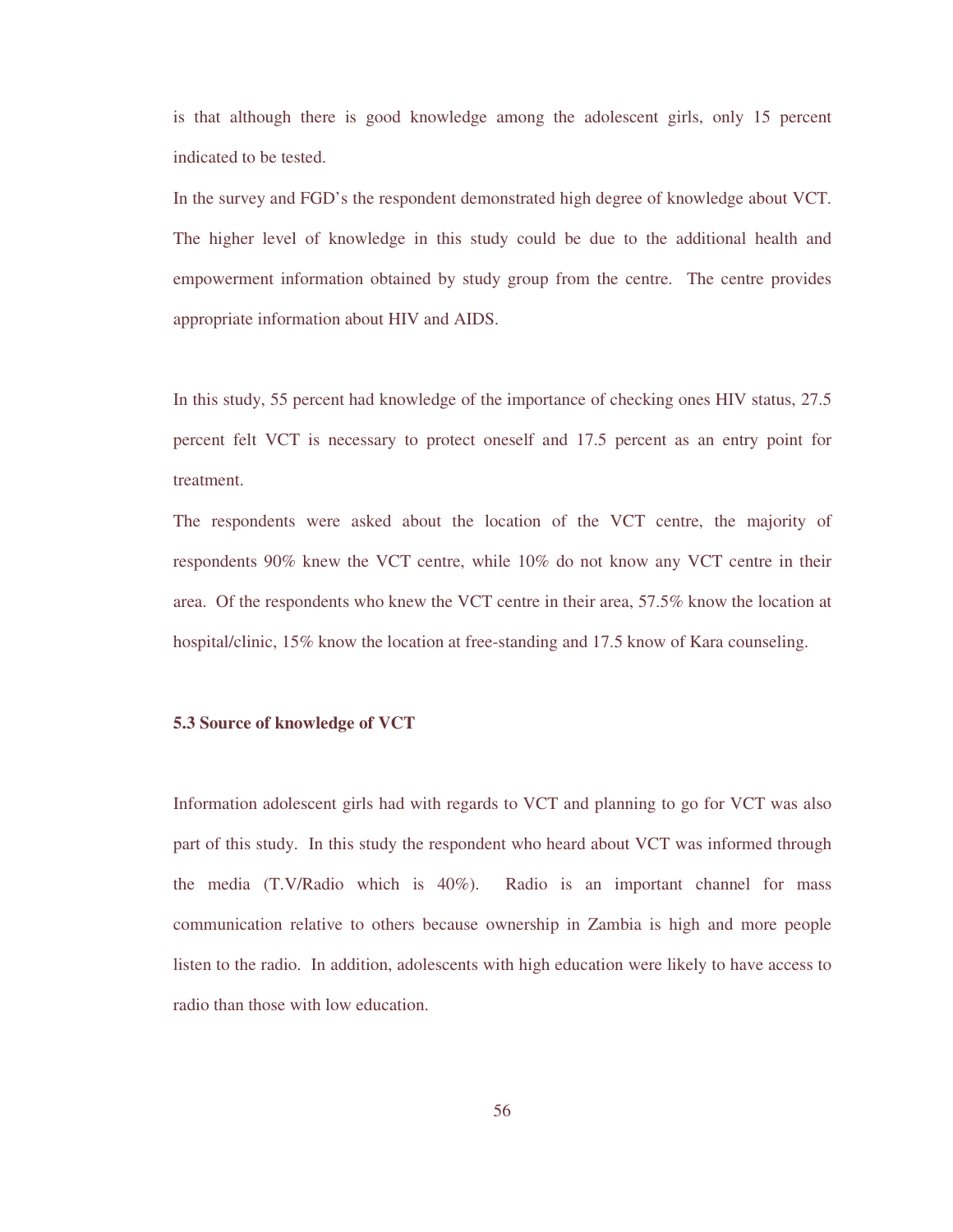is that although there is good knowledge among the adolescent girls, only 15 percent indicated to be tested.

In the survey and FGD's the respondent demonstrated high degree of knowledge about VCT. The higher level of knowledge in this study could be due to the additional health and empowerment information obtained by study group from the centre. The centre provides appropriate information about HIV and AIDS.

In this study, 55 percent had knowledge of the importance of checking ones HIV status, 27.5 percent felt VCT is necessary to protect oneself and 17.5 percent as an entry point for treatment.

The respondents were asked about the location of the VCT centre, the majority of respondents 90% knew the VCT centre, while 10% do not know any VCT centre in their area. Of the respondents who knew the VCT centre in their area, 57.5% know the location at hospital/clinic, 15% know the location at free-standing and 17.5 know of Kara counseling.

### 5.3 Source of knowledge of VCT

Information adolescent girls had with regards to VCT and planning to go for VCT was also part of this study. In this study the respondent who heard about VCT was informed through the media (T.V/Radio which is 40%). Radio is an important channel for mass communication relative to others because ownership in Zambia is high and more people listen to the radio. In addition, adolescents with high education were likely to have access to radio than those with low education.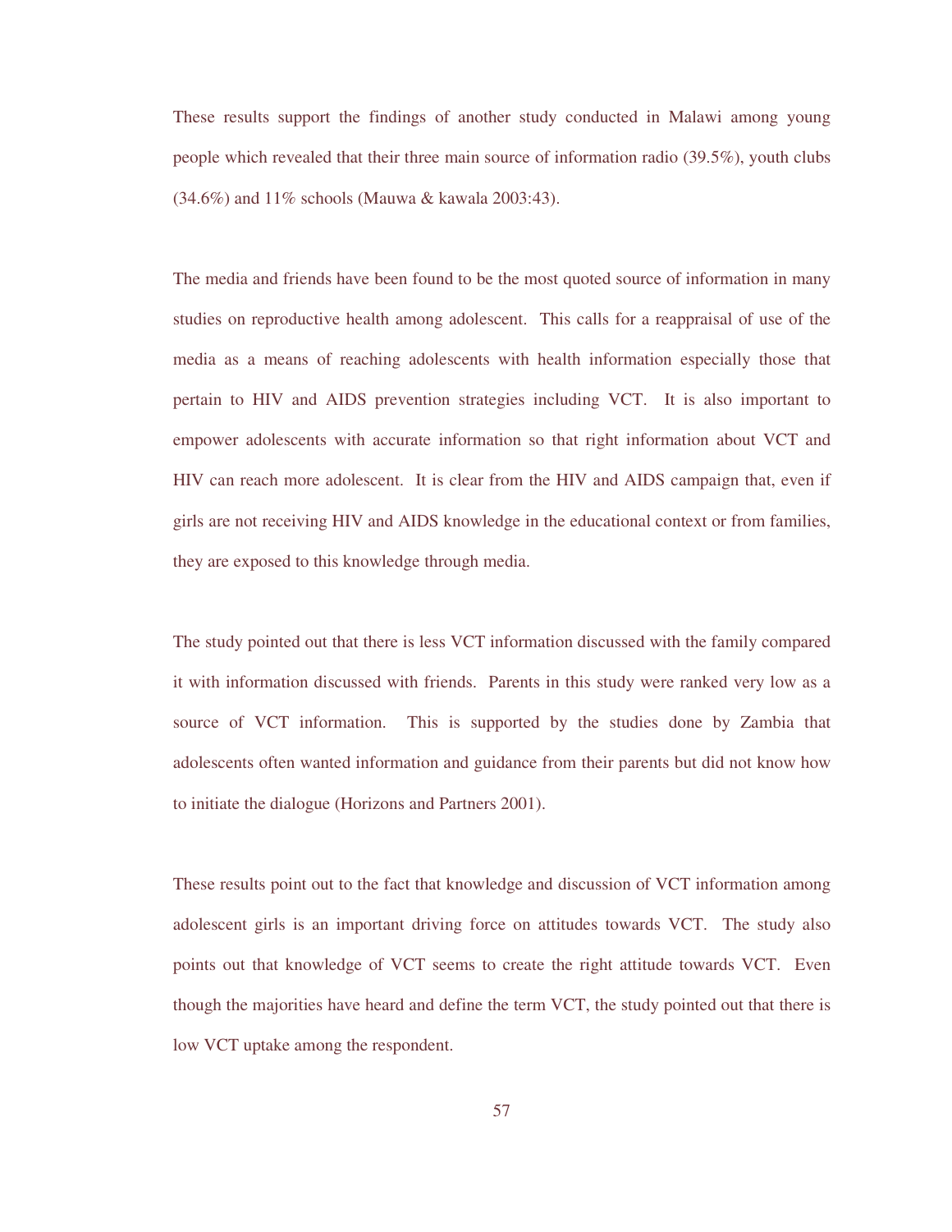These results support the findings of another study conducted in Malawi among young people which revealed that their three main source of information radio (39.5%), youth clubs (34.6%) and 11% schools (Mauwa & kawala 2003:43).

The media and friends have been found to be the most quoted source of information in many studies on reproductive health among adolescent. This calls for a reappraisal of use of the media as a means of reaching adolescents with health information especially those that pertain to HIV and AIDS prevention strategies including VCT. It is also important to empower adolescents with accurate information so that right information about VCT and HIV can reach more adolescent. It is clear from the HIV and AIDS campaign that, even if girls are not receiving HIV and AIDS knowledge in the educational context or from families, they are exposed to this knowledge through media.

The study pointed out that there is less VCT information discussed with the family compared it with information discussed with friends. Parents in this study were ranked very low as a source of VCT information. This is supported by the studies done by Zambia that adolescents often wanted information and guidance from their parents but did not know how to initiate the dialogue (Horizons and Partners 2001).

These results point out to the fact that knowledge and discussion of VCT information among adolescent girls is an important driving force on attitudes towards VCT. The study also points out that knowledge of VCT seems to create the right attitude towards VCT. Even though the majorities have heard and define the term VCT, the study pointed out that there is low VCT uptake among the respondent.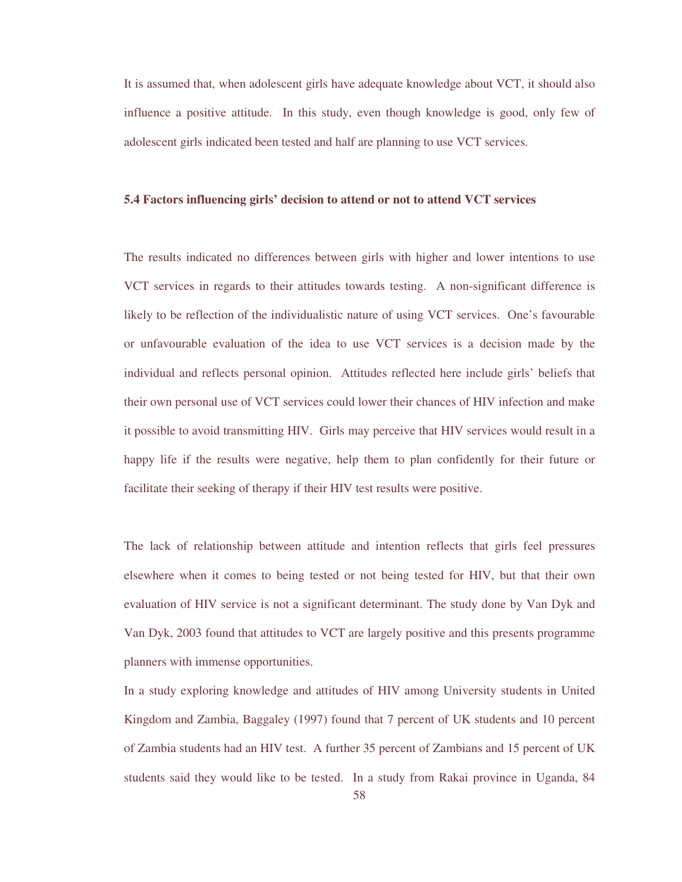It is assumed that, when adolescent girls have adequate knowledge about VCT, it should also influence a positive attitude. In this study, even though knowledge is good, only few of adolescent girls indicated been tested and half are planning to use VCT services.

### 5.4 Factors influencing girls' decision to attend or not to attend VCT services

The results indicated no differences between girls with higher and lower intentions to use VCT services in regards to their attitudes towards testing. A non-significant difference is likely to be reflection of the individualistic nature of using VCT services. One's favourable or unfavourable evaluation of the idea to use VCT services is a decision made by the individual and reflects personal opinion. Attitudes reflected here include girls' beliefs that their own personal use of VCT services could lower their chances of HIV infection and make it possible to avoid transmitting HIV. Girls may perceive that HIV services would result in a happy life if the results were negative, help them to plan confidently for their future or facilitate their seeking of therapy if their HIV test results were positive.

The lack of relationship between attitude and intention reflects that girls feel pressures elsewhere when it comes to being tested or not being tested for HIV, but that their own evaluation of HIV service is not a significant determinant. The study done by Van Dyk and Van Dyk, 2003 found that attitudes to VCT are largely positive and this presents programme planners with immense opportunities.

In a study exploring knowledge and attitudes of HIV among University students in United Kingdom and Zambia, Baggaley (1997) found that 7 percent of UK students and 10 percent of Zambia students had an HIV test. A further 35 percent of Zambians and 15 percent of UK students said they would like to be tested. In a study from Rakai province in Uganda, 84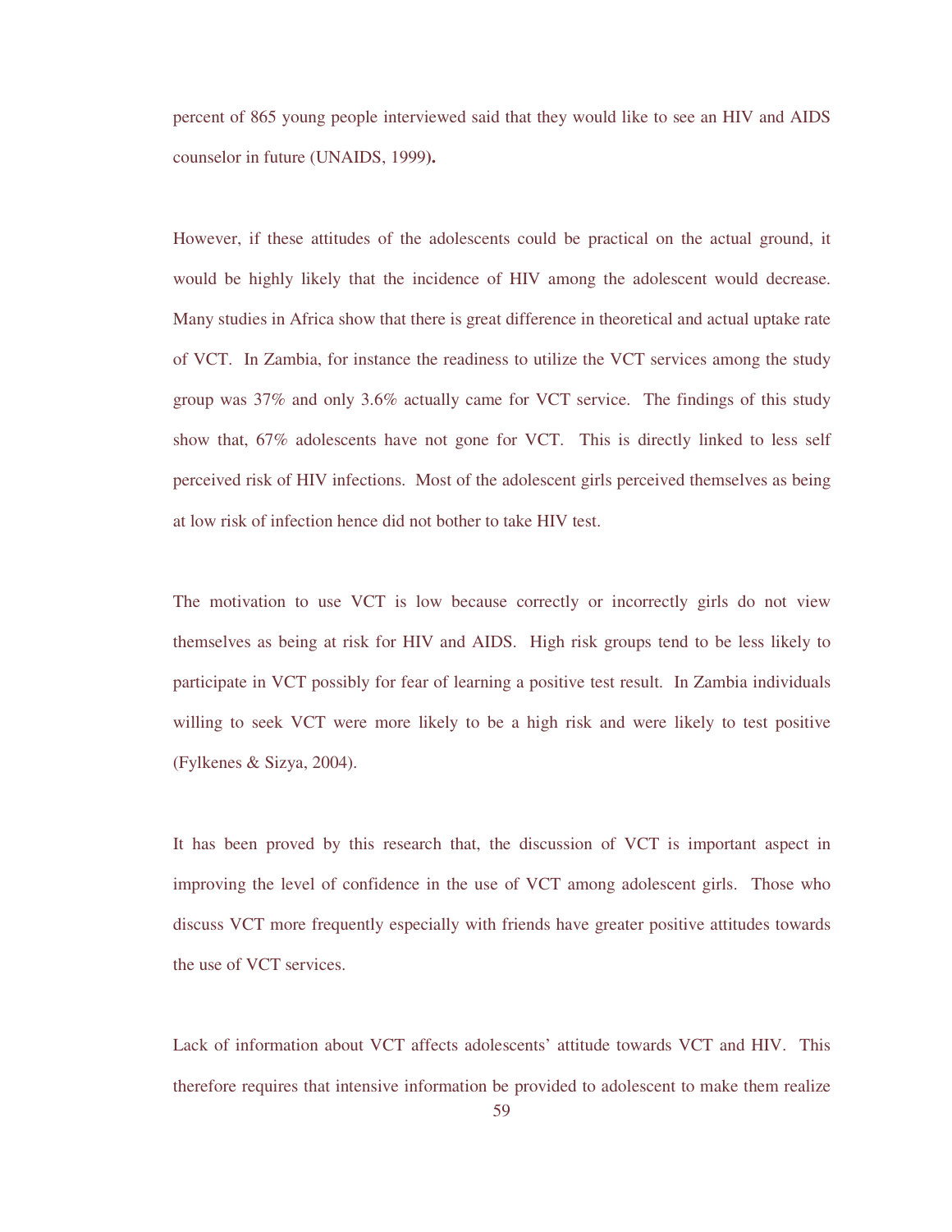percent of 865 young people interviewed said that they would like to see an HIV and AIDS counselor in future (UNAIDS, 1999)**.**

However, if these attitudes of the adolescents could be practical on the actual ground, it would be highly likely that the incidence of HIV among the adolescent would decrease. Many studies in Africa show that there is great difference in theoretical and actual uptake rate of VCT. In Zambia, for instance the readiness to utilize the VCT services among the study group was 37% and only 3.6% actually came for VCT service. The findings of this study show that, 67% adolescents have not gone for VCT. This is directly linked to less self perceived risk of HIV infections. Most of the adolescent girls perceived themselves as being at low risk of infection hence did not bother to take HIV test.

The motivation to use VCT is low because correctly or incorrectly girls do not view themselves as being at risk for HIV and AIDS. High risk groups tend to be less likely to participate in VCT possibly for fear of learning a positive test result. In Zambia individuals willing to seek VCT were more likely to be a high risk and were likely to test positive (Fylkenes & Sizya, 2004).

It has been proved by this research that, the discussion of VCT is important aspect in improving the level of confidence in the use of VCT among adolescent girls. Those who discuss VCT more frequently especially with friends have greater positive attitudes towards the use of VCT services.

Lack of information about VCT affects adolescents' attitude towards VCT and HIV. This therefore requires that intensive information be provided to adolescent to make them realize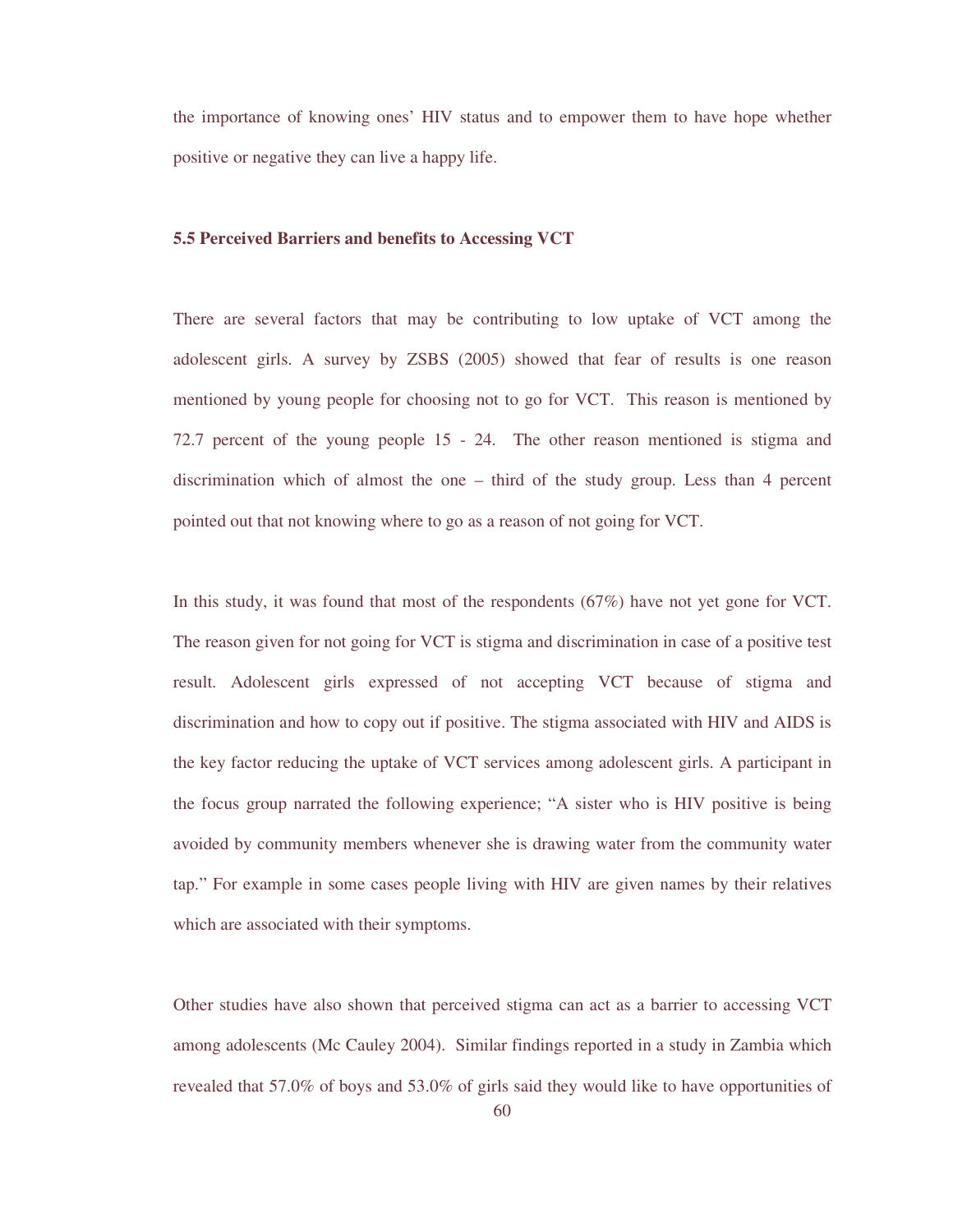the importance of knowing ones' HIV status and to empower them to have hope whether positive or negative they can live a happy life.

### 5.5 Perceived Barriers and benefits to Accessing VCT

There are several factors that may be contributing to low uptake of VCT among the adolescent girls. A survey by ZSBS (2005) showed that fear of results is one reason mentioned by young people for choosing not to go for VCT. This reason is mentioned by 72.7 percent of the young people 15 - 24. The other reason mentioned is stigma and discrimination which of almost the one – third of the study group. Less than 4 percent pointed out that not knowing where to go as a reason of not going for VCT.

In this study, it was found that most of the respondents (67%) have not yet gone for VCT. The reason given for not going for VCT is stigma and discrimination in case of a positive test result. Adolescent girls expressed of not accepting VCT because of stigma and discrimination and how to copy out if positive. The stigma associated with HIV and AIDS is the key factor reducing the uptake of VCT services among adolescent girls. A participant in the focus group narrated the following experience; "A sister who is HIV positive is being avoided by community members whenever she is drawing water from the community water tap." For example in some cases people living with HIV are given names by their relatives which are associated with their symptoms.

Other studies have also shown that perceived stigma can act as a barrier to accessing VCT among adolescents (Mc Cauley 2004). Similar findings reported in a study in Zambia which revealed that 57.0% of boys and 53.0% of girls said they would like to have opportunities of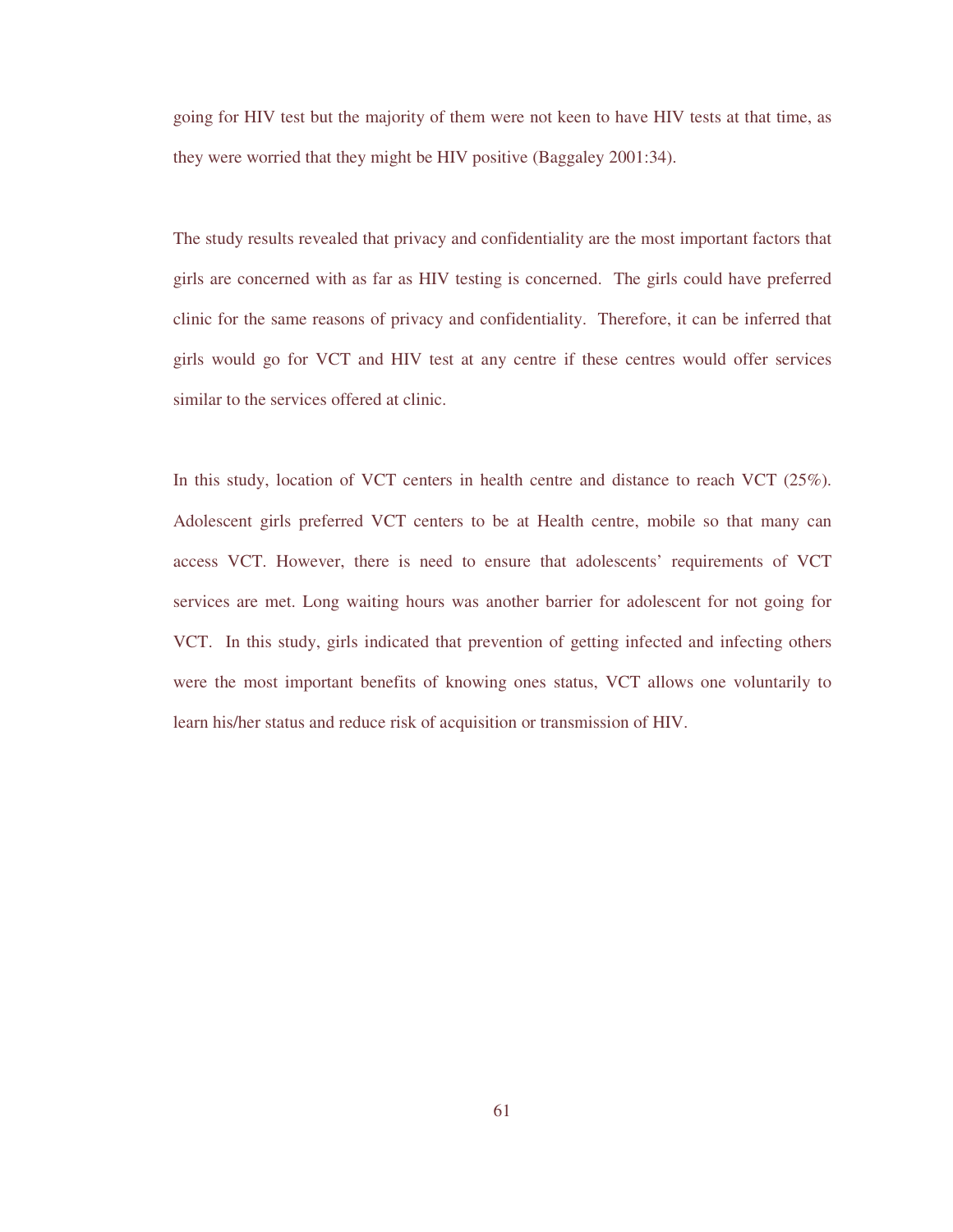going for HIV test but the majority of them were not keen to have HIV tests at that time, as they were worried that they might be HIV positive (Baggaley 2001:34).

The study results revealed that privacy and confidentiality are the most important factors that girls are concerned with as far as HIV testing is concerned. The girls could have preferred clinic for the same reasons of privacy and confidentiality. Therefore, it can be inferred that girls would go for VCT and HIV test at any centre if these centres would offer services similar to the services offered at clinic.

In this study, location of VCT centers in health centre and distance to reach VCT (25%). Adolescent girls preferred VCT centers to be at Health centre, mobile so that many can access VCT. However, there is need to ensure that adolescents' requirements of VCT services are met. Long waiting hours was another barrier for adolescent for not going for VCT. In this study, girls indicated that prevention of getting infected and infecting others were the most important benefits of knowing ones status, VCT allows one voluntarily to learn his/her status and reduce risk of acquisition or transmission of HIV.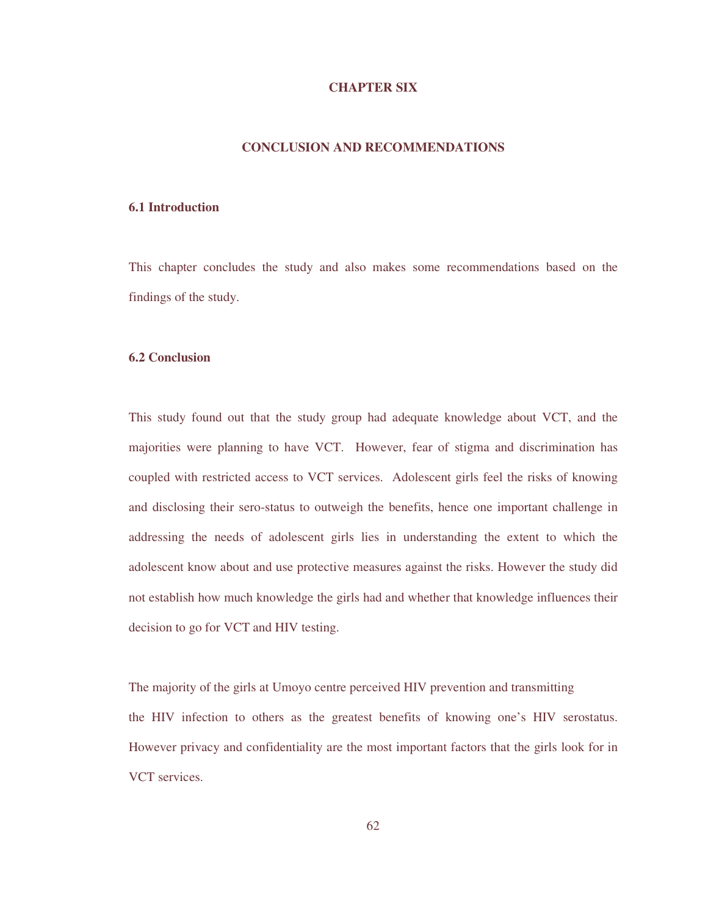# CHAPTER SIX

## CONCLUSION AND RECOMMENDATIONS

### 6.1 Introduction

This chapter concludes the study and also makes some recommendations based on the findings of the study.

### 6.2 Conclusion

This study found out that the study group had adequate knowledge about VCT, and the majorities were planning to have VCT. However, fear of stigma and discrimination has coupled with restricted access to VCT services. Adolescent girls feel the risks of knowing and disclosing their sero-status to outweigh the benefits, hence one important challenge in addressing the needs of adolescent girls lies in understanding the extent to which the adolescent know about and use protective measures against the risks. However the study did not establish how much knowledge the girls had and whether that knowledge influences their decision to go for VCT and HIV testing.

The majority of the girls at Umoyo centre perceived HIV prevention and transmitting the HIV infection to others as the greatest benefits of knowing one's HIV serostatus. However privacy and confidentiality are the most important factors that the girls look for in VCT services.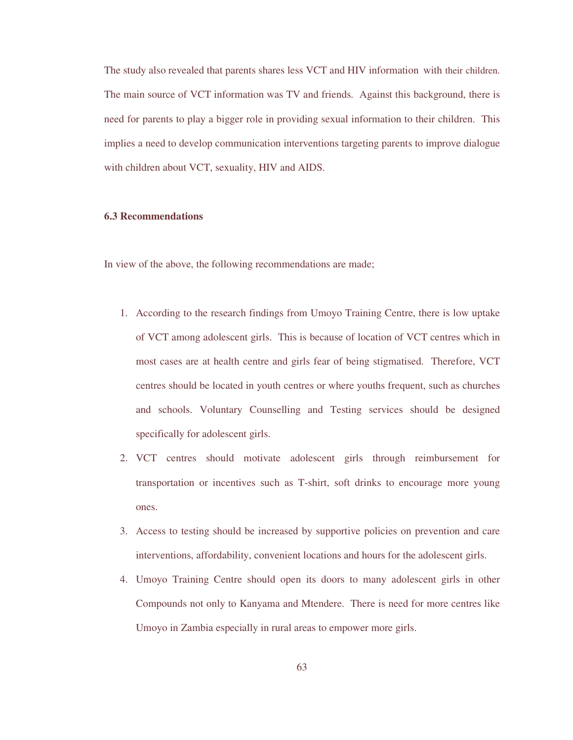The study also revealed that parents shares less VCT and HIV information with their children. The main source of VCT information was TV and friends. Against this background, there is need for parents to play a bigger role in providing sexual information to their children. This implies a need to develop communication interventions targeting parents to improve dialogue with children about VCT, sexuality, HIV and AIDS.

### 6.3 Recommendations

In view of the above, the following recommendations are made;

1. According to the research findings from Umoyo Training Centre, there is low uptake of VCT among adolescent girls. This is because of location of VCT centres which in most cases are at health centre and girls fear of being stigmatised. Therefore, VCT centres should be located in youth centres or where youths frequent, such as churches and schools. Voluntary Counselling and Testing services should be designed specifically for adolescent girls.
2. VCT centres should motivate adolescent girls through reimbursement for transportation or incentives such as T-shirt, soft drinks to encourage more young ones.
3. Access to testing should be increased by supportive policies on prevention and care interventions, affordability, convenient locations and hours for the adolescent girls.
4. Umoyo Training Centre should open its doors to many adolescent girls in other Compounds not only to Kanyama and Mtendere. There is need for more centres like Umoyo in Zambia especially in rural areas to empower more girls.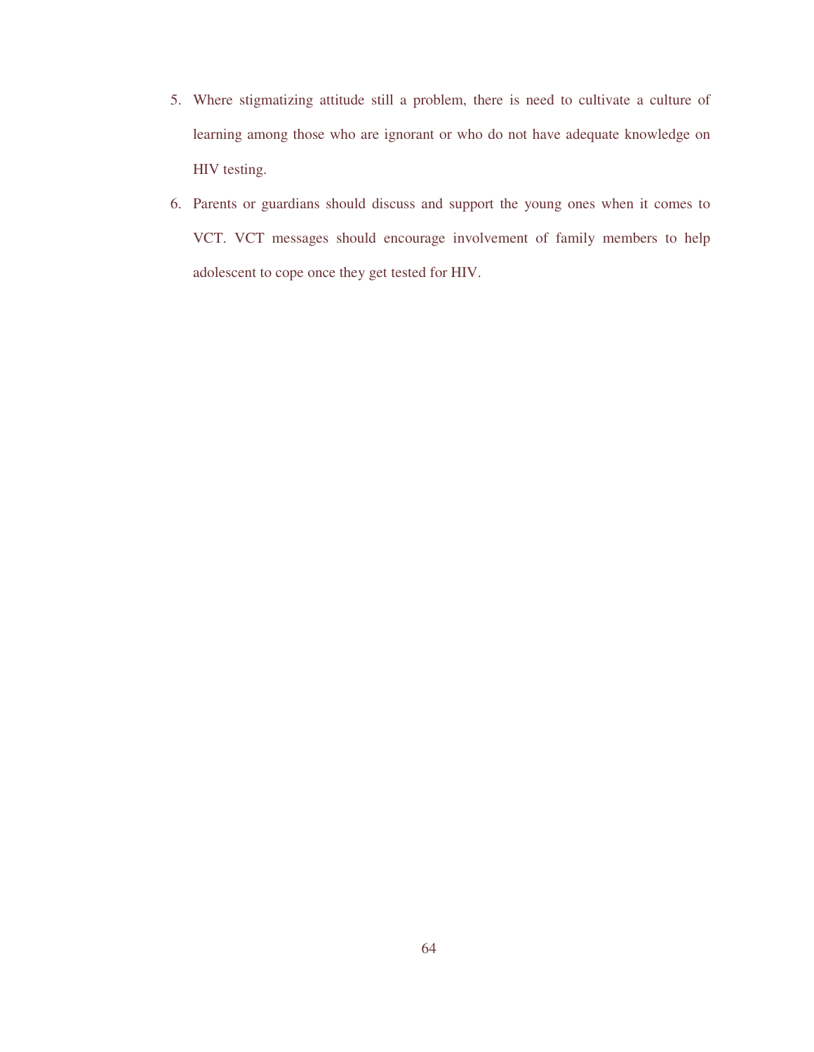5. Where stigmatizing attitude still a problem, there is need to cultivate a culture of learning among those who are ignorant or who do not have adequate knowledge on HIV testing.
6. Parents or guardians should discuss and support the young ones when it comes to VCT. VCT messages should encourage involvement of family members to help adolescent to cope once they get tested for HIV.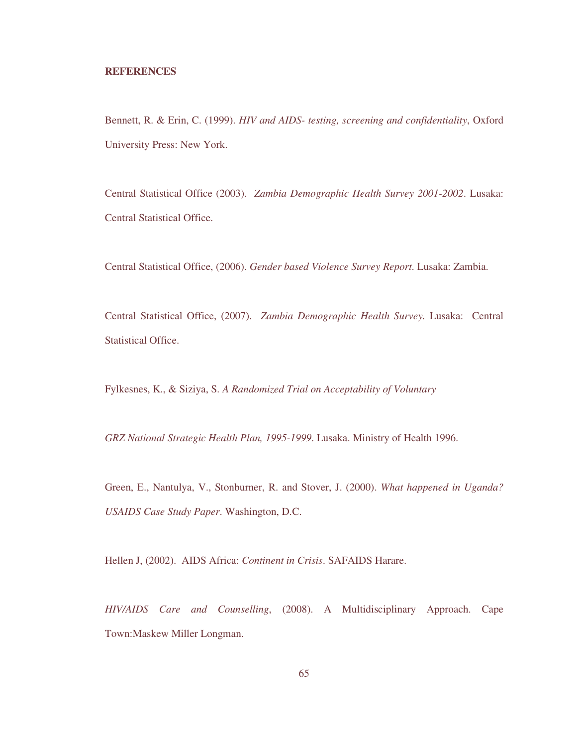**REFERENCES**

Bennett, R. & Erin, C. (1999). *HIV and AIDS- testing, screening and confidentiality*, Oxford University Press: New York.

Central Statistical Office (2003). *Zambia Demographic Health Survey 2001-2002*. Lusaka: Central Statistical Office.

Central Statistical Office, (2006). *Gender based Violence Survey Report*. Lusaka: Zambia.

Central Statistical Office, (2007). *Zambia Demographic Health Survey*. Lusaka: Central Statistical Office.

Fylkesnes, K., & Siziya, S. *A Randomized Trial on Acceptability of Voluntary*

*GRZ National Strategic Health Plan, 1995-1999*. Lusaka. Ministry of Health 1996.

Green, E., Nantulya, V., Stonburner, R. and Stover, J. (2000). *What happened in Uganda? USAIDS Case Study Paper*. Washington, D.C.

Hellen J, (2002). AIDS Africa: *Continent in Crisis*. SAFAIDS Harare.

*HIV/AIDS Care and Counselling*, (2008). A Multidisciplinary Approach. Cape Town:Maskew Miller Longman.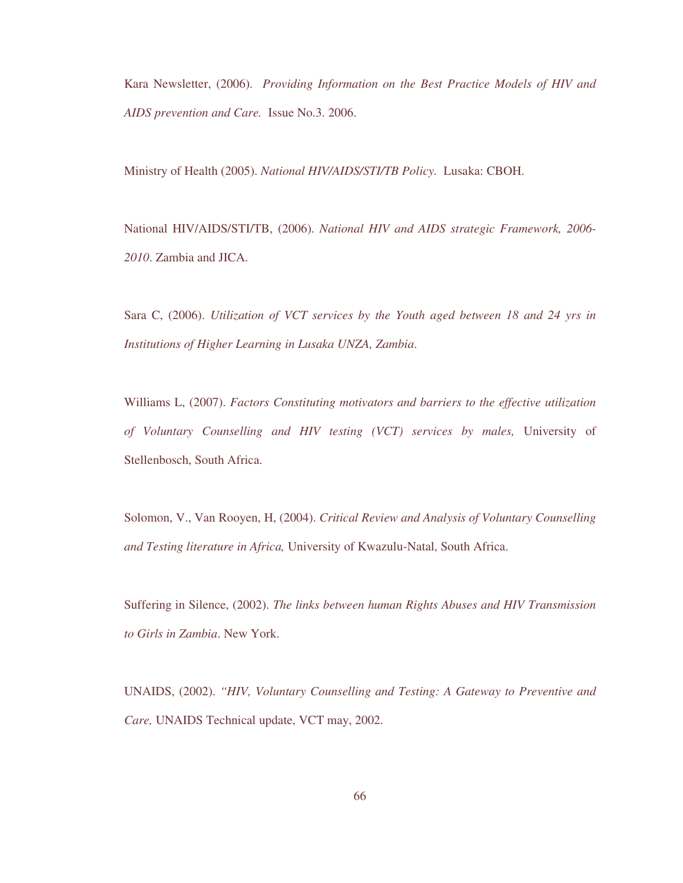Kara Newsletter, (2006). *Providing Information on the Best Practice Models of HIV and AIDS prevention and Care.* Issue No.3. 2006.

Ministry of Health (2005). *National HIV/AIDS/STI/TB Policy.* Lusaka: CBOH.

National HIV/AIDS/STI/TB, (2006). *National HIV and AIDS strategic Framework, 2006-2010*. Zambia and JICA.

Sara C, (2006). *Utilization of VCT services by the Youth aged between 18 and 24 yrs in Institutions of Higher Learning in Lusaka UNZA, Zambia*.

Williams L, (2007). *Factors Constituting motivators and barriers to the effective utilization of Voluntary Counselling and HIV testing (VCT) services by males,* University of Stellenbosch, South Africa.

Solomon, V., Van Rooyen, H, (2004). *Critical Review and Analysis of Voluntary Counselling and Testing literature in Africa,* University of Kwazulu-Natal, South Africa.

Suffering in Silence, (2002). *The links between human Rights Abuses and HIV Transmission to Girls in Zambia*. New York.

UNAIDS, (2002). *"HIV, Voluntary Counselling and Testing: A Gateway to Preventive and Care,* UNAIDS Technical update, VCT may, 2002.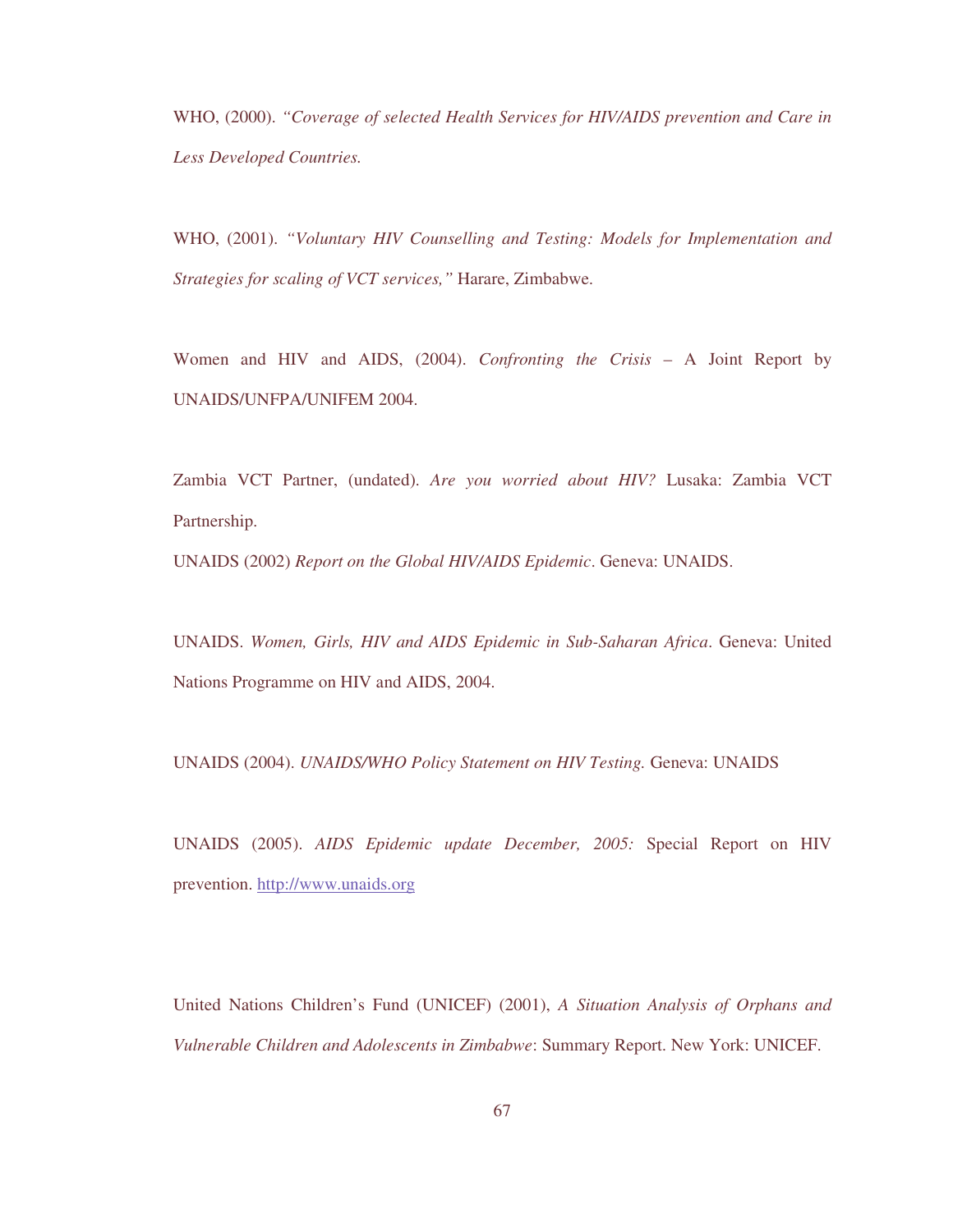WHO, (2000). *"Coverage of selected Health Services for HIV/AIDS prevention and Care in Less Developed Countries.*

WHO, (2001). *"Voluntary HIV Counselling and Testing: Models for Implementation and Strategies for scaling of VCT services,"* Harare, Zimbabwe.

Women and HIV and AIDS, (2004). *Confronting the Crisis* – A Joint Report by UNAIDS/UNFPA/UNIFEM 2004.

Zambia VCT Partner, (undated). *Are you worried about HIV?* Lusaka: Zambia VCT Partnership.

UNAIDS (2002) *Report on the Global HIV/AIDS Epidemic*. Geneva: UNAIDS.

UNAIDS. *Women, Girls, HIV and AIDS Epidemic in Sub-Saharan Africa*. Geneva: United Nations Programme on HIV and AIDS, 2004.

UNAIDS (2004). *UNAIDS/WHO Policy Statement on HIV Testing.* Geneva: UNAIDS

UNAIDS (2005). *AIDS Epidemic update December, 2005:* Special Report on HIV prevention. http://www.unaids.org

United Nations Children's Fund (UNICEF) (2001), *A Situation Analysis of Orphans and Vulnerable Children and Adolescents in Zimbabwe*: Summary Report. New York: UNICEF.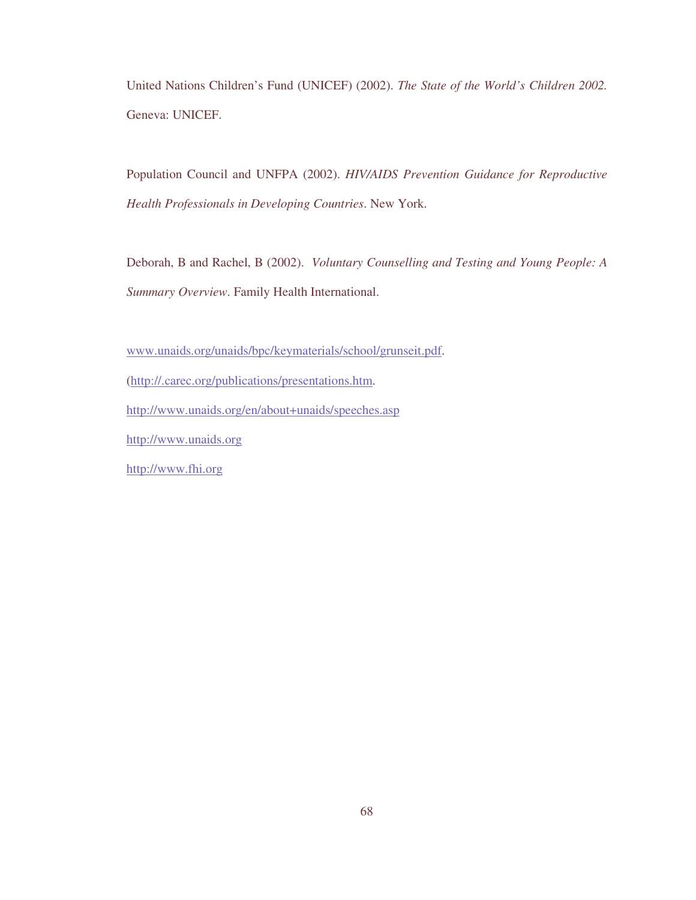United Nations Children's Fund (UNICEF) (2002). *The State of the World's Children 2002.* Geneva: UNICEF.

Population Council and UNFPA (2002). *HIV/AIDS Prevention Guidance for Reproductive Health Professionals in Developing Countries*. New York.

Deborah, B and Rachel, B (2002). *Voluntary Counselling and Testing and Young People: A Summary Overview*. Family Health International.

www.unaids.org/unaids/bpc/keymaterials/school/grunseit.pdf.

(http://.carec.org/publications/presentations.htm.

http://www.unaids.org/en/about+unaids/speeches.asp

http://www.unaids.org

http://www.fhi.org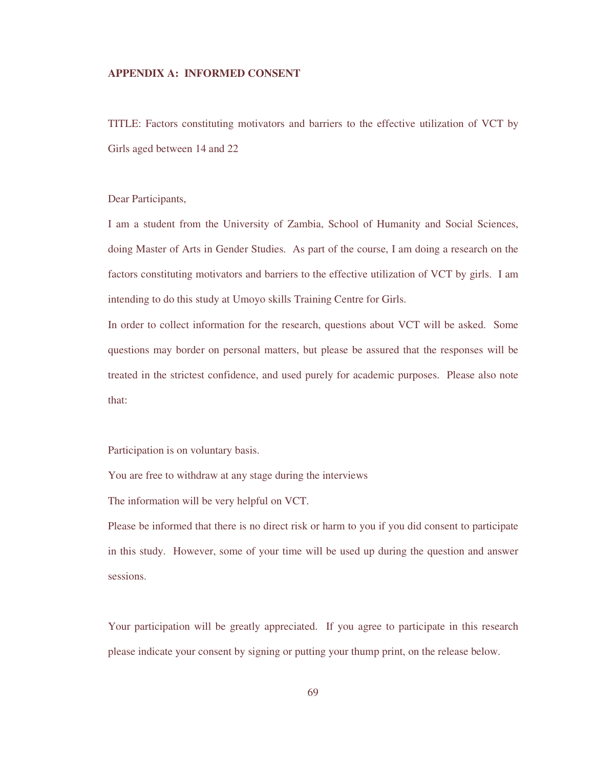## APPENDIX A: INFORMED CONSENT

TITLE: Factors constituting motivators and barriers to the effective utilization of VCT by Girls aged between 14 and 22

Dear Participants,

I am a student from the University of Zambia, School of Humanity and Social Sciences, doing Master of Arts in Gender Studies. As part of the course, I am doing a research on the factors constituting motivators and barriers to the effective utilization of VCT by girls. I am intending to do this study at Umoyo skills Training Centre for Girls.

In order to collect information for the research, questions about VCT will be asked. Some questions may border on personal matters, but please be assured that the responses will be treated in the strictest confidence, and used purely for academic purposes. Please also note that:

Participation is on voluntary basis.

You are free to withdraw at any stage during the interviews

The information will be very helpful on VCT.

Please be informed that there is no direct risk or harm to you if you did consent to participate in this study. However, some of your time will be used up during the question and answer sessions.

Your participation will be greatly appreciated. If you agree to participate in this research please indicate your consent by signing or putting your thump print, on the release below.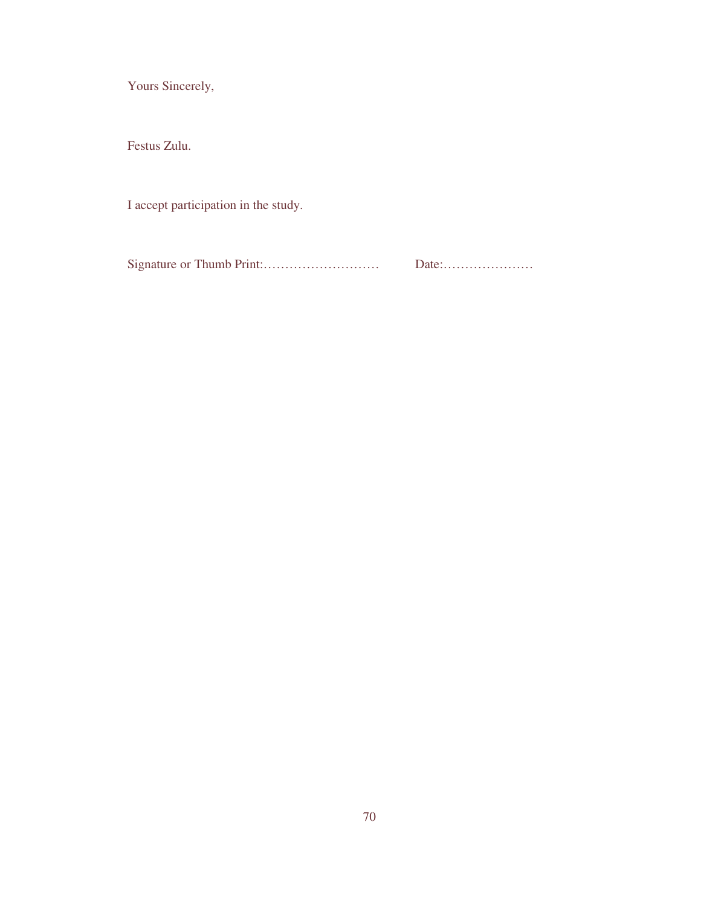Yours Sincerely,

Festus Zulu.

I accept participation in the study.

Signature or Thumb Print:……………………… Date:…………………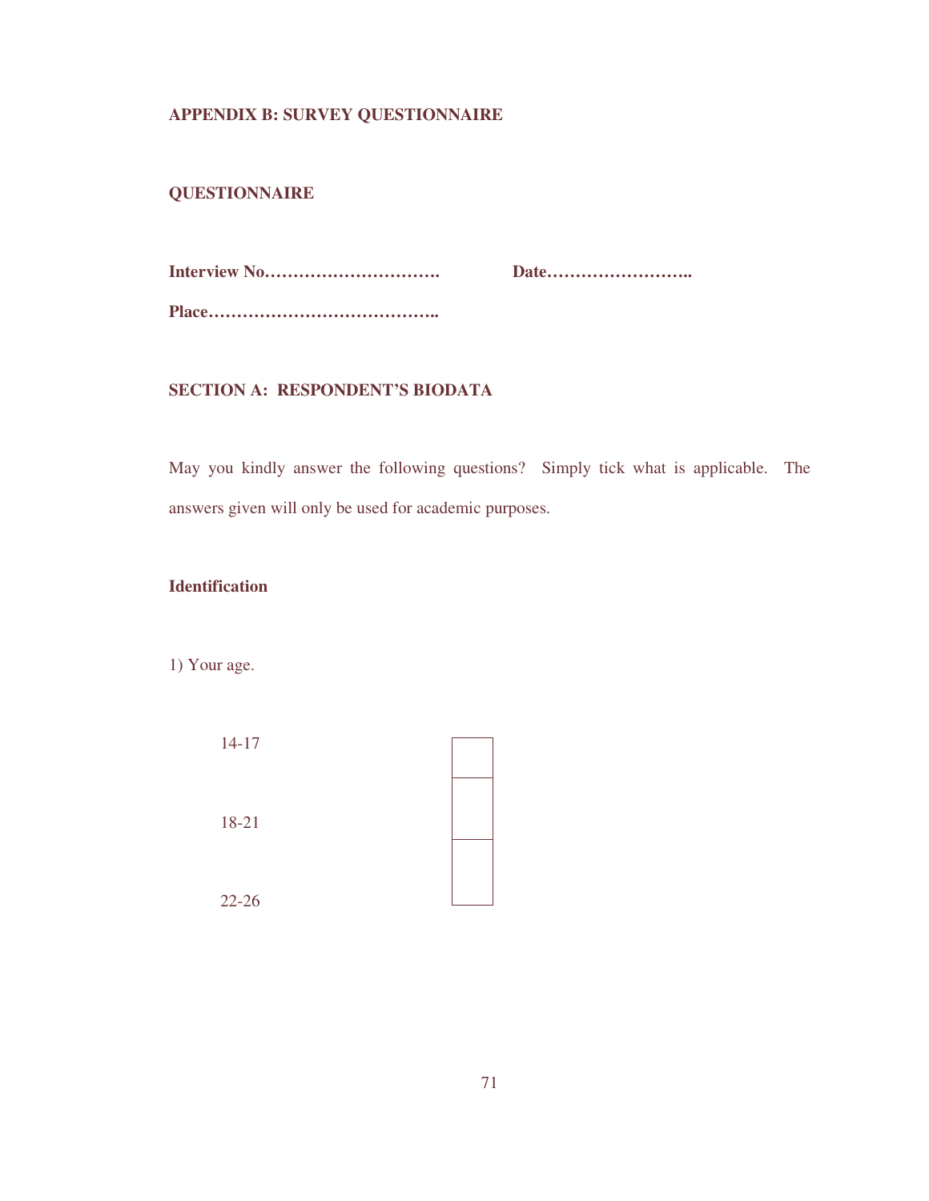**APPENDIX B: SURVEY QUESTIONNAIRE**

**QUESTIONNAIRE**

**Interview No………………………….** **Date……………………..**

**Place…………………………………..**

**SECTION A: RESPONDENT'S BIODATA**

May you kindly answer the following questions? Simply tick what is applicable. The answers given will only be used for academic purposes.

**Identification**

1) Your age.

| | |
|---|---|
| 14-17 | |
| 18-21 | |
| 22-26 | |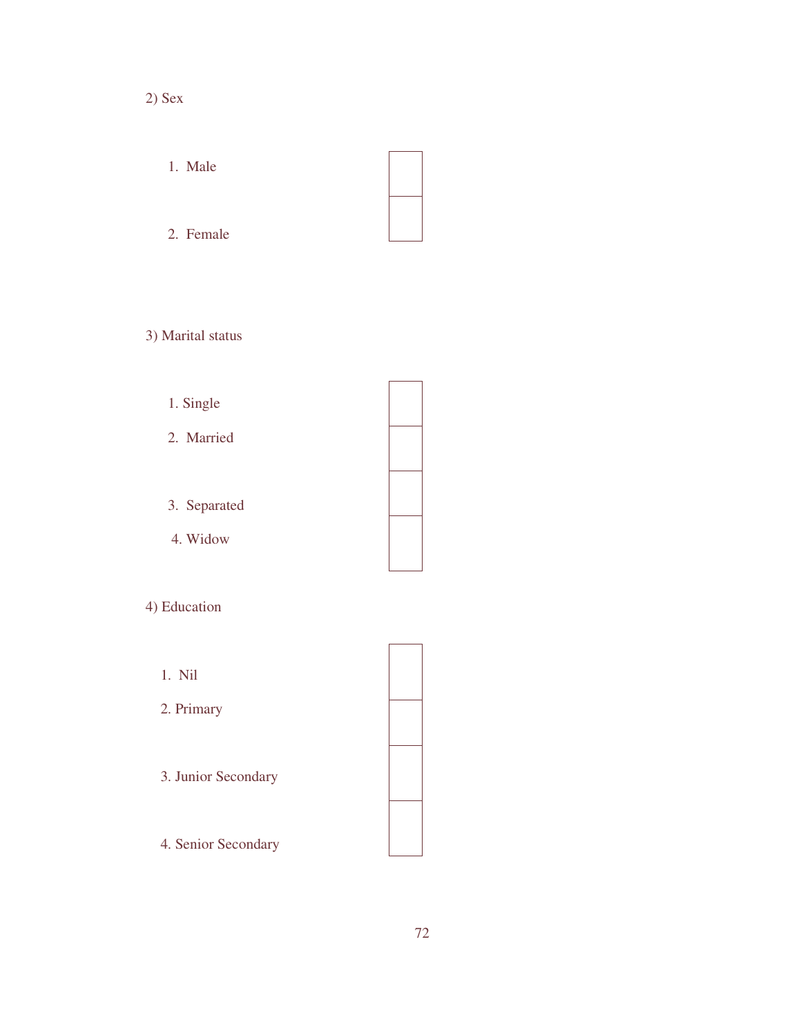2) Sex

1. Male
2. Female

3) Marital status

1. Single
2. Married
3. Separated
4. Widow

4) Education

1. Nil
2. Primary
3. Junior Secondary
4. Senior Secondary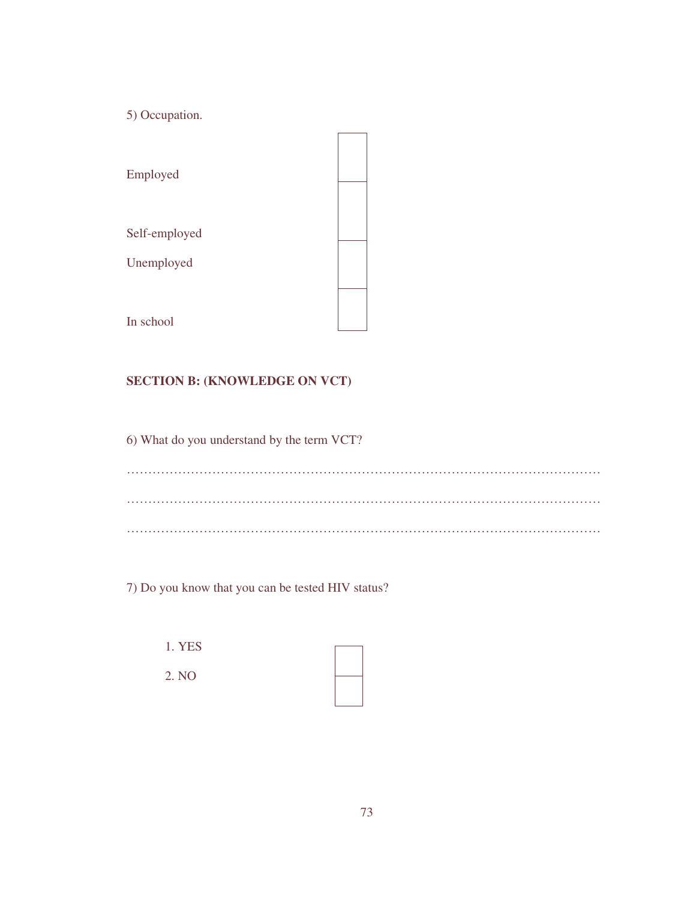5) Occupation.

| | |
|---|---|
| Employed | |
| Self-employed | |
| Unemployed | |
| In school | |

**SECTION B: (KNOWLEDGE ON VCT)**

6) What do you understand by the term VCT?

…………………………………………………………………………………………………

…………………………………………………………………………………………………

…………………………………………………………………………………………………

7) Do you know that you can be tested HIV status?

| | |
|---|---|
| 1. YES | |
| 2. NO | |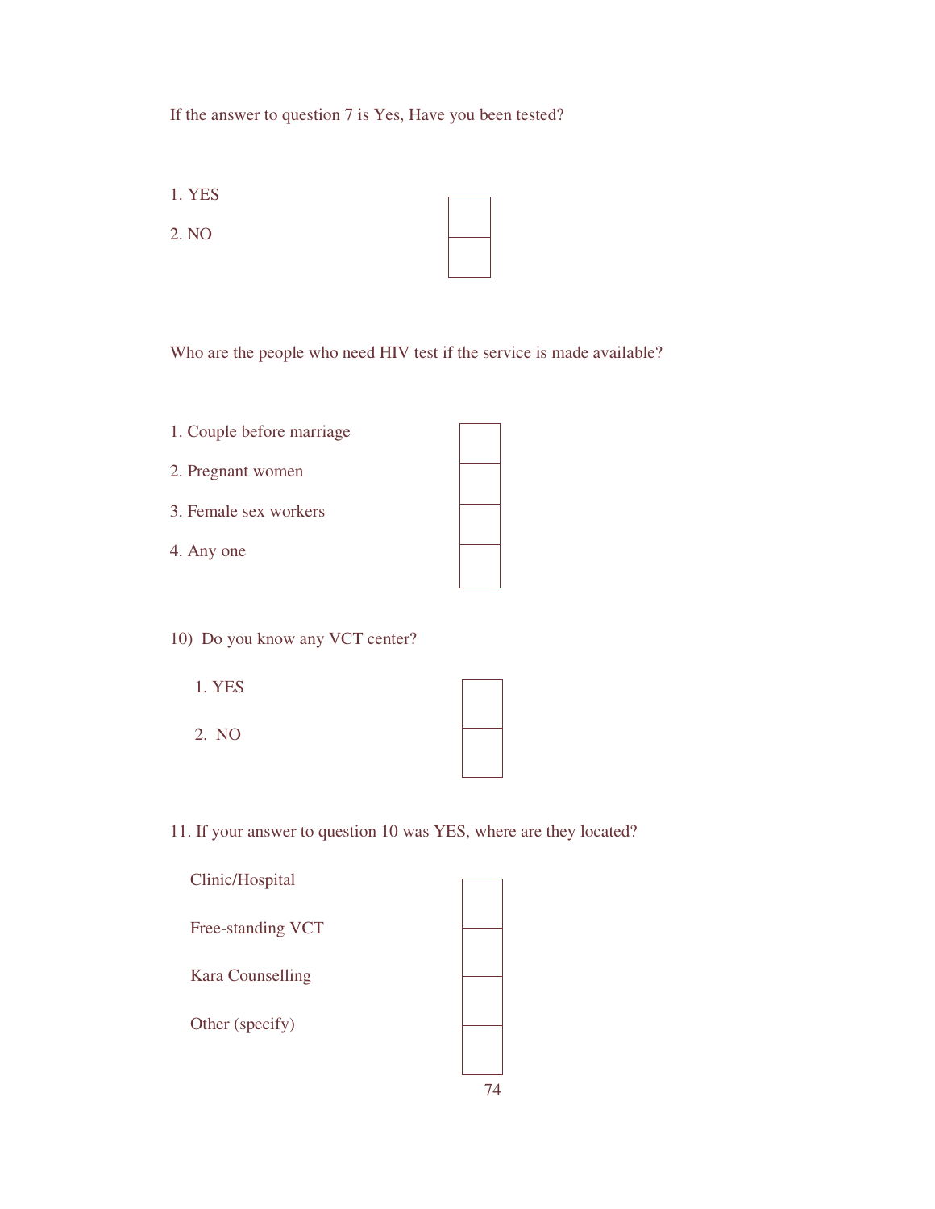If the answer to question 7 is Yes, Have you been tested?

1. YES
2. NO

Who are the people who need HIV test if the service is made available?

1. Couple before marriage
2. Pregnant women
3. Female sex workers
4. Any one

10) Do you know any VCT center?

1. YES
2. NO

11. If your answer to question 10 was YES, where are they located?

Clinic/Hospital

Free-standing VCT

Kara Counselling

Other (specify)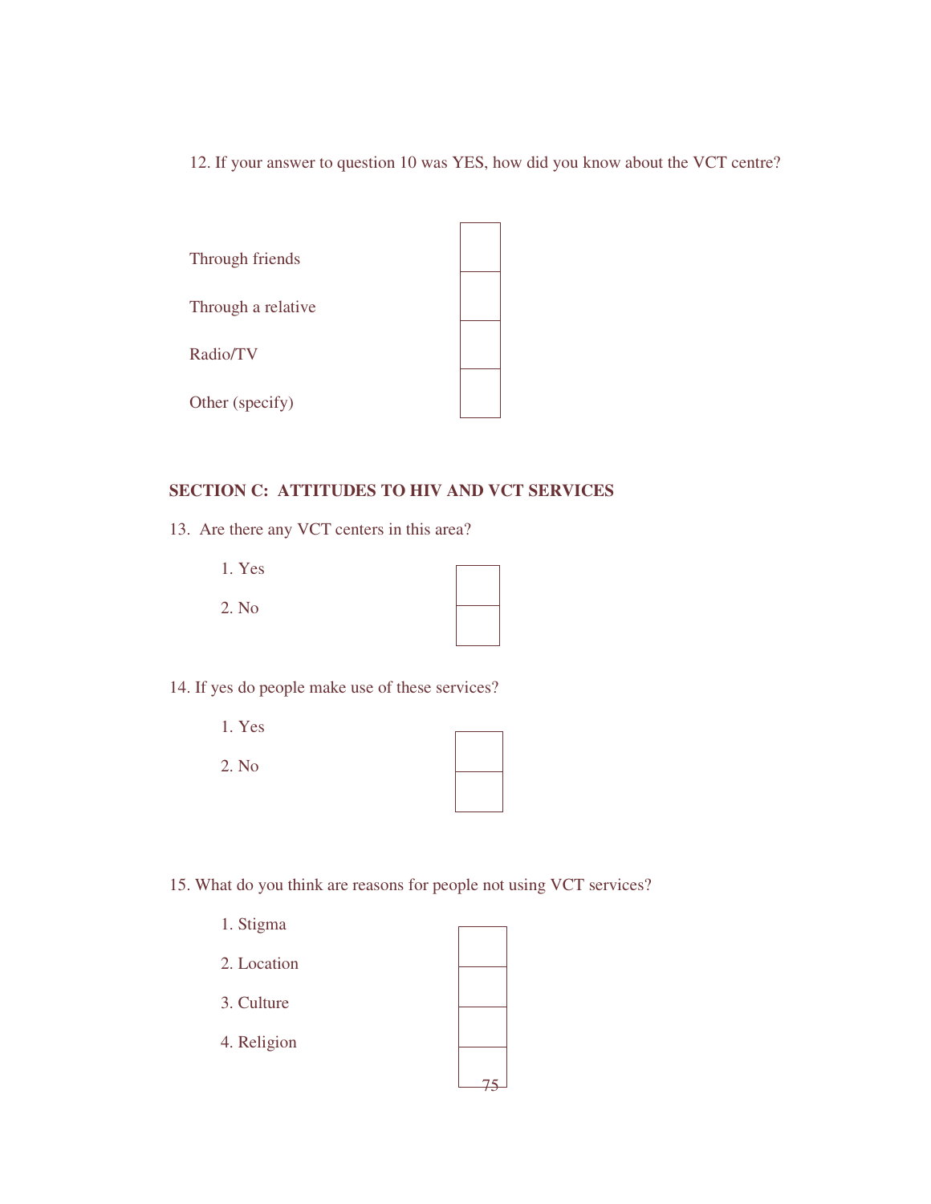12. If your answer to question 10 was YES, how did you know about the VCT centre?

Through friends

Through a relative

Radio/TV

Other (specify)

## SECTION C: ATTITUDES TO HIV AND VCT SERVICES

13. Are there any VCT centers in this area?

    1. Yes
    2. No

14. If yes do people make use of these services?

    1. Yes
    2. No

15. What do you think are reasons for people not using VCT services?

    1. Stigma
    2. Location
    3. Culture
    4. Religion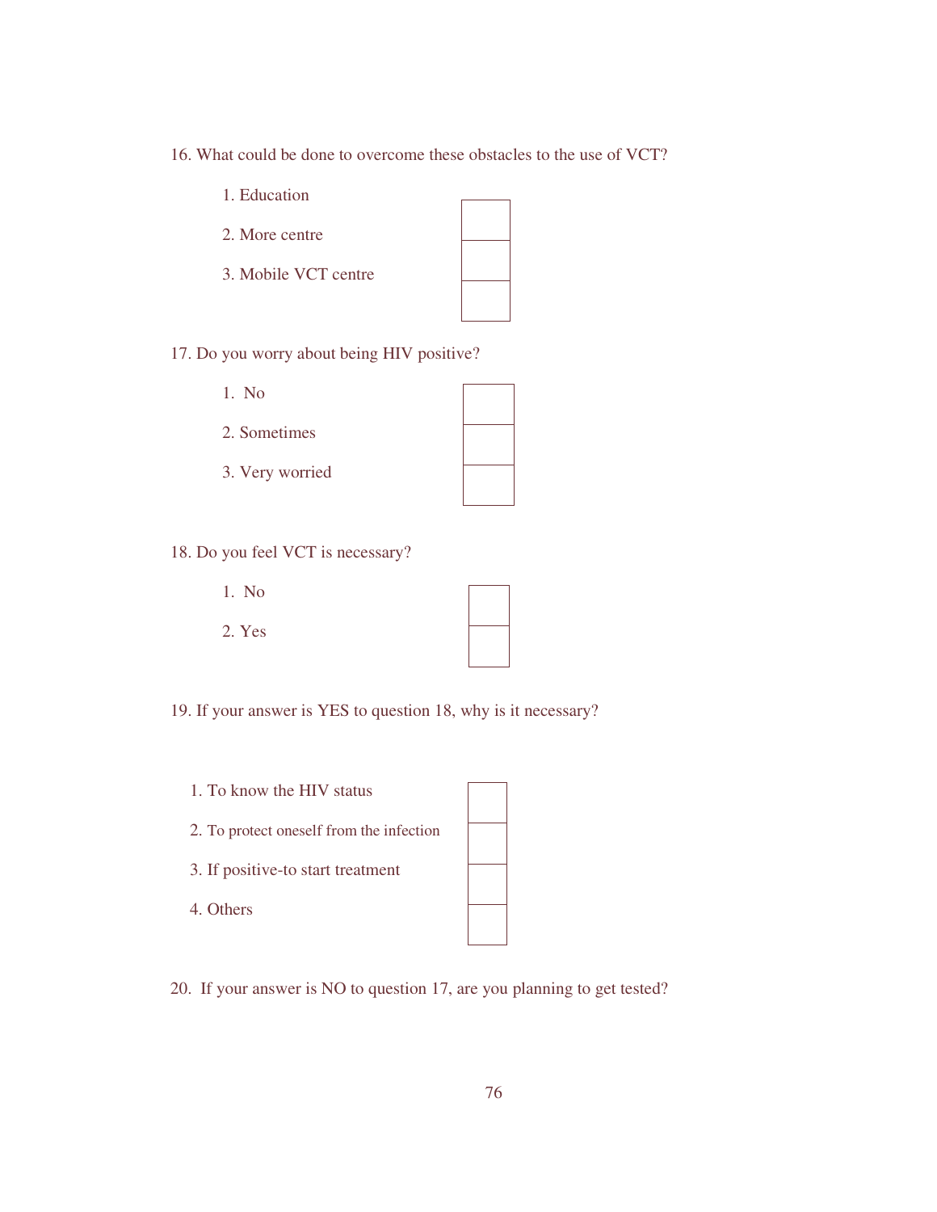16. What could be done to overcome these obstacles to the use of VCT?

1. Education
2. More centre
3. Mobile VCT centre

17. Do you worry about being HIV positive?

1. No
2. Sometimes
3. Very worried

18. Do you feel VCT is necessary?

1. No
2. Yes

19. If your answer is YES to question 18, why is it necessary?

1. To know the HIV status
2. To protect oneself from the infection
3. If positive-to start treatment
4. Others

20. If your answer is NO to question 17, are you planning to get tested?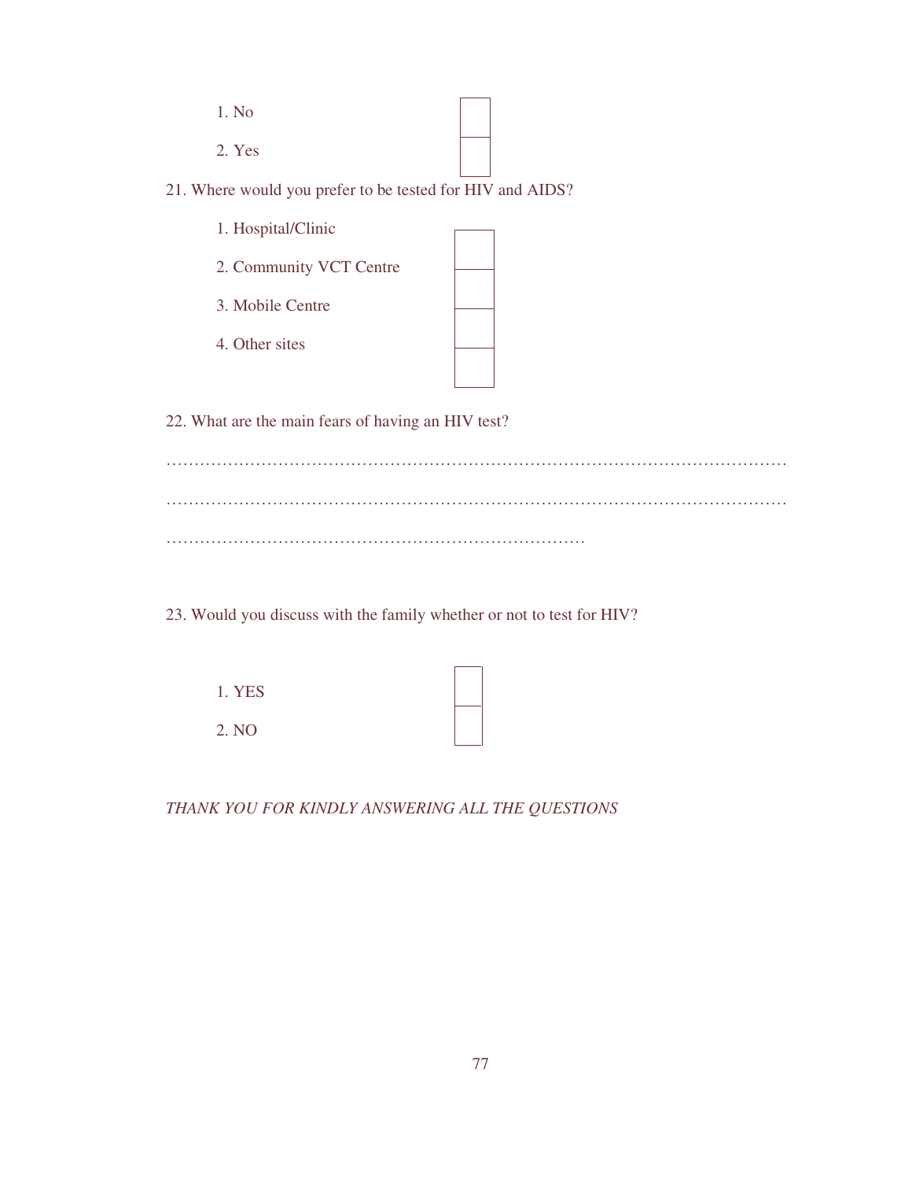1. No
2. Yes

21. Where would you prefer to be tested for HIV and AIDS?

1. Hospital/Clinic
2. Community VCT Centre
3. Mobile Centre
4. Other sites

22. What are the main fears of having an HIV test?

……………………………………………………………………………………………………

……………………………………………………………………………………………………

…………………………………………………………………

23. Would you discuss with the family whether or not to test for HIV?

1. YES
2. NO

*THANK YOU FOR KINDLY ANSWERING ALL THE QUESTIONS*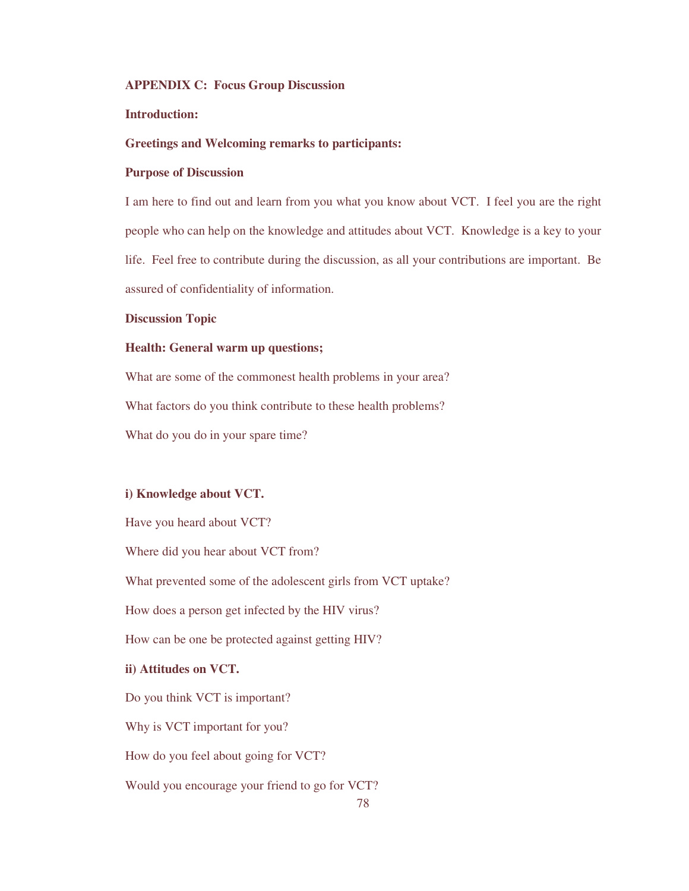## APPENDIX C: Focus Group Discussion

**Introduction:**

**Greetings and Welcoming remarks to participants:**

**Purpose of Discussion**

I am here to find out and learn from you what you know about VCT. I feel you are the right people who can help on the knowledge and attitudes about VCT. Knowledge is a key to your life. Feel free to contribute during the discussion, as all your contributions are important. Be assured of confidentiality of information.

**Discussion Topic**

**Health: General warm up questions;**

What are some of the commonest health problems in your area?

What factors do you think contribute to these health problems?

What do you do in your spare time?

**i) Knowledge about VCT.**

Have you heard about VCT?

Where did you hear about VCT from?

What prevented some of the adolescent girls from VCT uptake?

How does a person get infected by the HIV virus?

How can be one be protected against getting HIV?

**ii) Attitudes on VCT.**

Do you think VCT is important?

Why is VCT important for you?

How do you feel about going for VCT?

Would you encourage your friend to go for VCT?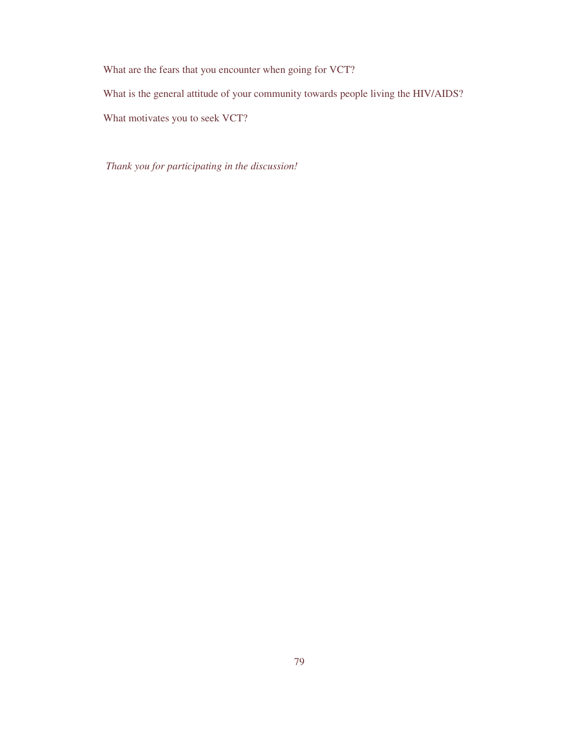What are the fears that you encounter when going for VCT?

What is the general attitude of your community towards people living the HIV/AIDS?

What motivates you to seek VCT?

*Thank you for participating in the discussion!*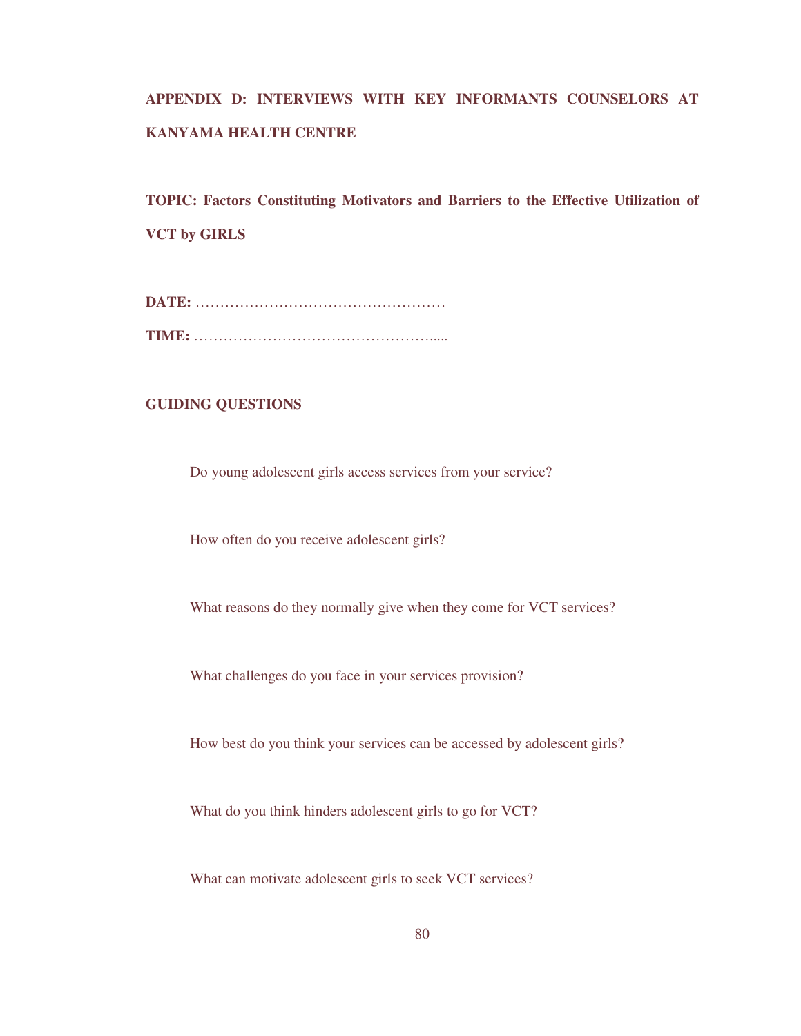**APPENDIX D: INTERVIEWS WITH KEY INFORMANTS COUNSELORS AT KANYAMA HEALTH CENTRE**

**TOPIC: Factors Constituting Motivators and Barriers to the Effective Utilization of VCT by GIRLS**

**DATE:** ……………………………………………

**TIME:** ……………………………………………....

**GUIDING QUESTIONS**

Do young adolescent girls access services from your service?

How often do you receive adolescent girls?

What reasons do they normally give when they come for VCT services?

What challenges do you face in your services provision?

How best do you think your services can be accessed by adolescent girls?

What do you think hinders adolescent girls to go for VCT?

What can motivate adolescent girls to seek VCT services?